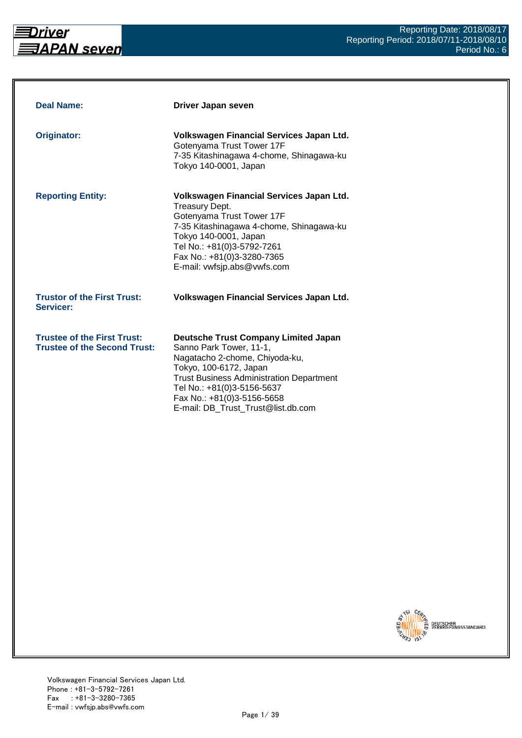Reporting Date: 2018/08/17
Reporting Period: 2018/07/11-2018/08/10
Period No.: 6

| | |
|---|---|
| **Deal Name:** | **Driver Japan seven** |
| **Originator:** | **Volkswagen Financial Services Japan Ltd.**<br>Gotenyama Trust Tower 17F<br>7-35 Kitashinagawa 4-chome, Shinagawa-ku<br>Tokyo 140-0001, Japan |
| **Reporting Entity:** | **Volkswagen Financial Services Japan Ltd.**<br>Treasury Dept.<br>Gotenyama Trust Tower 17F<br>7-35 Kitashinagawa 4-chome, Shinagawa-ku<br>Tokyo 140-0001, Japan<br>Tel No.: +81(0)3-5792-7261<br>Fax No.: +81(0)3-3280-7365<br>E-mail: vwfsjp.abs@vwfs.com |
| **Trustor of the First Trust:**<br>**Servicer:** | **Volkswagen Financial Services Japan Ltd.** |
| **Trustee of the First Trust:**<br>**Trustee of the Second Trust:** | **Deutsche Trust Company Limited Japan**<br>Sanno Park Tower, 11-1,<br>Nagatacho 2-chome, Chiyoda-ku,<br>Tokyo, 100-6172, Japan<br>Trust Business Administration Department<br>Tel No.: +81(0)3-5156-5637<br>Fax No.: +81(0)3-5156-5658<br>E-mail: DB_Trust_Trust@list.db.com |

Volkswagen Financial Services Japan Ltd.
Phone : +81-3-5792-7261
Fax : +81-3-3280-7365
E-mail : vwfsjp.abs@vwfs.com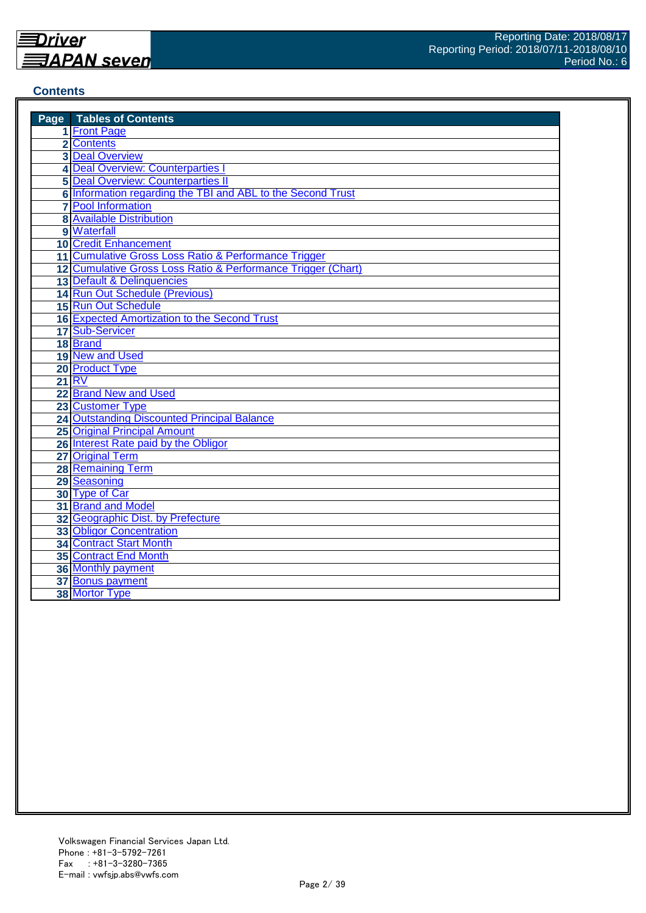## Contents

| Page | Tables of Contents |
|---|---|
| 1 | Front Page |
| 2 | Contents |
| 3 | Deal Overview |
| 4 | Deal Overview: Counterparties I |
| 5 | Deal Overview: Counterparties II |
| 6 | Information regarding the TBI and ABL to the Second Trust |
| 7 | Pool Information |
| 8 | Available Distribution |
| 9 | Waterfall |
| 10 | Credit Enhancement |
| 11 | Cumulative Gross Loss Ratio & Performance Trigger |
| 12 | Cumulative Gross Loss Ratio & Performance Trigger (Chart) |
| 13 | Default & Delinquencies |
| 14 | Run Out Schedule (Previous) |
| 15 | Run Out Schedule |
| 16 | Expected Amortization to the Second Trust |
| 17 | Sub-Servicer |
| 18 | Brand |
| 19 | New and Used |
| 20 | Product Type |
| 21 | RV |
| 22 | Brand New and Used |
| 23 | Customer Type |
| 24 | Outstanding Discounted Principal Balance |
| 25 | Original Principal Amount |
| 26 | Interest Rate paid by the Obligor |
| 27 | Original Term |
| 28 | Remaining Term |
| 29 | Seasoning |
| 30 | Type of Car |
| 31 | Brand and Model |
| 32 | Geographic Dist. by Prefecture |
| 33 | Obligor Concentration |
| 34 | Contract Start Month |
| 35 | Contract End Month |
| 36 | Monthly payment |
| 37 | Bonus payment |
| 38 | Mortor Type |

Volkswagen Financial Services Japan Ltd.
Phone : +81-3-5792-7261
Fax : +81-3-3280-7365
E-mail : vwfsjp.abs@vwfs.com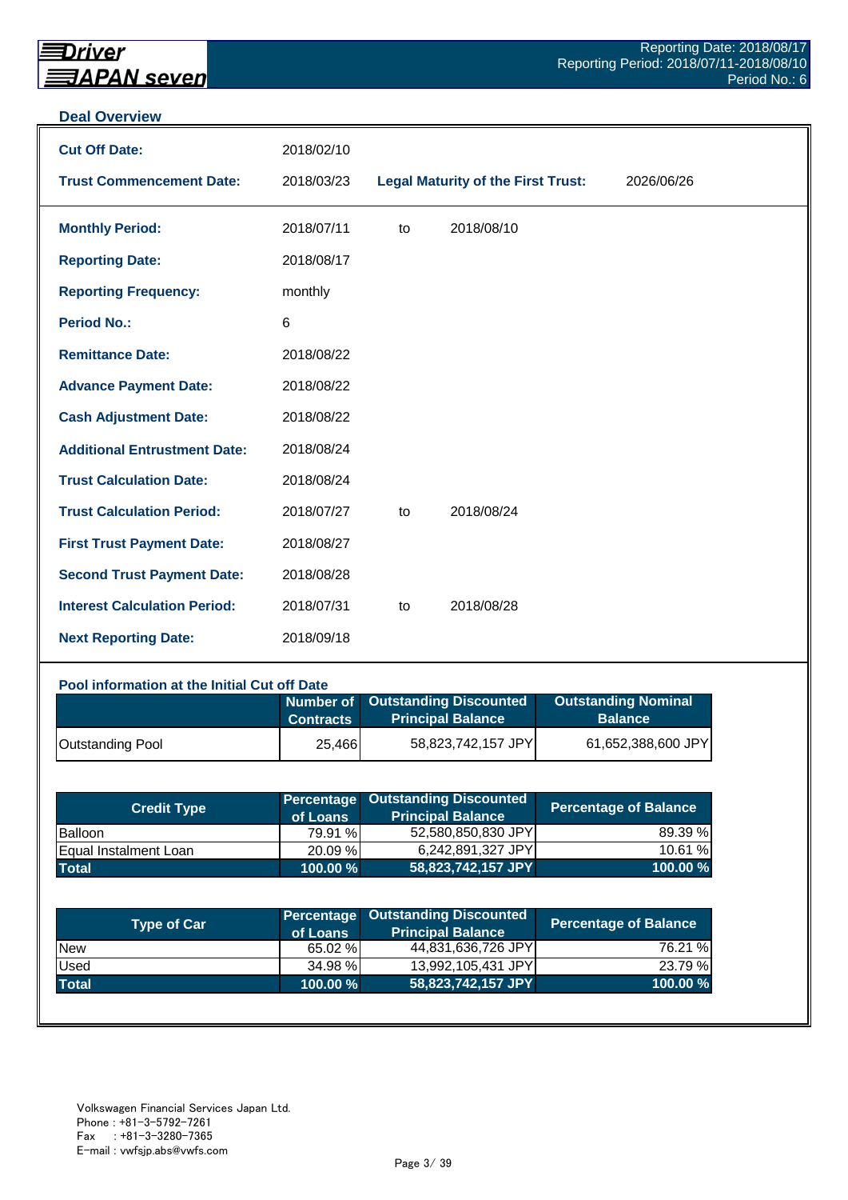**Driver JAPAN seven**

Reporting Date: 2018/08/17
Reporting Period: 2018/07/11-2018/08/10
Period No.: 6

## Deal Overview

| | | | |
|---|---|---|---|
| **Cut Off Date:** | 2018/02/10 | | |
| **Trust Commencement Date:** | 2018/03/23 | **Legal Maturity of the First Trust:** | 2026/06/26 |

| | | | |
|---|---|---|---|
| **Monthly Period:** | 2018/07/11 | to | 2018/08/10 |
| **Reporting Date:** | 2018/08/17 | | |
| **Reporting Frequency:** | monthly | | |
| **Period No.:** | 6 | | |
| **Remittance Date:** | 2018/08/22 | | |
| **Advance Payment Date:** | 2018/08/22 | | |
| **Cash Adjustment Date:** | 2018/08/22 | | |
| **Additional Entrustment Date:** | 2018/08/24 | | |
| **Trust Calculation Date:** | 2018/08/24 | | |
| **Trust Calculation Period:** | 2018/07/27 | to | 2018/08/24 |
| **First Trust Payment Date:** | 2018/08/27 | | |
| **Second Trust Payment Date:** | 2018/08/28 | | |
| **Interest Calculation Period:** | 2018/07/31 | to | 2018/08/28 |
| **Next Reporting Date:** | 2018/09/18 | | |

### Pool information at the Initial Cut off Date

| | Number of Contracts | Outstanding Discounted Principal Balance | Outstanding Nominal Balance |
|---|---|---|---|
| Outstanding Pool | 25,466 | 58,823,742,157 JPY | 61,652,388,600 JPY |

| Credit Type | Percentage of Loans | Outstanding Discounted Principal Balance | Percentage of Balance |
|---|---|---|---|
| Balloon | 79.91 % | 52,580,850,830 JPY | 89.39 % |
| Equal Instalment Loan | 20.09 % | 6,242,891,327 JPY | 10.61 % |
| **Total** | **100.00 %** | **58,823,742,157 JPY** | **100.00 %** |

| Type of Car | Percentage of Loans | Outstanding Discounted Principal Balance | Percentage of Balance |
|---|---|---|---|
| New | 65.02 % | 44,831,636,726 JPY | 76.21 % |
| Used | 34.98 % | 13,992,105,431 JPY | 23.79 % |
| **Total** | **100.00 %** | **58,823,742,157 JPY** | **100.00 %** |

Volkswagen Financial Services Japan Ltd.
Phone : +81-3-5792-7261
Fax : +81-3-3280-7365
E-mail : vwfsjp.abs@vwfs.com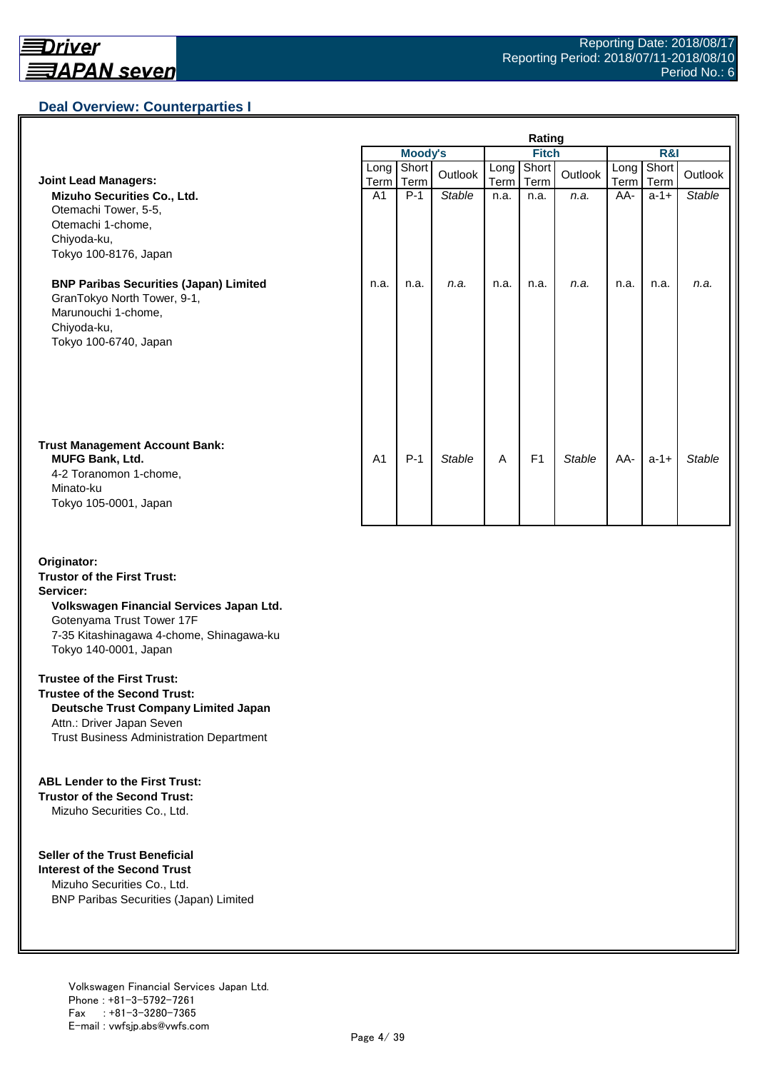## Deal Overview: Counterparties I

| | Rating | | | | | | | | |
|---|---|---|---|---|---|---|---|---|---|
| | Moody's | | | Fitch | | | R&I | | |
| | Long Term | Short Term | Outlook | Long Term | Short Term | Outlook | Long Term | Short Term | Outlook |
| **Joint Lead Managers:** | | | | | | | | | |
| **Mizuho Securities Co., Ltd.**<br>Otemachi Tower, 5-5,<br>Otemachi 1-chome,<br>Chiyoda-ku,<br>Tokyo 100-8176, Japan | A1 | P-1 | *Stable* | n.a. | n.a. | *n.a.* | AA- | a-1+ | *Stable* |
| **BNP Paribas Securities (Japan) Limited**<br>GranTokyo North Tower, 9-1,<br>Marunouchi 1-chome,<br>Chiyoda-ku,<br>Tokyo 100-6740, Japan | n.a. | n.a. | *n.a.* | n.a. | n.a. | *n.a.* | n.a. | n.a. | *n.a.* |
| **Trust Management Account Bank:**<br>**MUFG Bank, Ltd.**<br>4-2 Toranomon 1-chome,<br>Minato-ku<br>Tokyo 105-0001, Japan | A1 | P-1 | *Stable* | A | F1 | *Stable* | AA- | a-1+ | *Stable* |

**Originator:**
**Trustor of the First Trust:**
**Servicer:**
**Volkswagen Financial Services Japan Ltd.**
Gotenyama Trust Tower 17F
7-35 Kitashinagawa 4-chome, Shinagawa-ku
Tokyo 140-0001, Japan

**Trustee of the First Trust:**
**Trustee of the Second Trust:**
**Deutsche Trust Company Limited Japan**
Attn.: Driver Japan Seven
Trust Business Administration Department

**ABL Lender to the First Trust:**
**Trustor of the Second Trust:**
Mizuho Securities Co., Ltd.

**Seller of the Trust Beneficial Interest of the Second Trust**
Mizuho Securities Co., Ltd.
BNP Paribas Securities (Japan) Limited

Volkswagen Financial Services Japan Ltd.
Phone : +81-3-5792-7261
Fax : +81-3-3280-7365
E-mail : vwfsjp.abs@vwfs.com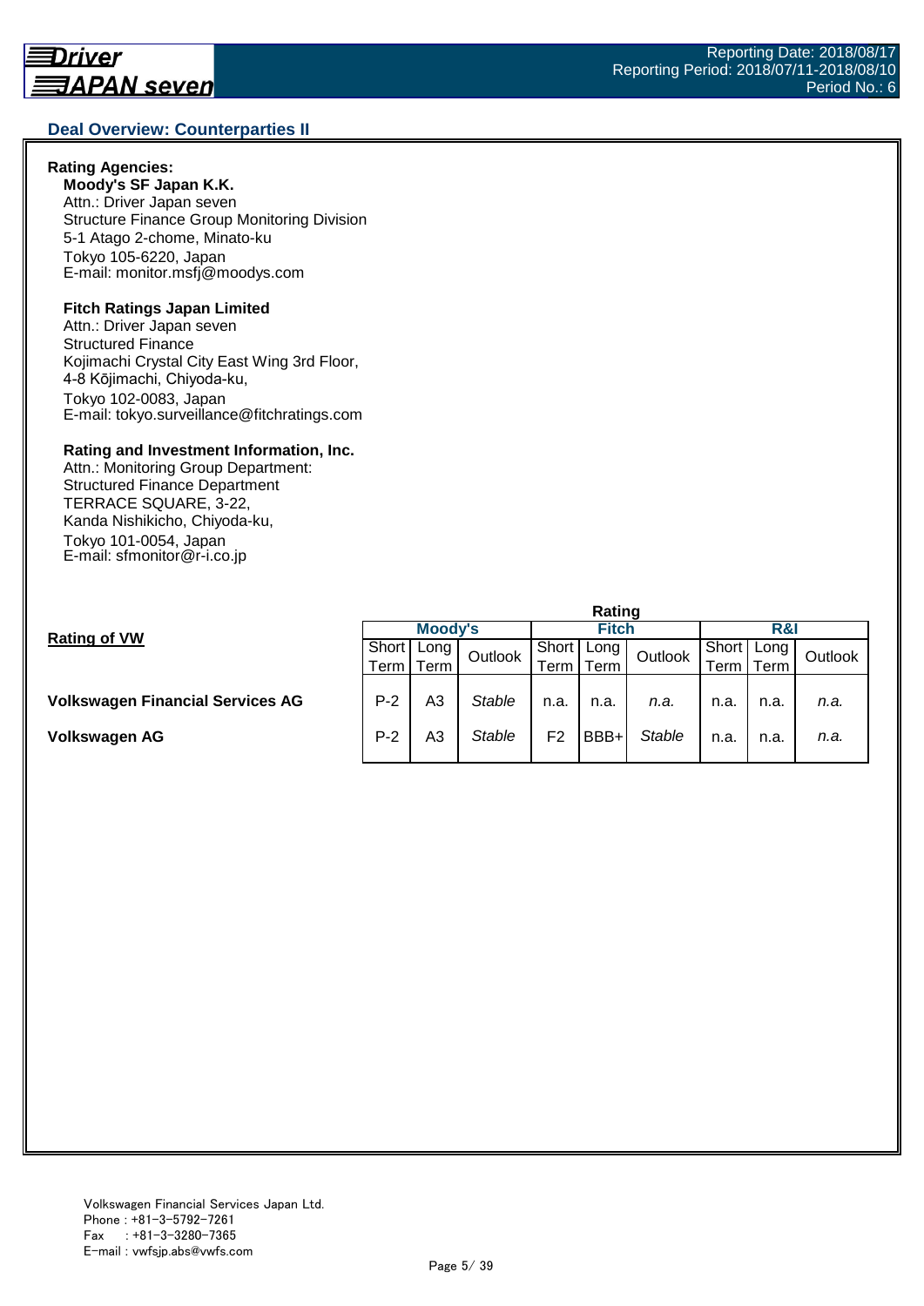## Deal Overview: Counterparties II

**Rating Agencies:**

**Moody's SF Japan K.K.**
Attn.: Driver Japan seven
Structure Finance Group Monitoring Division
5-1 Atago 2-chome, Minato-ku
Tokyo 105-6220, Japan
E-mail: monitor.msfj@moodys.com

**Fitch Ratings Japan Limited**
Attn.: Driver Japan seven
Structured Finance
Kojimachi Crystal City East Wing 3rd Floor,
4-8 Kōjimachi, Chiyoda-ku,
Tokyo 102-0083, Japan
E-mail: tokyo.surveillance@fitchratings.com

**Rating and Investment Information, Inc.**
Attn.: Monitoring Group Department:
Structured Finance Department
TERRACE SQUARE, 3-22,
Kanda Nishikicho, Chiyoda-ku,
Tokyo 101-0054, Japan
E-mail: sfmonitor@r-i.co.jp

**Rating of VW**

| | Rating | | | | | | | | |
|---|---|---|---|---|---|---|---|---|---|
| | Moody's | | | Fitch | | | R&I | | |
| | Short Term | Long Term | Outlook | Short Term | Long Term | Outlook | Short Term | Long Term | Outlook |
| **Volkswagen Financial Services AG** | P-2 | A3 | *Stable* | n.a. | n.a. | *n.a.* | n.a. | n.a. | *n.a.* |
| **Volkswagen AG** | P-2 | A3 | *Stable* | F2 | BBB+ | *Stable* | n.a. | n.a. | *n.a.* |

Volkswagen Financial Services Japan Ltd.
Phone : +81-3-5792-7261
Fax : +81-3-3280-7365
E-mail : vwfsjp.abs@vwfs.com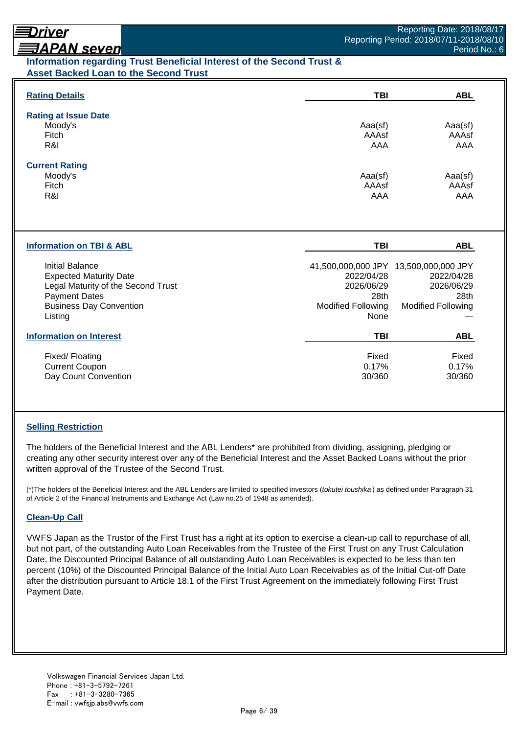## Information regarding Trust Beneficial Interest of the Second Trust & Asset Backed Loan to the Second Trust

### Rating Details

| | TBI | ABL |
|---|---|---|
| **Rating at Issue Date** | | |
| Moody's | Aaa(sf) | Aaa(sf) |
| Fitch | AAAsf | AAAsf |
| R&I | AAA | AAA |
| **Current Rating** | | |
| Moody's | Aaa(sf) | Aaa(sf) |
| Fitch | AAAsf | AAAsf |
| R&I | AAA | AAA |

### Information on TBI & ABL

| | TBI | ABL |
|---|---|---|
| Initial Balance | 41,500,000,000 JPY | 13,500,000,000 JPY |
| Expected Maturity Date | 2022/04/28 | 2022/04/28 |
| Legal Maturity of the Second Trust | 2026/06/29 | 2026/06/29 |
| Payment Dates | 28th | 28th |
| Business Day Convention | Modified Following | Modified Following |
| Listing | None | — |

### Information on Interest

| | TBI | ABL |
|---|---|---|
| Fixed/ Floating | Fixed | Fixed |
| Current Coupon | 0.17% | 0.17% |
| Day Count Convention | 30/360 | 30/360 |

### Selling Restriction

The holders of the Beneficial Interest and the ABL Lenders* are prohibited from dividing, assigning, pledging or creating any other security interest over any of the Beneficial Interest and the Asset Backed Loans without the prior written approval of the Trustee of the Second Trust.

(*)The holders of the Beneficial Interest and the ABL Lenders are limited to specified investors (*tokutei toushika*) as defined under Paragraph 31 of Article 2 of the Financial Instruments and Exchange Act (Law no.25 of 1948 as amended).

### Clean-Up Call

VWFS Japan as the Trustor of the First Trust has a right at its option to exercise a clean-up call to repurchase of all, but not part, of the outstanding Auto Loan Receivables from the Trustee of the First Trust on any Trust Calculation Date, the Discounted Principal Balance of all outstanding Auto Loan Receivables is expected to be less than ten percent (10%) of the Discounted Principal Balance of the Initial Auto Loan Receivables as of the Initial Cut-off Date after the distribution pursuant to Article 18.1 of the First Trust Agreement on the immediately following First Trust Payment Date.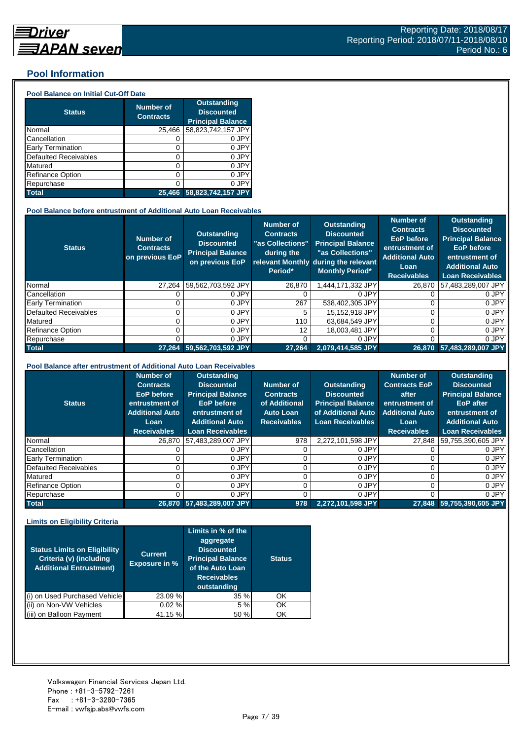## Pool Information

### Pool Balance on Initial Cut-Off Date

| Status | Number of Contracts | Outstanding Discounted Principal Balance |
|---|---|---|
| Normal | 25,466 | 58,823,742,157 JPY |
| Cancellation | 0 | 0 JPY |
| Early Termination | 0 | 0 JPY |
| Defaulted Receivables | 0 | 0 JPY |
| Matured | 0 | 0 JPY |
| Refinance Option | 0 | 0 JPY |
| Repurchase | 0 | 0 JPY |
| **Total** | **25,466** | **58,823,742,157 JPY** |

### Pool Balance before entrustment of Additional Auto Loan Receivables

| Status | Number of Contracts on previous EoP | Outstanding Discounted Principal Balance on previous EoP | Number of Contracts "as Collections" during the relevant Monthly Period* | Outstanding Discounted Principal Balance "as Collections" during the relevant Monthly Period* | Number of Contracts EoP before entrustment of Additional Auto Loan Receivables | Outstanding Discounted Principal Balance EoP before entrustment of Additional Auto Loan Receivables |
|---|---|---|---|---|---|---|
| Normal | 27,264 | 59,562,703,592 JPY | 26,870 | 1,444,171,332 JPY | 26,870 | 57,483,289,007 JPY |
| Cancellation | 0 | 0 JPY | 0 | 0 JPY | 0 | 0 JPY |
| Early Termination | 0 | 0 JPY | 267 | 538,402,305 JPY | 0 | 0 JPY |
| Defaulted Receivables | 0 | 0 JPY | 5 | 15,152,918 JPY | 0 | 0 JPY |
| Matured | 0 | 0 JPY | 110 | 63,684,549 JPY | 0 | 0 JPY |
| Refinance Option | 0 | 0 JPY | 12 | 18,003,481 JPY | 0 | 0 JPY |
| Repurchase | 0 | 0 JPY | 0 | 0 JPY | 0 | 0 JPY |
| **Total** | **27,264** | **59,562,703,592 JPY** | **27,264** | **2,079,414,585 JPY** | **26,870** | **57,483,289,007 JPY** |

### Pool Balance after entrustment of Additional Auto Loan Receivables

| Status | Number of Contracts EoP before entrustment of Additional Auto Loan Receivables | Outstanding Discounted Principal Balance EoP before entrustment of Additional Auto Loan Receivables | Number of Contracts of Additional Auto Loan Receivables | Outstanding Discounted Principal Balance of Additional Auto Loan Receivables | Number of Contracts EoP after entrustment of Additional Auto Loan Receivables | Outstanding Discounted Principal Balance EoP after entrustment of Additional Auto Loan Receivables |
|---|---|---|---|---|---|---|
| Normal | 26,870 | 57,483,289,007 JPY | 978 | 2,272,101,598 JPY | 27,848 | 59,755,390,605 JPY |
| Cancellation | 0 | 0 JPY | 0 | 0 JPY | 0 | 0 JPY |
| Early Termination | 0 | 0 JPY | 0 | 0 JPY | 0 | 0 JPY |
| Defaulted Receivables | 0 | 0 JPY | 0 | 0 JPY | 0 | 0 JPY |
| Matured | 0 | 0 JPY | 0 | 0 JPY | 0 | 0 JPY |
| Refinance Option | 0 | 0 JPY | 0 | 0 JPY | 0 | 0 JPY |
| Repurchase | 0 | 0 JPY | 0 | 0 JPY | 0 | 0 JPY |
| **Total** | **26,870** | **57,483,289,007 JPY** | **978** | **2,272,101,598 JPY** | **27,848** | **59,755,390,605 JPY** |

### Limits on Eligibility Criteria

| Status Limits on Eligibility Criteria (v) (including Additional Entrustment) | Current Exposure in % | Limits in % of the aggregate Discounted Principal Balance of the Auto Loan Receivables outstanding | Status |
|---|---|---|---|
| (i) on Used Purchased Vehicle | 23.09 % | 35 % | OK |
| (ii) on Non-VW Vehicles | 0.02 % | 5 % | OK |
| (iii) on Balloon Payment | 41.15 % | 50 % | OK |

Volkswagen Financial Services Japan Ltd.
Phone : +81-3-5792-7261
Fax : +81-3-3280-7365
E-mail : vwfsjp.abs@vwfs.com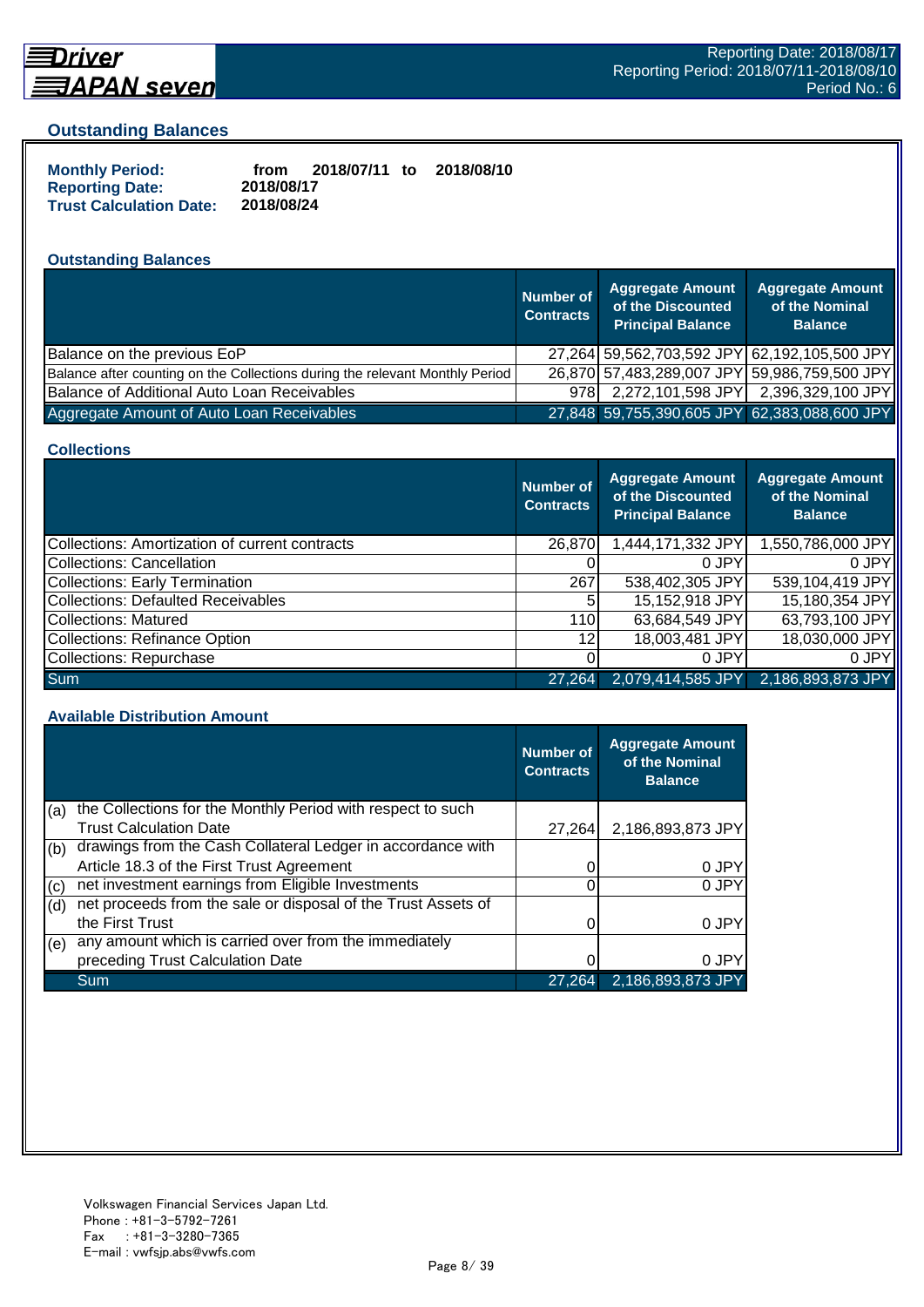## Outstanding Balances

**Monthly Period:** from 2018/07/11 to 2018/08/10
**Reporting Date:** 2018/08/17
**Trust Calculation Date:** 2018/08/24

### Outstanding Balances

| | Number of Contracts | Aggregate Amount of the Discounted Principal Balance | Aggregate Amount of the Nominal Balance |
|---|---|---|---|
| Balance on the previous EoP | 27,264 | 59,562,703,592 JPY | 62,192,105,500 JPY |
| Balance after counting on the Collections during the relevant Monthly Period | 26,870 | 57,483,289,007 JPY | 59,986,759,500 JPY |
| Balance of Additional Auto Loan Receivables | 978 | 2,272,101,598 JPY | 2,396,329,100 JPY |
| Aggregate Amount of Auto Loan Receivables | 27,848 | 59,755,390,605 JPY | 62,383,088,600 JPY |

### Collections

| | Number of Contracts | Aggregate Amount of the Discounted Principal Balance | Aggregate Amount of the Nominal Balance |
|---|---|---|---|
| Collections: Amortization of current contracts | 26,870 | 1,444,171,332 JPY | 1,550,786,000 JPY |
| Collections: Cancellation | 0 | 0 JPY | 0 JPY |
| Collections: Early Termination | 267 | 538,402,305 JPY | 539,104,419 JPY |
| Collections: Defaulted Receivables | 5 | 15,152,918 JPY | 15,180,354 JPY |
| Collections: Matured | 110 | 63,684,549 JPY | 63,793,100 JPY |
| Collections: Refinance Option | 12 | 18,003,481 JPY | 18,030,000 JPY |
| Collections: Repurchase | 0 | 0 JPY | 0 JPY |
| Sum | 27,264 | 2,079,414,585 JPY | 2,186,893,873 JPY |

### Available Distribution Amount

| | | Number of Contracts | Aggregate Amount of the Nominal Balance |
|---|---|---|---|
| (a) | the Collections for the Monthly Period with respect to such Trust Calculation Date | 27,264 | 2,186,893,873 JPY |
| (b) | drawings from the Cash Collateral Ledger in accordance with Article 18.3 of the First Trust Agreement | 0 | 0 JPY |
| (c) | net investment earnings from Eligible Investments | 0 | 0 JPY |
| (d) | net proceeds from the sale or disposal of the Trust Assets of the First Trust | 0 | 0 JPY |
| (e) | any amount which is carried over from the immediately preceding Trust Calculation Date | 0 | 0 JPY |
| | Sum | 27,264 | 2,186,893,873 JPY |

Volkswagen Financial Services Japan Ltd.
Phone : +81-3-5792-7261
Fax : +81-3-3280-7365
E-mail : vwfsjp.abs@vwfs.com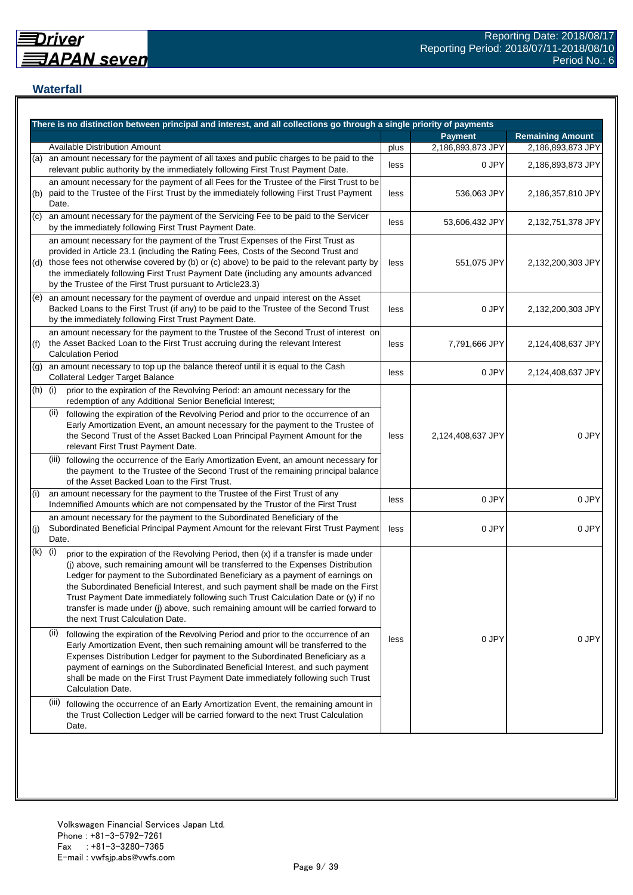## Waterfall

| There is no distinction between principal and interest, and all collections go through a single priority of payments | | | | |
|---|---|---|---|---|
| | | | **Payment** | **Remaining Amount** |
| | Available Distribution Amount | plus | 2,186,893,873 JPY | 2,186,893,873 JPY |
| (a) | an amount necessary for the payment of all taxes and public charges to be paid to the relevant public authority by the immediately following First Trust Payment Date. | less | 0 JPY | 2,186,893,873 JPY |
| (b) | an amount necessary for the payment of all Fees for the Trustee of the First Trust to be paid to the Trustee of the First Trust by the immediately following First Trust Payment Date. | less | 536,063 JPY | 2,186,357,810 JPY |
| (c) | an amount necessary for the payment of the Servicing Fee to be paid to the Servicer by the immediately following First Trust Payment Date. | less | 53,606,432 JPY | 2,132,751,378 JPY |
| (d) | an amount necessary for the payment of the Trust Expenses of the First Trust as provided in Article 23.1 (including the Rating Fees, Costs of the Second Trust and those fees not otherwise covered by (b) or (c) above) to be paid to the relevant party by the immediately following First Trust Payment Date (including any amounts advanced by the Trustee of the First Trust pursuant to Article23.3) | less | 551,075 JPY | 2,132,200,303 JPY |
| (e) | an amount necessary for the payment of overdue and unpaid interest on the Asset Backed Loans to the First Trust (if any) to be paid to the Trustee of the Second Trust by the immediately following First Trust Payment Date. | less | 0 JPY | 2,132,200,303 JPY |
| (f) | an amount necessary for the payment to the Trustee of the Second Trust of interest on the Asset Backed Loan to the First Trust accruing during the relevant Interest Calculation Period | less | 7,791,666 JPY | 2,124,408,637 JPY |
| (g) | an amount necessary to top up the balance thereof until it is equal to the Cash Collateral Ledger Target Balance | less | 0 JPY | 2,124,408,637 JPY |
| (h) | (i) prior to the expiration of the Revolving Period: an amount necessary for the redemption of any Additional Senior Beneficial Interest;<br>(ii) following the expiration of the Revolving Period and prior to the occurrence of an Early Amortization Event, an amount necessary for the payment to the Trustee of the Second Trust of the Asset Backed Loan Principal Payment Amount for the relevant First Trust Payment Date.<br>(iii) following the occurrence of the Early Amortization Event, an amount necessary for the payment to the Trustee of the Second Trust of the remaining principal balance of the Asset Backed Loan to the First Trust. | less | 2,124,408,637 JPY | 0 JPY |
| (i) | an amount necessary for the payment to the Trustee of the First Trust of any Indemnified Amounts which are not compensated by the Trustor of the First Trust | less | 0 JPY | 0 JPY |
| (j) | an amount necessary for the payment to the Subordinated Beneficiary of the Subordinated Beneficial Principal Payment Amount for the relevant First Trust Payment Date. | less | 0 JPY | 0 JPY |
| (k) | (i) prior to the expiration of the Revolving Period, then (x) if a transfer is made under (j) above, such remaining amount will be transferred to the Expenses Distribution Ledger for payment to the Subordinated Beneficiary as a payment of earnings on the Subordinated Beneficial Interest, and such payment shall be made on the First Trust Payment Date immediately following such Trust Calculation Date or (y) if no transfer is made under (j) above, such remaining amount will be carried forward to the next Trust Calculation Date.<br>(ii) following the expiration of the Revolving Period and prior to the occurrence of an Early Amortization Event, then such remaining amount will be transferred to the Expenses Distribution Ledger for payment to the Subordinated Beneficiary as a payment of earnings on the Subordinated Beneficial Interest, and such payment shall be made on the First Trust Payment Date immediately following such Trust Calculation Date.<br>(iii) following the occurrence of an Early Amortization Event, the remaining amount in the Trust Collection Ledger will be carried forward to the next Trust Calculation Date. | less | 0 JPY | 0 JPY |

Volkswagen Financial Services Japan Ltd.
Phone : +81-3-5792-7261
Fax : +81-3-3280-7365
E-mail : vwfsjp.abs@vwfs.com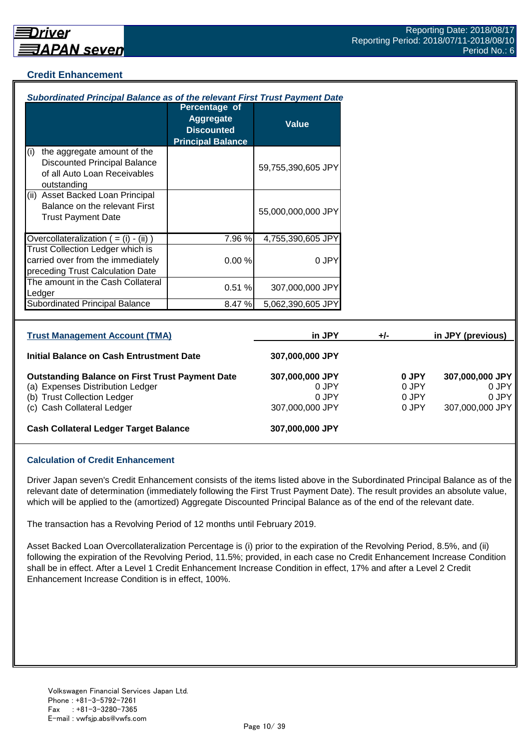## Credit Enhancement

### *Subordinated Principal Balance as of the relevant First Trust Payment Date*

| | Percentage of Aggregate Discounted Principal Balance | Value |
|---|---|---|
| (i) the aggregate amount of the Discounted Principal Balance of all Auto Loan Receivables outstanding | | 59,755,390,605 JPY |
| (ii) Asset Backed Loan Principal Balance on the relevant First Trust Payment Date | | 55,000,000,000 JPY |
| Overcollateralization ( = (i) - (ii) ) | 7.96 % | 4,755,390,605 JPY |
| Trust Collection Ledger which is carried over from the immediately preceding Trust Calculation Date | 0.00 % | 0 JPY |
| The amount in the Cash Collateral Ledger | 0.51 % | 307,000,000 JPY |
| Subordinated Principal Balance | 8.47 % | 5,062,390,605 JPY |

| Trust Management Account (TMA) | in JPY | +/- | in JPY (previous) |
|---|---|---|---|
| **Initial Balance on Cash Entrustment Date** | **307,000,000 JPY** | | |
| **Outstanding Balance on First Trust Payment Date** | **307,000,000 JPY** | **0 JPY** | **307,000,000 JPY** |
| (a) Expenses Distribution Ledger | 0 JPY | 0 JPY | 0 JPY |
| (b) Trust Collection Ledger | 0 JPY | 0 JPY | 0 JPY |
| (c) Cash Collateral Ledger | 307,000,000 JPY | 0 JPY | 307,000,000 JPY |
| **Cash Collateral Ledger Target Balance** | **307,000,000 JPY** | | |

### Calculation of Credit Enhancement

Driver Japan seven's Credit Enhancement consists of the items listed above in the Subordinated Principal Balance as of the relevant date of determination (immediately following the First Trust Payment Date). The result provides an absolute value, which will be applied to the (amortized) Aggregate Discounted Principal Balance as of the end of the relevant date.

The transaction has a Revolving Period of 12 months until February 2019.

Asset Backed Loan Overcollateralization Percentage is (i) prior to the expiration of the Revolving Period, 8.5%, and (ii) following the expiration of the Revolving Period, 11.5%; provided, in each case no Credit Enhancement Increase Condition shall be in effect. After a Level 1 Credit Enhancement Increase Condition in effect, 17% and after a Level 2 Credit Enhancement Increase Condition is in effect, 100%.

Volkswagen Financial Services Japan Ltd.
Phone : +81-3-5792-7261
Fax : +81-3-3280-7365
E-mail : vwfsjp.abs@vwfs.com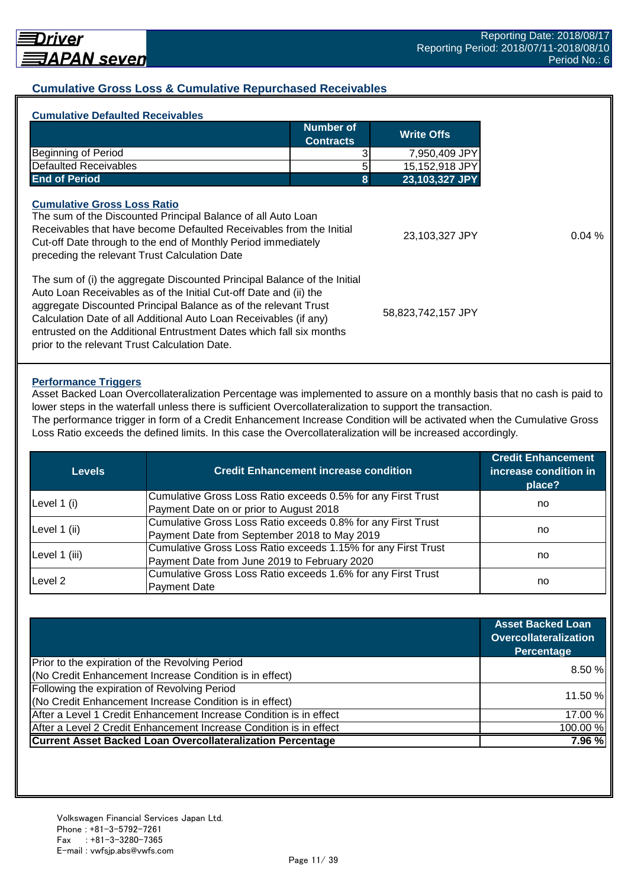## Cumulative Gross Loss & Cumulative Repurchased Receivables

### Cumulative Defaulted Receivables

| | Number of Contracts | Write Offs |
|---|---|---|
| Beginning of Period | 3 | 7,950,409 JPY |
| Defaulted Receivables | 5 | 15,152,918 JPY |
| **End of Period** | **8** | **23,103,327 JPY** |

### Cumulative Gross Loss Ratio

| | | |
|---|---|---|
| The sum of the Discounted Principal Balance of all Auto Loan Receivables that have become Defaulted Receivables from the Initial Cut-off Date through to the end of Monthly Period immediately preceding the relevant Trust Calculation Date | 23,103,327 JPY | 0.04 % |
| The sum of (i) the aggregate Discounted Principal Balance of the Initial Auto Loan Receivables as of the Initial Cut-off Date and (ii) the aggregate Discounted Principal Balance as of the relevant Trust Calculation Date of all Additional Auto Loan Receivables (if any) entrusted on the Additional Entrustment Dates which fall six months prior to the relevant Trust Calculation Date. | 58,823,742,157 JPY | |

### Performance Triggers

Asset Backed Loan Overcollateralization Percentage was implemented to assure on a monthly basis that no cash is paid to lower steps in the waterfall unless there is sufficient Overcollateralization to support the transaction.
The performance trigger in form of a Credit Enhancement Increase Condition will be activated when the Cumulative Gross Loss Ratio exceeds the defined limits. In this case the Overcollateralization will be increased accordingly.

| Levels | Credit Enhancement increase condition | Credit Enhancement increase condition in place? |
|---|---|---|
| Level 1 (i) | Cumulative Gross Loss Ratio exceeds 0.5% for any First Trust Payment Date on or prior to August 2018 | no |
| Level 1 (ii) | Cumulative Gross Loss Ratio exceeds 0.8% for any First Trust Payment Date from September 2018 to May 2019 | no |
| Level 1 (iii) | Cumulative Gross Loss Ratio exceeds 1.15% for any First Trust Payment Date from June 2019 to February 2020 | no |
| Level 2 | Cumulative Gross Loss Ratio exceeds 1.6% for any First Trust Payment Date | no |

| | Asset Backed Loan Overcollateralization Percentage |
|---|---|
| Prior to the expiration of the Revolving Period (No Credit Enhancement Increase Condition is in effect) | 8.50 % |
| Following the expiration of Revolving Period (No Credit Enhancement Increase Condition is in effect) | 11.50 % |
| After a Level 1 Credit Enhancement Increase Condition is in effect | 17.00 % |
| After a Level 2 Credit Enhancement Increase Condition is in effect | 100.00 % |
| **Current Asset Backed Loan Overcollateralization Percentage** | **7.96 %** |

Volkswagen Financial Services Japan Ltd.
Phone : +81-3-5792-7261
Fax : +81-3-3280-7365
E-mail : vwfsjp.abs@vwfs.com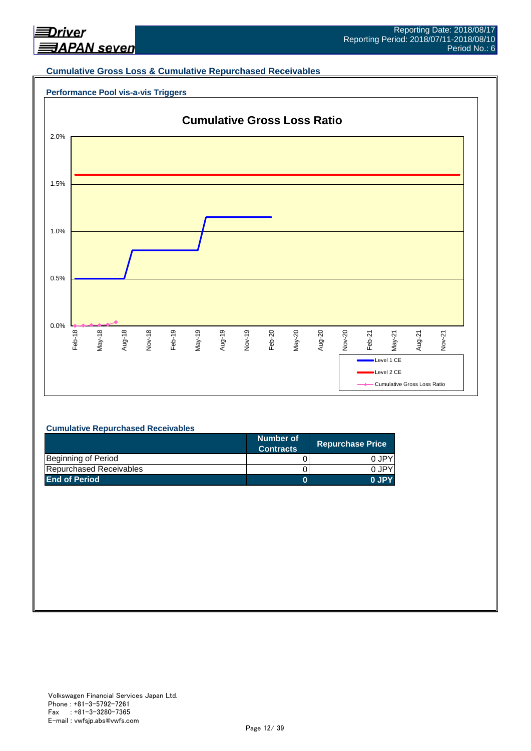## Cumulative Gross Loss & Cumulative Repurchased Receivables

### Performance Pool vis-a-vis Triggers

**Cumulative Gross Loss Ratio**

2.0%
1.5%
1.0%
0.5%
0.0%

Feb-18 May-18 Aug-18 Nov-18 Feb-19 May-19 Aug-19 Nov-19 Feb-20 May-20 Aug-20 Nov-20 Feb-21 May-21 Aug-21 Nov-21

Level 1 CE
Level 2 CE
Cumulative Gross Loss Ratio

### Cumulative Repurchased Receivables

| | Number of Contracts | Repurchase Price |
|---|---|---|
| Beginning of Period | 0 | 0 JPY |
| Repurchased Receivables | 0 | 0 JPY |
| **End of Period** | **0** | **0 JPY** |

Volkswagen Financial Services Japan Ltd.
Phone : +81-3-5792-7261
Fax : +81-3-3280-7365
E-mail : vwfsjp.abs@vwfs.com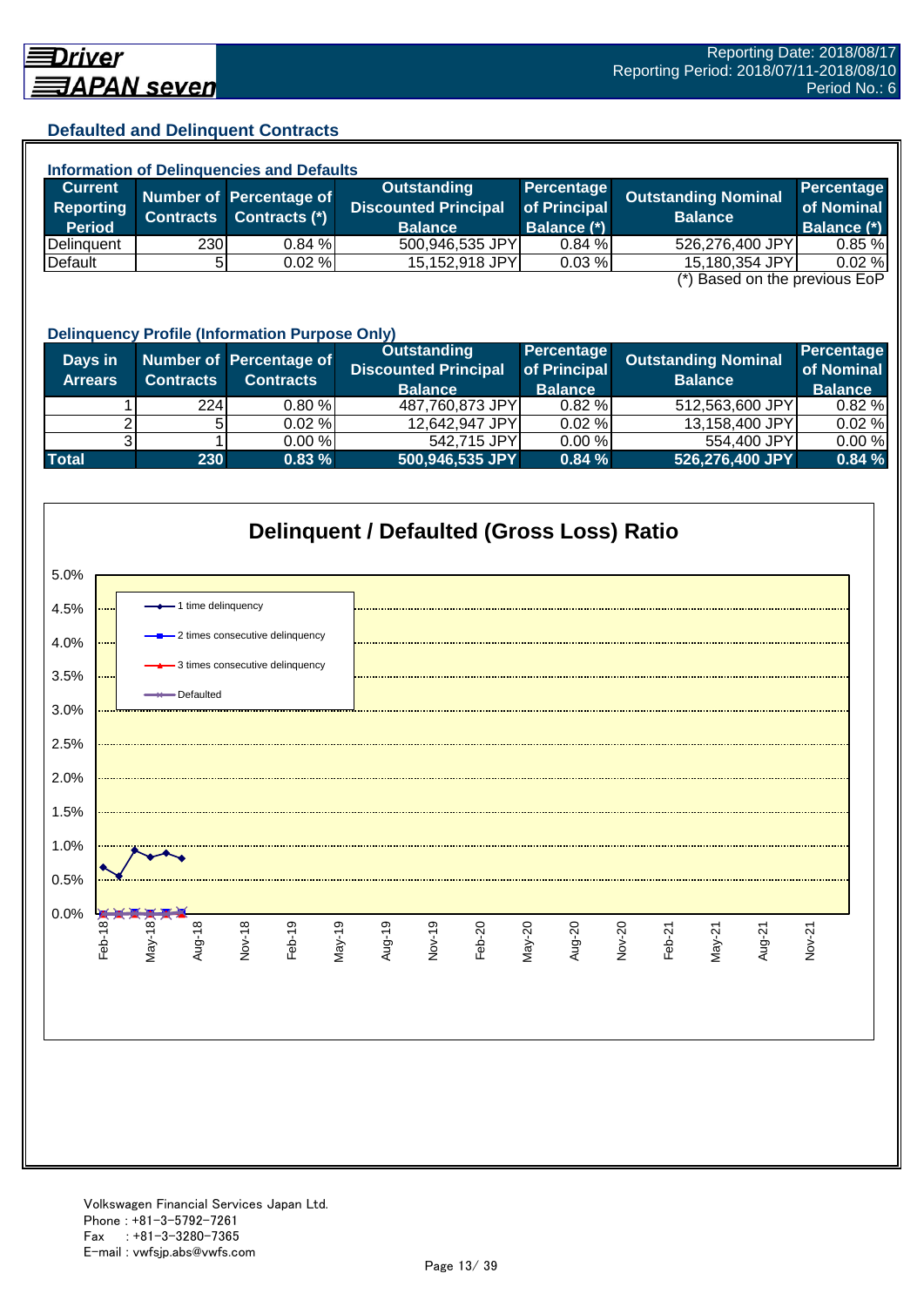## Defaulted and Delinquent Contracts

### Information of Delinquencies and Defaults

| Current Reporting Period | Number of Contracts | Percentage of Contracts (*) | Outstanding Discounted Principal Balance | Percentage of Principal Balance (*) | Outstanding Nominal Balance | Percentage of Nominal Balance (*) |
|---|---|---|---|---|---|---|
| Delinquent | 230 | 0.84 % | 500,946,535 JPY | 0.84 % | 526,276,400 JPY | 0.85 % |
| Default | 5 | 0.02 % | 15,152,918 JPY | 0.03 % | 15,180,354 JPY | 0.02 % |

(*) Based on the previous EoP

### Delinquency Profile (Information Purpose Only)

| Days in Arrears | Number of Contracts | Percentage of Contracts | Outstanding Discounted Principal Balance | Percentage of Principal Balance | Outstanding Nominal Balance | Percentage of Nominal Balance |
|---|---|---|---|---|---|---|
| 1 | 224 | 0.80 % | 487,760,873 JPY | 0.82 % | 512,563,600 JPY | 0.82 % |
| 2 | 5 | 0.02 % | 12,642,947 JPY | 0.02 % | 13,158,400 JPY | 0.02 % |
| 3 | 1 | 0.00 % | 542,715 JPY | 0.00 % | 554,400 JPY | 0.00 % |
| **Total** | **230** | **0.83 %** | **500,946,535 JPY** | **0.84 %** | **526,276,400 JPY** | **0.84 %** |

### Delinquent / Defaulted (Gross Loss) Ratio

Legend: 1 time delinquency; 2 times consecutive delinquency; 3 times consecutive delinquency; Defaulted

Volkswagen Financial Services Japan Ltd.
Phone : +81-3-5792-7261
Fax : +81-3-3280-7365
E-mail : vwfsjp.abs@vwfs.com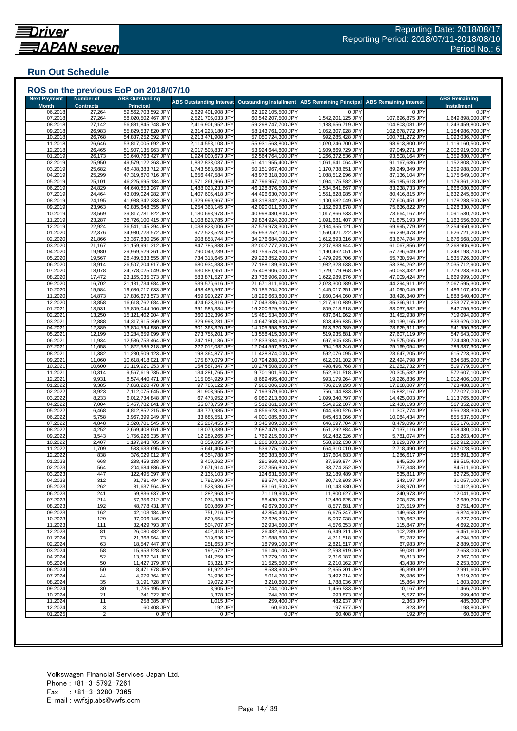Reporting Date: 2018/08/17
Reporting Period: 2018/07/11-2018/08/10
Period No.: 6

## Run Out Schedule

### ROS on the previous EoP on 2018/07/10

| Next Payment Month | Number of Contracts | ABS Outstanding Principal | ABS Outstanding Interest | Outstanding Installment | ABS Remaining Principal | ABS Remaining Interest | ABS Remaining Installment |
|---|---|---|---|---|---|---|---|
| 06.2018 | 27,264 | 59,562,703,592 JPY | 2,629,401,908 JPY | 62,192,105,500 JPY | 0 JPY | 0 JPY | 0 JPY |
| 07.2018 | 27,264 | 58,020,502,467 JPY | 2,521,705,033 JPY | 60,542,207,500 JPY | 1,542,201,125 JPY | 107,696,875 JPY | 1,649,898,000 JPY |
| 08.2018 | 27,142 | 56,881,845,748 JPY | 2,416,901,952 JPY | 59,298,747,700 JPY | 1,138,656,719 JPY | 104,803,081 JPY | 1,243,459,800 JPY |
| 09.2018 | 26,983 | 55,829,537,820 JPY | 2,314,223,180 JPY | 58,143,761,000 JPY | 1,052,307,928 JPY | 102,678,772 JPY | 1,154,986,700 JPY |
| 10.2018 | 26,768 | 54,837,252,392 JPY | 2,213,471,908 JPY | 57,050,724,300 JPY | 992,285,428 JPY | 100,751,272 JPY | 1,093,036,700 JPY |
| 11.2018 | 26,646 | 53,817,005,692 JPY | 2,114,558,108 JPY | 55,931,563,800 JPY | 1,020,246,700 JPY | 98,913,800 JPY | 1,119,160,500 JPY |
| 12.2018 | 26,465 | 51,907,135,963 JPY | 2,017,508,837 JPY | 53,924,644,800 JPY | 1,909,869,729 JPY | 97,049,271 JPY | 2,006,919,000 JPY |
| 01.2019 | 26,173 | 50,640,763,427 JPY | 1,924,000,673 JPY | 52,564,764,100 JPY | 1,266,372,536 JPY | 93,508,164 JPY | 1,359,880,700 JPY |
| 02.2019 | 25,950 | 49,579,122,363 JPY | 1,832,833,037 JPY | 51,411,955,400 JPY | 1,061,641,064 JPY | 91,167,636 JPY | 1,152,808,700 JPY |
| 03.2019 | 25,682 | 48,408,383,712 JPY | 1,743,583,688 JPY | 50,151,967,400 JPY | 1,170,738,651 JPY | 89,249,349 JPY | 1,259,988,000 JPY |
| 04.2019 | 25,299 | 47,319,870,716 JPY | 1,656,447,584 JPY | 48,976,318,300 JPY | 1,088,512,996 JPY | 87,136,104 JPY | 1,175,649,100 JPY |
| 05.2019 | 25,101 | 46,225,695,134 JPY | 1,571,261,966 JPY | 47,796,957,100 JPY | 1,094,175,582 JPY | 85,185,618 JPY | 1,179,361,200 JPY |
| 06.2019 | 24,829 | 44,640,853,267 JPY | 1,488,023,233 JPY | 46,128,876,500 JPY | 1,584,841,867 JPY | 83,238,733 JPY | 1,668,080,600 JPY |
| 07.2019 | 24,464 | 43,089,024,282 JPY | 1,407,606,418 JPY | 44,496,630,700 JPY | 1,551,828,985 JPY | 80,416,815 JPY | 1,632,245,800 JPY |
| 08.2019 | 24,195 | 41,988,342,233 JPY | 1,329,999,967 JPY | 43,318,342,200 JPY | 1,100,682,049 JPY | 77,606,451 JPY | 1,178,288,500 JPY |
| 09.2019 | 23,963 | 40,835,648,355 JPY | 1,254,363,145 JPY | 42,090,011,500 JPY | 1,152,693,878 JPY | 75,636,822 JPY | 1,228,330,700 JPY |
| 10.2019 | 23,569 | 39,817,781,822 JPY | 1,180,698,978 JPY | 40,998,480,800 JPY | 1,017,866,533 JPY | 73,664,167 JPY | 1,091,530,700 JPY |
| 11.2019 | 23,287 | 38,726,100,415 JPY | 1,108,823,785 JPY | 39,834,924,200 JPY | 1,091,681,407 JPY | 71,875,193 JPY | 1,163,556,600 JPY |
| 12.2019 | 22,924 | 36,541,145,294 JPY | 1,038,828,006 JPY | 37,579,973,300 JPY | 2,184,955,121 JPY | 69,995,779 JPY | 2,254,950,900 JPY |
| 01.2020 | 22,376 | 34,980,723,572 JPY | 972,528,528 JPY | 35,953,252,100 JPY | 1,560,421,722 JPY | 66,299,478 JPY | 1,626,721,200 JPY |
| 02.2020 | 21,866 | 33,367,830,256 JPY | 908,853,744 JPY | 34,276,684,000 JPY | 1,612,893,316 JPY | 63,674,784 JPY | 1,676,568,100 JPY |
| 03.2020 | 21,167 | 31,159,991,312 JPY | 847,785,888 JPY | 32,007,777,200 JPY | 2,207,838,944 JPY | 61,067,856 JPY | 2,268,906,800 JPY |
| 04.2020 | 19,980 | 29,969,529,261 JPY | 790,049,239 JPY | 30,759,578,500 JPY | 1,190,462,051 JPY | 57,736,649 JPY | 1,248,198,700 JPY |
| 05.2020 | 19,567 | 28,489,533,555 JPY | 734,318,645 JPY | 29,223,852,200 JPY | 1,479,995,706 JPY | 55,730,594 JPY | 1,535,726,300 JPY |
| 06.2020 | 18,914 | 26,507,204,917 JPY | 680,934,383 JPY | 27,188,139,300 JPY | 1,982,328,638 JPY | 53,384,262 JPY | 2,035,712,900 JPY |
| 07.2020 | 18,078 | 24,778,025,049 JPY | 630,880,951 JPY | 25,408,906,000 JPY | 1,729,179,868 JPY | 50,053,432 JPY | 1,779,233,300 JPY |
| 08.2020 | 17,472 | 23,155,035,373 JPY | 583,871,527 JPY | 23,738,906,900 JPY | 1,622,989,676 JPY | 47,009,424 JPY | 1,669,999,100 JPY |
| 09.2020 | 16,702 | 21,131,734,984 JPY | 539,576,616 JPY | 21,671,311,600 JPY | 2,023,300,389 JPY | 44,294,911 JPY | 2,067,595,300 JPY |
| 10.2020 | 15,584 | 19,686,717,633 JPY | 498,486,567 JPY | 20,185,204,200 JPY | 1,445,017,351 JPY | 41,090,049 JPY | 1,486,107,400 JPY |
| 11.2020 | 14,873 | 17,836,673,573 JPY | 459,990,227 JPY | 18,296,663,800 JPY | 1,850,044,060 JPY | 38,496,340 JPY | 1,888,540,400 JPY |
| 12.2020 | 13,858 | 16,618,762,684 JPY | 424,623,316 JPY | 17,043,386,000 JPY | 1,217,910,889 JPY | 35,366,911 JPY | 1,253,277,800 JPY |
| 01.2021 | 13,531 | 15,809,044,166 JPY | 391,585,334 JPY | 16,200,629,500 JPY | 809,718,518 JPY | 33,037,982 JPY | 842,756,500 JPY |
| 02.2021 | 13,250 | 15,121,402,204 JPY | 360,132,396 JPY | 15,481,534,600 JPY | 687,641,962 JPY | 31,452,938 JPY | 719,094,900 JPY |
| 03.2021 | 12,888 | 14,317,915,369 JPY | 329,993,231 JPY | 14,647,908,600 JPY | 803,486,835 JPY | 30,139,165 JPY | 833,626,000 JPY |
| 04.2021 | 12,389 | 13,804,594,980 JPY | 301,363,320 JPY | 14,105,958,300 JPY | 513,320,389 JPY | 28,629,911 JPY | 541,950,300 JPY |
| 05.2021 | 12,199 | 13,284,659,099 JPY | 273,756,201 JPY | 13,558,415,300 JPY | 519,935,881 JPY | 27,607,119 JPY | 547,543,000 JPY |
| 06.2021 | 11,934 | 12,586,753,464 JPY | 247,181,136 JPY | 12,833,934,600 JPY | 697,905,635 JPY | 26,575,065 JPY | 724,480,700 JPY |
| 07.2021 | 11,658 | 11,822,585,218 JPY | 222,012,082 JPY | 12,044,597,300 JPY | 764,168,246 JPY | 25,169,054 JPY | 789,337,300 JPY |
| 08.2021 | 11,382 | 11,230,509,123 JPY | 198,364,877 JPY | 11,428,874,000 JPY | 592,076,095 JPY | 23,647,205 JPY | 615,723,300 JPY |
| 09.2021 | 11,060 | 10,618,418,021 JPY | 175,870,079 JPY | 10,794,288,100 JPY | 612,091,102 JPY | 22,494,798 JPY | 634,585,900 JPY |
| 10.2021 | 10,600 | 10,119,921,253 JPY | 154,587,347 JPY | 10,274,508,600 JPY | 498,496,768 JPY | 21,282,732 JPY | 519,779,500 JPY |
| 11.2021 | 10,314 | 9,567,619,735 JPY | 134,281,765 JPY | 9,701,901,500 JPY | 552,301,518 JPY | 20,305,582 JPY | 572,607,100 JPY |
| 12.2021 | 9,931 | 8,574,440,471 JPY | 115,054,929 JPY | 8,689,495,400 JPY | 993,179,264 JPY | 19,226,836 JPY | 1,012,406,100 JPY |
| 01.2022 | 9,385 | 7,868,220,478 JPY | 97,786,122 JPY | 7,966,006,600 JPY | 706,219,993 JPY | 17,268,807 JPY | 723,488,800 JPY |
| 02.2022 | 8,923 | 7,112,075,645 JPY | 81,903,955 JPY | 7,193,979,600 JPY | 756,144,833 JPY | 15,882,167 JPY | 772,027,000 JPY |
| 03.2022 | 8,233 | 6,012,734,848 JPY | 67,478,952 JPY | 6,080,213,800 JPY | 1,099,340,797 JPY | 14,425,003 JPY | 1,113,765,800 JPY |
| 04.2022 | 7,004 | 5,457,782,841 JPY | 55,078,759 JPY | 5,512,861,600 JPY | 554,952,007 JPY | 12,400,193 JPY | 567,352,200 JPY |
| 05.2022 | 6,468 | 4,812,852,315 JPY | 43,770,985 JPY | 4,856,623,300 JPY | 644,930,526 JPY | 11,307,774 JPY | 656,238,300 JPY |
| 06.2022 | 5,758 | 3,967,399,249 JPY | 33,686,551 JPY | 4,001,085,800 JPY | 845,453,066 JPY | 10,084,434 JPY | 855,537,500 JPY |
| 07.2022 | 4,848 | 3,320,701,545 JPY | 25,207,455 JPY | 3,345,909,000 JPY | 646,697,704 JPY | 8,479,096 JPY | 655,176,800 JPY |
| 08.2022 | 4,252 | 2,669,408,661 JPY | 18,070,339 JPY | 2,687,479,000 JPY | 651,292,884 JPY | 7,137,116 JPY | 658,430,000 JPY |
| 09.2022 | 3,543 | 1,756,926,335 JPY | 12,289,265 JPY | 1,769,215,600 JPY | 912,482,326 JPY | 5,781,074 JPY | 918,263,400 JPY |
| 10.2022 | 2,407 | 1,197,943,705 JPY | 8,359,895 JPY | 1,206,303,600 JPY | 558,982,630 JPY | 3,929,370 JPY | 562,912,000 JPY |
| 11.2022 | 1,709 | 533,633,695 JPY | 5,641,405 JPY | 539,275,100 JPY | 664,310,010 JPY | 2,718,490 JPY | 667,028,500 JPY |
| 12.2022 | 838 | 376,029,012 JPY | 4,354,788 JPY | 380,383,800 JPY | 157,604,683 JPY | 1,286,617 JPY | 158,891,300 JPY |
| 01.2023 | 668 | 288,459,138 JPY | 3,409,262 JPY | 291,868,400 JPY | 87,569,874 JPY | 945,526 JPY | 88,515,400 JPY |
| 02.2023 | 564 | 204,684,886 JPY | 2,671,914 JPY | 207,356,800 JPY | 83,774,252 JPY | 737,348 JPY | 84,511,600 JPY |
| 03.2023 | 447 | 122,495,397 JPY | 2,136,103 JPY | 124,631,500 JPY | 82,189,489 JPY | 535,811 JPY | 82,725,300 JPY |
| 04.2023 | 312 | 91,781,494 JPY | 1,792,906 JPY | 93,574,400 JPY | 30,713,903 JPY | 343,197 JPY | 31,057,100 JPY |
| 05.2023 | 262 | 81,637,564 JPY | 1,523,936 JPY | 83,161,500 JPY | 10,143,930 JPY | 268,970 JPY | 10,412,900 JPY |
| 06.2023 | 241 | 69,836,937 JPY | 1,282,963 JPY | 71,119,900 JPY | 11,800,627 JPY | 240,973 JPY | 12,041,600 JPY |
| 07.2023 | 214 | 57,356,312 JPY | 1,074,388 JPY | 58,430,700 JPY | 12,480,625 JPY | 208,575 JPY | 12,689,200 JPY |
| 08.2023 | 192 | 48,778,431 JPY | 900,869 JPY | 49,679,300 JPY | 8,577,881 JPY | 173,519 JPY | 8,751,400 JPY |
| 09.2023 | 162 | 42,103,184 JPY | 751,216 JPY | 42,854,400 JPY | 6,675,247 JPY | 149,653 JPY | 6,824,900 JPY |
| 10.2023 | 129 | 37,006,146 JPY | 620,554 JPY | 37,626,700 JPY | 5,097,038 JPY | 130,662 JPY | 5,227,700 JPY |
| 11.2023 | 111 | 32,429,793 JPY | 504,707 JPY | 32,934,500 JPY | 4,576,353 JPY | 115,847 JPY | 4,692,200 JPY |
| 12.2023 | 81 | 26,080,482 JPY | 402,418 JPY | 26,482,900 JPY | 6,349,311 JPY | 102,289 JPY | 6,451,600 JPY |
| 01.2024 | 73 | 21,368,964 JPY | 319,636 JPY | 21,688,600 JPY | 4,711,518 JPY | 82,782 JPY | 4,794,300 JPY |
| 02.2024 | 63 | 18,547,447 JPY | 251,653 JPY | 18,799,100 JPY | 2,821,517 JPY | 67,983 JPY | 2,889,500 JPY |
| 03.2024 | 58 | 15,953,528 JPY | 192,572 JPY | 16,146,100 JPY | 2,593,919 JPY | 59,081 JPY | 2,653,000 JPY |
| 04.2024 | 52 | 13,637,341 JPY | 141,759 JPY | 13,779,100 JPY | 2,316,187 JPY | 50,813 JPY | 2,367,000 JPY |
| 05.2024 | 50 | 11,427,179 JPY | 98,321 JPY | 11,525,500 JPY | 2,210,162 JPY | 43,438 JPY | 2,253,600 JPY |
| 06.2024 | 50 | 8,471,978 JPY | 61,922 JPY | 8,533,900 JPY | 2,955,201 JPY | 36,399 JPY | 2,991,600 JPY |
| 07.2024 | 44 | 4,979,764 JPY | 34,936 JPY | 5,014,700 JPY | 3,492,214 JPY | 26,986 JPY | 3,519,200 JPY |
| 08.2024 | 35 | 3,191,728 JPY | 19,072 JPY | 3,210,800 JPY | 1,788,036 JPY | 15,864 JPY | 1,803,900 JPY |
| 09.2024 | 30 | 1,735,195 JPY | 8,905 JPY | 1,744,100 JPY | 1,456,533 JPY | 10,167 JPY | 1,466,700 JPY |
| 10.2024 | 21 | 741,322 JPY | 3,378 JPY | 744,700 JPY | 993,873 JPY | 5,527 JPY | 999,400 JPY |
| 11.2024 | 11 | 258,385 JPY | 1,015 JPY | 259,400 JPY | 482,937 JPY | 2,363 JPY | 485,300 JPY |
| 12.2024 | 3 | 60,408 JPY | 192 JPY | 60,600 JPY | 197,977 JPY | 823 JPY | 198,800 JPY |
| 01.2025 | 2 | 0 JPY | 0 JPY | 0 JPY | 60,408 JPY | 192 JPY | 60,600 JPY |

Volkswagen Financial Services Japan Ltd.
Phone : +81-3-5792-7261
Fax : +81-3-3280-7365
E-mail : vwfsjp.abs@vwfs.com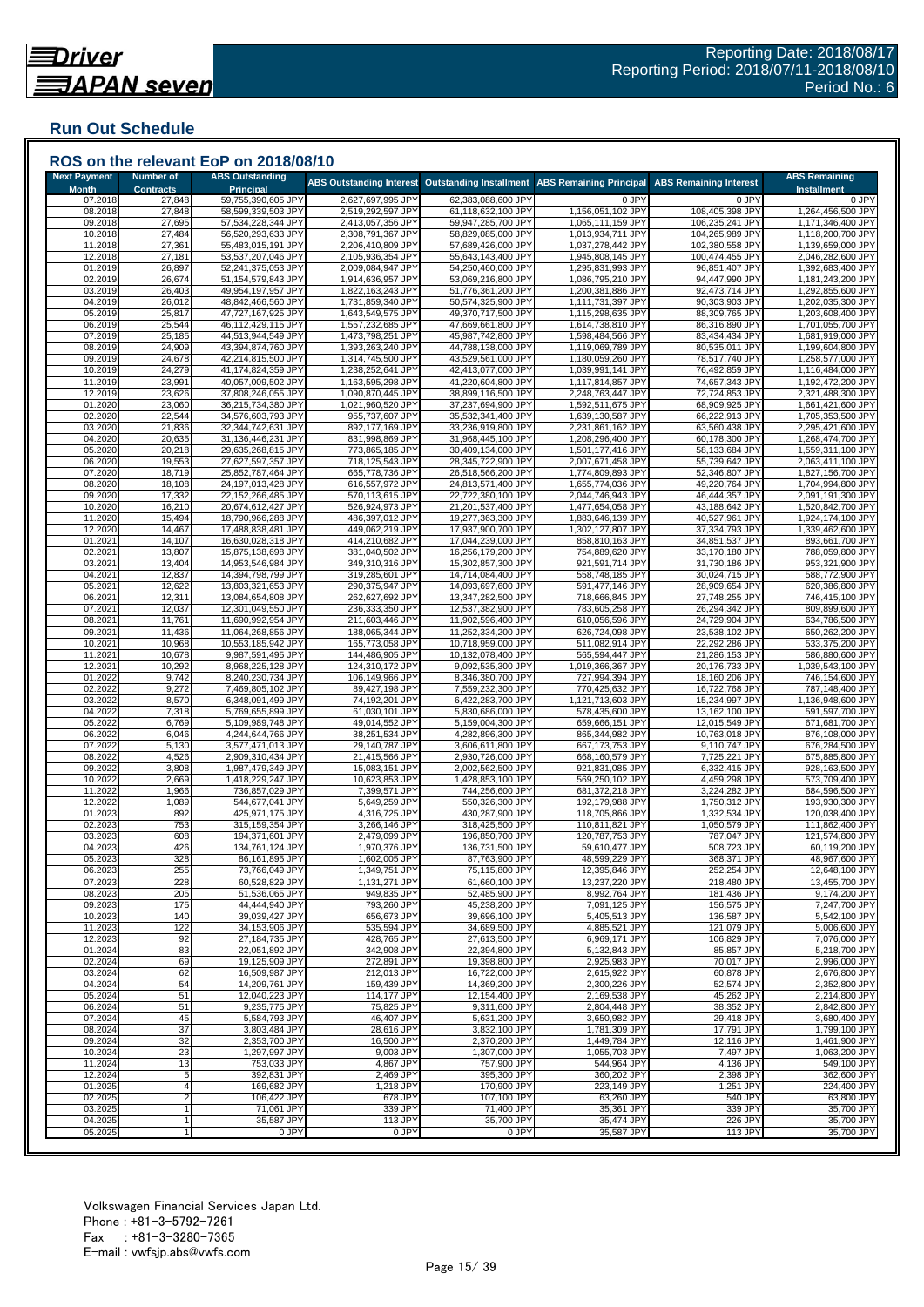# Driver JAPAN seven

Reporting Date: 2018/08/17
Reporting Period: 2018/07/11-2018/08/10
Period No.: 6

## Run Out Schedule

### ROS on the relevant EoP on 2018/08/10

| Next Payment Month | Number of Contracts | ABS Outstanding Principal | ABS Outstanding Interest | Outstanding Installment | ABS Remaining Principal | ABS Remaining Interest | ABS Remaining Installment |
|---|---|---|---|---|---|---|---|
| 07.2018 | 27,848 | 59,755,390,605 JPY | 2,627,697,995 JPY | 62,383,088,600 JPY | 0 JPY | 0 JPY | 0 JPY |
| 08.2018 | 27,848 | 58,599,339,503 JPY | 2,519,292,597 JPY | 61,118,632,100 JPY | 1,156,051,102 JPY | 108,405,398 JPY | 1,264,456,500 JPY |
| 09.2018 | 27,695 | 57,534,228,344 JPY | 2,413,057,356 JPY | 59,947,285,700 JPY | 1,065,111,159 JPY | 106,235,241 JPY | 1,171,346,400 JPY |
| 10.2018 | 27,484 | 56,520,293,633 JPY | 2,308,791,367 JPY | 58,829,085,000 JPY | 1,013,934,711 JPY | 104,265,989 JPY | 1,118,200,700 JPY |
| 11.2018 | 27,361 | 55,483,015,191 JPY | 2,206,410,809 JPY | 57,689,426,000 JPY | 1,037,278,442 JPY | 102,380,558 JPY | 1,139,659,000 JPY |
| 12.2018 | 27,181 | 53,537,207,046 JPY | 2,105,936,354 JPY | 55,643,143,400 JPY | 1,945,808,145 JPY | 100,474,455 JPY | 2,046,282,600 JPY |
| 01.2019 | 26,897 | 52,241,375,053 JPY | 2,009,084,947 JPY | 54,250,460,000 JPY | 1,295,831,993 JPY | 96,851,407 JPY | 1,392,683,400 JPY |
| 02.2019 | 26,674 | 51,154,579,843 JPY | 1,914,636,957 JPY | 53,069,216,800 JPY | 1,086,795,210 JPY | 94,447,990 JPY | 1,181,243,200 JPY |
| 03.2019 | 26,403 | 49,954,197,957 JPY | 1,822,163,243 JPY | 51,776,361,200 JPY | 1,200,381,886 JPY | 92,473,714 JPY | 1,292,855,600 JPY |
| 04.2019 | 26,012 | 48,842,466,560 JPY | 1,731,859,340 JPY | 50,574,325,900 JPY | 1,111,731,397 JPY | 90,303,903 JPY | 1,202,035,300 JPY |
| 05.2019 | 25,817 | 47,727,167,925 JPY | 1,643,549,575 JPY | 49,370,717,500 JPY | 1,115,298,635 JPY | 88,309,765 JPY | 1,203,608,400 JPY |
| 06.2019 | 25,544 | 46,112,429,115 JPY | 1,557,232,685 JPY | 47,669,661,800 JPY | 1,614,738,810 JPY | 86,316,890 JPY | 1,701,055,700 JPY |
| 07.2019 | 25,185 | 44,513,944,549 JPY | 1,473,798,251 JPY | 45,987,742,800 JPY | 1,598,484,566 JPY | 83,434,434 JPY | 1,681,919,000 JPY |
| 08.2019 | 24,909 | 43,394,874,760 JPY | 1,393,263,240 JPY | 44,788,138,000 JPY | 1,119,069,789 JPY | 80,535,011 JPY | 1,199,604,800 JPY |
| 09.2019 | 24,678 | 42,214,815,500 JPY | 1,314,745,500 JPY | 43,529,561,000 JPY | 1,180,059,260 JPY | 78,517,740 JPY | 1,258,577,000 JPY |
| 10.2019 | 24,279 | 41,174,824,359 JPY | 1,238,252,641 JPY | 42,413,077,000 JPY | 1,039,991,141 JPY | 76,492,859 JPY | 1,116,484,000 JPY |
| 11.2019 | 23,991 | 40,057,009,502 JPY | 1,163,595,298 JPY | 41,220,604,800 JPY | 1,117,814,857 JPY | 74,657,343 JPY | 1,192,472,200 JPY |
| 12.2019 | 23,626 | 37,808,246,055 JPY | 1,090,870,445 JPY | 38,899,116,500 JPY | 2,248,763,447 JPY | 72,724,853 JPY | 2,321,488,300 JPY |
| 01.2020 | 23,060 | 36,215,734,380 JPY | 1,021,960,520 JPY | 37,237,694,900 JPY | 1,592,511,675 JPY | 68,909,925 JPY | 1,661,421,600 JPY |
| 02.2020 | 22,544 | 34,576,603,793 JPY | 955,737,607 JPY | 35,532,341,400 JPY | 1,639,130,587 JPY | 66,222,913 JPY | 1,705,353,500 JPY |
| 03.2020 | 21,836 | 32,344,742,631 JPY | 892,177,169 JPY | 33,236,919,800 JPY | 2,231,861,162 JPY | 63,560,438 JPY | 2,295,421,600 JPY |
| 04.2020 | 20,635 | 31,136,446,231 JPY | 831,998,869 JPY | 31,968,445,100 JPY | 1,208,296,400 JPY | 60,178,300 JPY | 1,268,474,700 JPY |
| 05.2020 | 20,218 | 29,635,268,815 JPY | 773,865,185 JPY | 30,409,134,000 JPY | 1,501,177,416 JPY | 58,133,684 JPY | 1,559,311,100 JPY |
| 06.2020 | 19,553 | 27,627,597,357 JPY | 718,125,543 JPY | 28,345,722,900 JPY | 2,007,671,458 JPY | 55,739,642 JPY | 2,063,411,100 JPY |
| 07.2020 | 18,719 | 25,852,787,464 JPY | 665,778,736 JPY | 26,518,566,200 JPY | 1,774,809,893 JPY | 52,346,807 JPY | 1,827,156,700 JPY |
| 08.2020 | 18,108 | 24,197,013,428 JPY | 616,557,972 JPY | 24,813,571,400 JPY | 1,655,774,036 JPY | 49,220,764 JPY | 1,704,994,800 JPY |
| 09.2020 | 17,332 | 22,152,266,485 JPY | 570,113,615 JPY | 22,722,380,100 JPY | 2,044,746,943 JPY | 46,444,357 JPY | 2,091,191,300 JPY |
| 10.2020 | 16,210 | 20,674,612,427 JPY | 526,924,973 JPY | 21,201,537,400 JPY | 1,477,654,058 JPY | 43,188,642 JPY | 1,520,842,700 JPY |
| 11.2020 | 15,494 | 18,790,966,288 JPY | 486,397,012 JPY | 19,277,363,300 JPY | 1,883,646,139 JPY | 40,527,961 JPY | 1,924,174,100 JPY |
| 12.2020 | 14,467 | 17,488,838,481 JPY | 449,062,219 JPY | 17,937,900,700 JPY | 1,302,127,807 JPY | 37,334,793 JPY | 1,339,462,600 JPY |
| 01.2021 | 14,107 | 16,630,028,318 JPY | 414,210,682 JPY | 17,044,239,000 JPY | 858,810,163 JPY | 34,851,537 JPY | 893,661,700 JPY |
| 02.2021 | 13,807 | 15,875,138,698 JPY | 381,040,502 JPY | 16,256,179,200 JPY | 754,889,620 JPY | 33,170,180 JPY | 788,059,800 JPY |
| 03.2021 | 13,404 | 14,953,546,984 JPY | 349,310,316 JPY | 15,302,857,300 JPY | 921,591,714 JPY | 31,730,186 JPY | 953,321,900 JPY |
| 04.2021 | 12,837 | 14,394,798,799 JPY | 319,285,601 JPY | 14,714,084,400 JPY | 558,748,185 JPY | 30,024,715 JPY | 588,772,900 JPY |
| 05.2021 | 12,622 | 13,803,321,653 JPY | 290,375,947 JPY | 14,093,697,600 JPY | 591,477,146 JPY | 28,909,654 JPY | 620,386,800 JPY |
| 06.2021 | 12,311 | 13,084,654,808 JPY | 262,627,692 JPY | 13,347,282,500 JPY | 718,666,845 JPY | 27,748,255 JPY | 746,415,100 JPY |
| 07.2021 | 12,037 | 12,301,049,550 JPY | 236,333,350 JPY | 12,537,382,900 JPY | 783,605,258 JPY | 26,294,342 JPY | 809,899,600 JPY |
| 08.2021 | 11,761 | 11,690,992,954 JPY | 211,603,446 JPY | 11,902,596,400 JPY | 610,056,596 JPY | 24,729,904 JPY | 634,786,500 JPY |
| 09.2021 | 11,436 | 11,064,268,856 JPY | 188,065,344 JPY | 11,252,334,200 JPY | 626,724,098 JPY | 23,538,102 JPY | 650,262,200 JPY |
| 10.2021 | 10,968 | 10,553,185,942 JPY | 165,773,058 JPY | 10,718,959,000 JPY | 511,082,914 JPY | 22,292,286 JPY | 533,375,200 JPY |
| 11.2021 | 10,678 | 9,987,591,495 JPY | 144,486,905 JPY | 10,132,078,400 JPY | 565,594,447 JPY | 21,286,153 JPY | 586,880,600 JPY |
| 12.2021 | 10,292 | 8,968,225,128 JPY | 124,310,172 JPY | 9,092,535,300 JPY | 1,019,366,367 JPY | 20,176,733 JPY | 1,039,543,100 JPY |
| 01.2022 | 9,742 | 8,240,230,734 JPY | 106,149,966 JPY | 8,346,380,700 JPY | 727,994,394 JPY | 18,160,206 JPY | 746,154,600 JPY |
| 02.2022 | 9,272 | 7,469,805,102 JPY | 89,427,198 JPY | 7,559,232,300 JPY | 770,425,632 JPY | 16,722,768 JPY | 787,148,400 JPY |
| 03.2022 | 8,570 | 6,348,091,499 JPY | 74,192,201 JPY | 6,422,283,700 JPY | 1,121,713,603 JPY | 15,234,997 JPY | 1,136,948,600 JPY |
| 04.2022 | 7,318 | 5,769,655,899 JPY | 61,030,101 JPY | 5,830,686,000 JPY | 578,435,600 JPY | 13,162,100 JPY | 591,597,700 JPY |
| 05.2022 | 6,769 | 5,109,989,748 JPY | 49,014,552 JPY | 5,159,004,300 JPY | 659,666,151 JPY | 12,015,549 JPY | 671,681,700 JPY |
| 06.2022 | 6,046 | 4,244,644,766 JPY | 38,251,534 JPY | 4,282,896,300 JPY | 865,344,982 JPY | 10,763,018 JPY | 876,108,000 JPY |
| 07.2022 | 5,130 | 3,577,471,013 JPY | 29,140,787 JPY | 3,606,611,800 JPY | 667,173,753 JPY | 9,110,747 JPY | 676,284,500 JPY |
| 08.2022 | 4,526 | 2,909,310,434 JPY | 21,415,566 JPY | 2,930,726,000 JPY | 668,160,579 JPY | 7,725,221 JPY | 675,885,800 JPY |
| 09.2022 | 3,808 | 1,987,479,349 JPY | 15,083,151 JPY | 2,002,562,500 JPY | 921,831,085 JPY | 6,332,415 JPY | 928,163,500 JPY |
| 10.2022 | 2,669 | 1,418,229,247 JPY | 10,623,853 JPY | 1,428,853,100 JPY | 569,250,102 JPY | 4,459,298 JPY | 573,709,400 JPY |
| 11.2022 | 1,966 | 736,857,029 JPY | 7,399,571 JPY | 744,256,600 JPY | 681,372,218 JPY | 3,224,282 JPY | 684,596,500 JPY |
| 12.2022 | 1,089 | 544,677,041 JPY | 5,649,259 JPY | 550,326,300 JPY | 192,179,988 JPY | 1,750,312 JPY | 193,930,300 JPY |
| 01.2023 | 892 | 425,971,175 JPY | 4,316,725 JPY | 430,287,900 JPY | 118,705,866 JPY | 1,332,534 JPY | 120,038,400 JPY |
| 02.2023 | 753 | 315,159,354 JPY | 3,266,146 JPY | 318,425,500 JPY | 110,811,821 JPY | 1,050,579 JPY | 111,862,400 JPY |
| 03.2023 | 608 | 194,371,601 JPY | 2,479,099 JPY | 196,850,700 JPY | 120,787,753 JPY | 787,047 JPY | 121,574,800 JPY |
| 04.2023 | 426 | 134,761,124 JPY | 1,970,376 JPY | 136,731,500 JPY | 59,610,477 JPY | 508,723 JPY | 60,119,200 JPY |
| 05.2023 | 328 | 86,161,895 JPY | 1,602,005 JPY | 87,763,900 JPY | 48,599,229 JPY | 368,371 JPY | 48,967,600 JPY |
| 06.2023 | 255 | 73,766,049 JPY | 1,349,751 JPY | 75,115,800 JPY | 12,395,846 JPY | 252,254 JPY | 12,648,100 JPY |
| 07.2023 | 228 | 60,528,829 JPY | 1,131,271 JPY | 61,660,100 JPY | 13,237,220 JPY | 218,480 JPY | 13,455,700 JPY |
| 08.2023 | 205 | 51,536,065 JPY | 949,835 JPY | 52,485,900 JPY | 8,992,764 JPY | 181,436 JPY | 9,174,200 JPY |
| 09.2023 | 175 | 44,444,940 JPY | 793,260 JPY | 45,238,200 JPY | 7,091,125 JPY | 156,575 JPY | 7,247,700 JPY |
| 10.2023 | 140 | 39,039,427 JPY | 656,673 JPY | 39,696,100 JPY | 5,405,513 JPY | 136,587 JPY | 5,542,100 JPY |
| 11.2023 | 122 | 34,153,906 JPY | 535,594 JPY | 34,689,500 JPY | 4,885,521 JPY | 121,079 JPY | 5,006,600 JPY |
| 12.2023 | 92 | 27,184,735 JPY | 428,765 JPY | 27,613,500 JPY | 6,969,171 JPY | 106,829 JPY | 7,076,000 JPY |
| 01.2024 | 83 | 22,051,892 JPY | 342,908 JPY | 22,394,800 JPY | 5,132,843 JPY | 85,857 JPY | 5,218,700 JPY |
| 02.2024 | 69 | 19,125,909 JPY | 272,891 JPY | 19,398,800 JPY | 2,925,983 JPY | 70,017 JPY | 2,996,000 JPY |
| 03.2024 | 62 | 16,509,987 JPY | 212,013 JPY | 16,722,000 JPY | 2,615,922 JPY | 60,878 JPY | 2,676,800 JPY |
| 04.2024 | 54 | 14,209,761 JPY | 159,439 JPY | 14,369,200 JPY | 2,300,226 JPY | 52,574 JPY | 2,352,800 JPY |
| 05.2024 | 51 | 12,040,223 JPY | 114,177 JPY | 12,154,400 JPY | 2,169,538 JPY | 45,262 JPY | 2,214,800 JPY |
| 06.2024 | 51 | 9,235,775 JPY | 75,825 JPY | 9,311,600 JPY | 2,804,448 JPY | 38,352 JPY | 2,842,800 JPY |
| 07.2024 | 45 | 5,584,793 JPY | 46,407 JPY | 5,631,200 JPY | 3,650,982 JPY | 29,418 JPY | 3,680,400 JPY |
| 08.2024 | 37 | 3,803,484 JPY | 28,616 JPY | 3,832,100 JPY | 1,781,309 JPY | 17,791 JPY | 1,799,100 JPY |
| 09.2024 | 32 | 2,353,700 JPY | 16,500 JPY | 2,370,200 JPY | 1,449,784 JPY | 12,116 JPY | 1,461,900 JPY |
| 10.2024 | 23 | 1,297,997 JPY | 9,003 JPY | 1,307,000 JPY | 1,055,703 JPY | 7,497 JPY | 1,063,200 JPY |
| 11.2024 | 13 | 753,033 JPY | 4,867 JPY | 757,900 JPY | 544,964 JPY | 4,136 JPY | 549,100 JPY |
| 12.2024 | 5 | 392,831 JPY | 2,469 JPY | 395,300 JPY | 360,202 JPY | 2,398 JPY | 362,600 JPY |
| 01.2025 | 4 | 169,682 JPY | 1,218 JPY | 170,900 JPY | 223,149 JPY | 1,251 JPY | 224,400 JPY |
| 02.2025 | 2 | 106,422 JPY | 678 JPY | 107,100 JPY | 63,260 JPY | 540 JPY | 63,800 JPY |
| 03.2025 | 1 | 71,061 JPY | 339 JPY | 71,400 JPY | 35,361 JPY | 339 JPY | 35,700 JPY |
| 04.2025 | 1 | 35,587 JPY | 113 JPY | 35,700 JPY | 35,474 JPY | 226 JPY | 35,700 JPY |
| 05.2025 | 1 | 0 JPY | 0 JPY | 0 JPY | 35,587 JPY | 113 JPY | 35,700 JPY |

Volkswagen Financial Services Japan Ltd.
Phone : +81-3-5792-7261
Fax : +81-3-3280-7365
E-mail : vwfsjp.abs@vwfs.com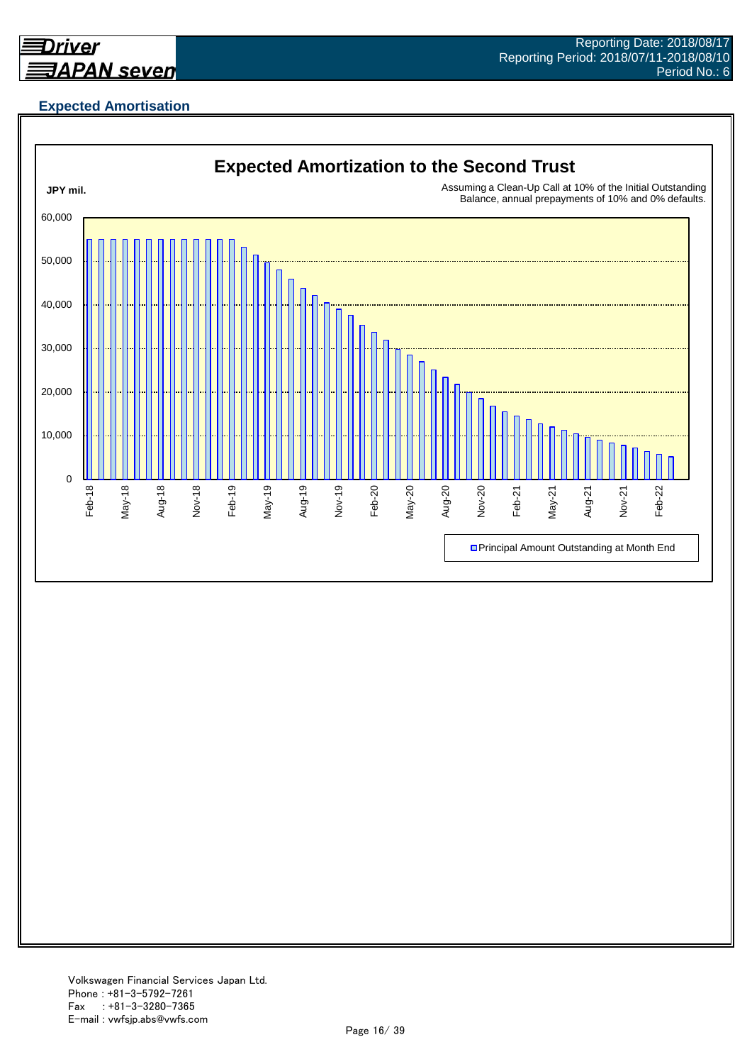## Expected Amortisation

**Expected Amortization to the Second Trust**

JPY mil.

Assuming a Clean-Up Call at 10% of the Initial Outstanding Balance, annual prepayments of 10% and 0% defaults.

Principal Amount Outstanding at Month End

Volkswagen Financial Services Japan Ltd.
Phone : +81-3-5792-7261
Fax : +81-3-3280-7365
E-mail : vwfsjp.abs@vwfs.com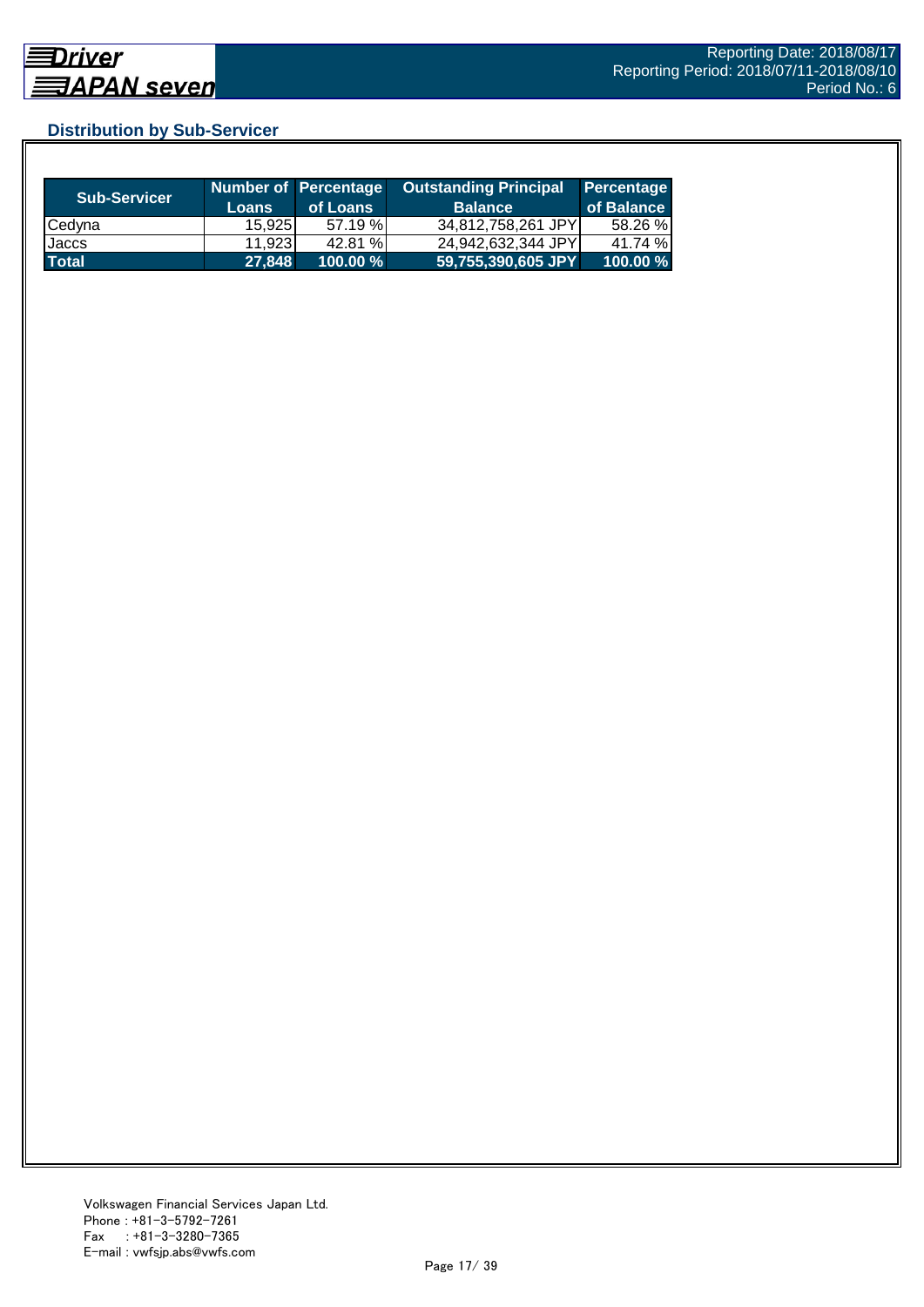## Distribution by Sub-Servicer

| Sub-Servicer | Number of Loans | Percentage of Loans | Outstanding Principal Balance | Percentage of Balance |
|---|---|---|---|---|
| Cedyna | 15,925 | 57.19 % | 34,812,758,261 JPY | 58.26 % |
| Jaccs | 11,923 | 42.81 % | 24,942,632,344 JPY | 41.74 % |
| **Total** | **27,848** | **100.00 %** | **59,755,390,605 JPY** | **100.00 %** |

Volkswagen Financial Services Japan Ltd.
Phone : +81-3-5792-7261
Fax : +81-3-3280-7365
E-mail : vwfsjp.abs@vwfs.com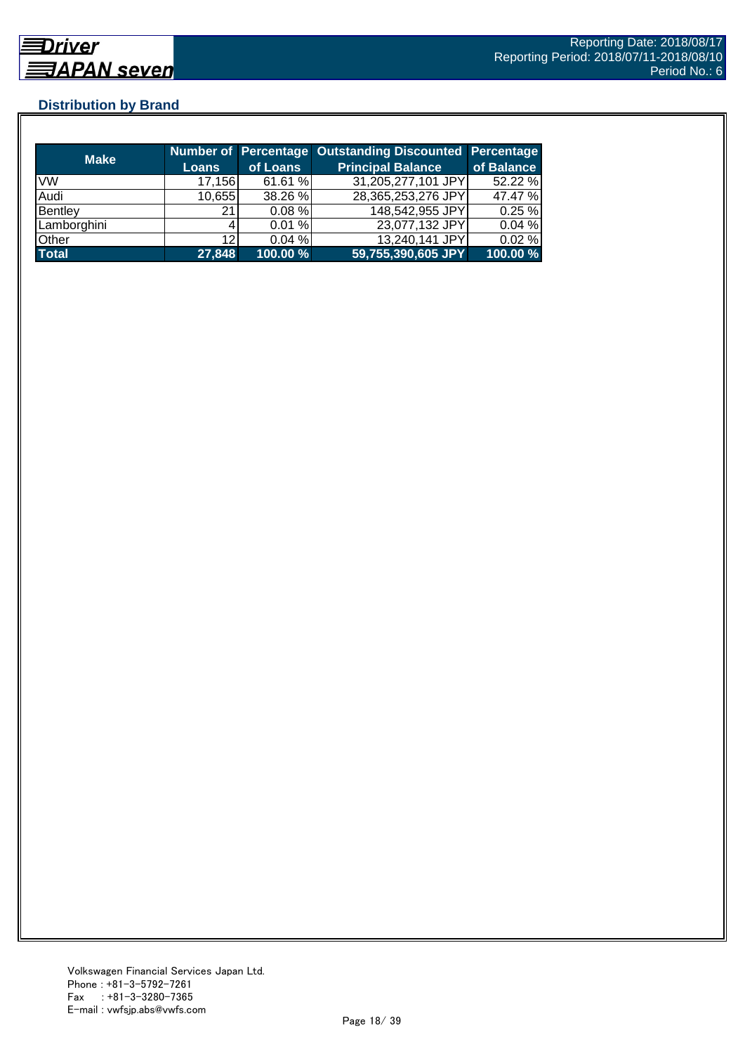## Distribution by Brand

| Make | Number of Loans | Percentage of Loans | Outstanding Discounted Principal Balance | Percentage of Balance |
|---|---|---|---|---|
| VW | 17,156 | 61.61 % | 31,205,277,101 JPY | 52.22 % |
| Audi | 10,655 | 38.26 % | 28,365,253,276 JPY | 47.47 % |
| Bentley | 21 | 0.08 % | 148,542,955 JPY | 0.25 % |
| Lamborghini | 4 | 0.01 % | 23,077,132 JPY | 0.04 % |
| Other | 12 | 0.04 % | 13,240,141 JPY | 0.02 % |
| **Total** | **27,848** | **100.00 %** | **59,755,390,605 JPY** | **100.00 %** |

Volkswagen Financial Services Japan Ltd.
Phone : +81-3-5792-7261
Fax : +81-3-3280-7365
E-mail : vwfsjp.abs@vwfs.com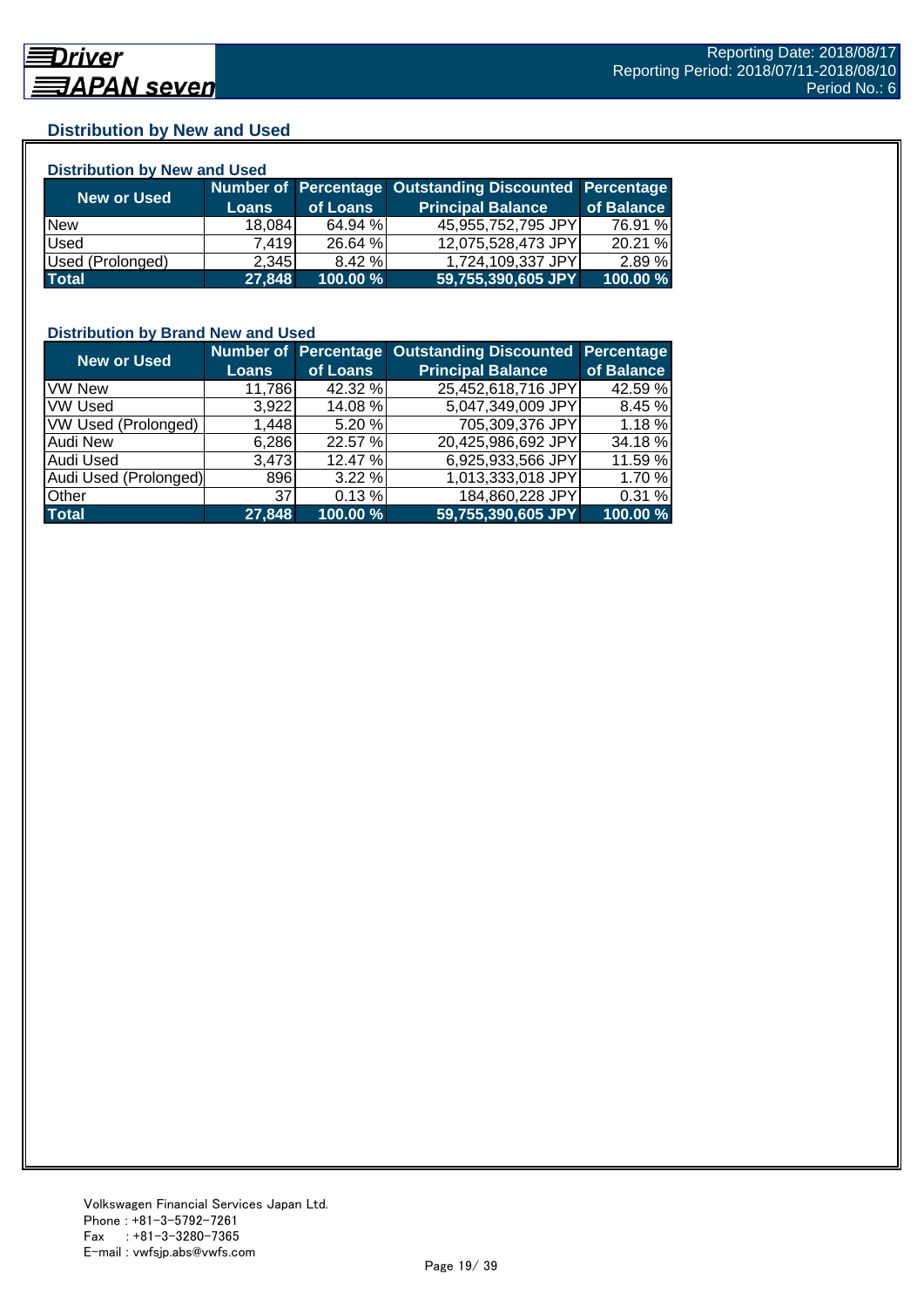## Distribution by New and Used

### Distribution by New and Used

| New or Used | Number of Loans | Percentage of Loans | Outstanding Discounted Principal Balance | Percentage of Balance |
|---|---|---|---|---|
| New | 18,084 | 64.94 % | 45,955,752,795 JPY | 76.91 % |
| Used | 7,419 | 26.64 % | 12,075,528,473 JPY | 20.21 % |
| Used (Prolonged) | 2,345 | 8.42 % | 1,724,109,337 JPY | 2.89 % |
| **Total** | **27,848** | **100.00 %** | **59,755,390,605 JPY** | **100.00 %** |

### Distribution by Brand New and Used

| New or Used | Number of Loans | Percentage of Loans | Outstanding Discounted Principal Balance | Percentage of Balance |
|---|---|---|---|---|
| VW New | 11,786 | 42.32 % | 25,452,618,716 JPY | 42.59 % |
| VW Used | 3,922 | 14.08 % | 5,047,349,009 JPY | 8.45 % |
| VW Used (Prolonged) | 1,448 | 5.20 % | 705,309,376 JPY | 1.18 % |
| Audi New | 6,286 | 22.57 % | 20,425,986,692 JPY | 34.18 % |
| Audi Used | 3,473 | 12.47 % | 6,925,933,566 JPY | 11.59 % |
| Audi Used (Prolonged) | 896 | 3.22 % | 1,013,333,018 JPY | 1.70 % |
| Other | 37 | 0.13 % | 184,860,228 JPY | 0.31 % |
| **Total** | **27,848** | **100.00 %** | **59,755,390,605 JPY** | **100.00 %** |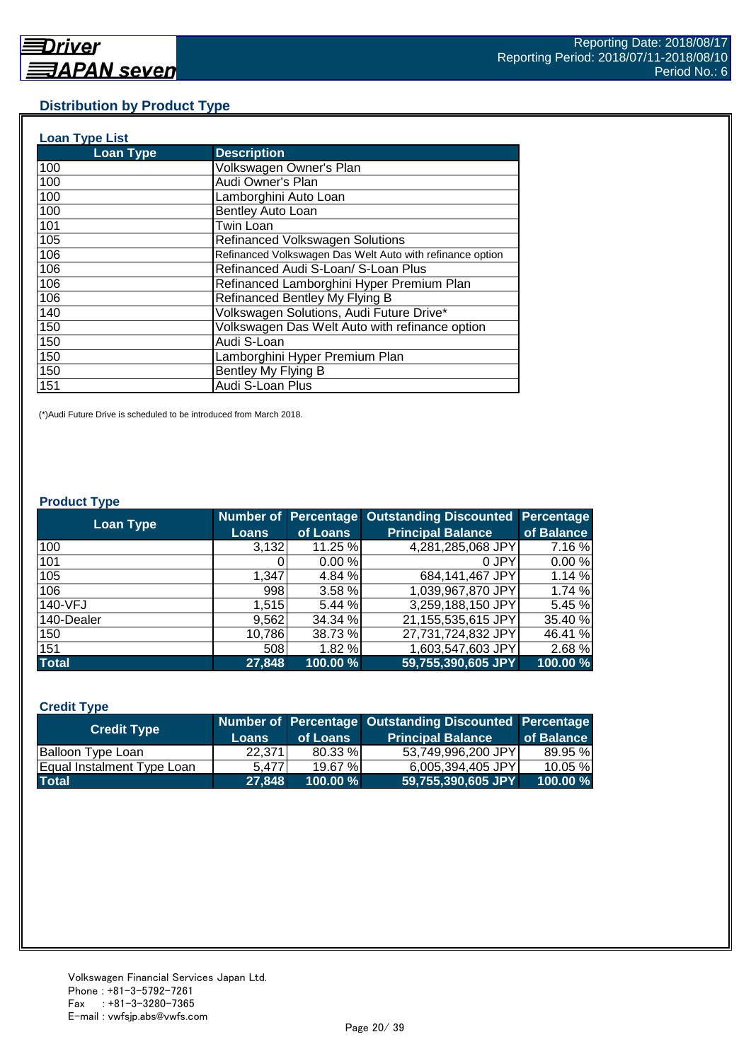## Distribution by Product Type

### Loan Type List

| Loan Type | Description |
|---|---|
| 100 | Volkswagen Owner's Plan |
| 100 | Audi Owner's Plan |
| 100 | Lamborghini Auto Loan |
| 100 | Bentley Auto Loan |
| 101 | Twin Loan |
| 105 | Refinanced Volkswagen Solutions |
| 106 | Refinanced Volkswagen Das Welt Auto with refinance option |
| 106 | Refinanced Audi S-Loan/ S-Loan Plus |
| 106 | Refinanced Lamborghini Hyper Premium Plan |
| 106 | Refinanced Bentley My Flying B |
| 140 | Volkswagen Solutions, Audi Future Drive* |
| 150 | Volkswagen Das Welt Auto with refinance option |
| 150 | Audi S-Loan |
| 150 | Lamborghini Hyper Premium Plan |
| 150 | Bentley My Flying B |
| 151 | Audi S-Loan Plus |

(*)Audi Future Drive is scheduled to be introduced from March 2018.

### Product Type

| Loan Type | Number of Loans | Percentage of Loans | Outstanding Discounted Principal Balance | Percentage of Balance |
|---|---|---|---|---|
| 100 | 3,132 | 11.25 % | 4,281,285,068 JPY | 7.16 % |
| 101 | 0 | 0.00 % | 0 JPY | 0.00 % |
| 105 | 1,347 | 4.84 % | 684,141,467 JPY | 1.14 % |
| 106 | 998 | 3.58 % | 1,039,967,870 JPY | 1.74 % |
| 140-VFJ | 1,515 | 5.44 % | 3,259,188,150 JPY | 5.45 % |
| 140-Dealer | 9,562 | 34.34 % | 21,155,535,615 JPY | 35.40 % |
| 150 | 10,786 | 38.73 % | 27,731,724,832 JPY | 46.41 % |
| 151 | 508 | 1.82 % | 1,603,547,603 JPY | 2.68 % |
| **Total** | **27,848** | **100.00 %** | **59,755,390,605 JPY** | **100.00 %** |

### Credit Type

| Credit Type | Number of Loans | Percentage of Loans | Outstanding Discounted Principal Balance | Percentage of Balance |
|---|---|---|---|---|
| Balloon Type Loan | 22,371 | 80.33 % | 53,749,996,200 JPY | 89.95 % |
| Equal Instalment Type Loan | 5,477 | 19.67 % | 6,005,394,405 JPY | 10.05 % |
| **Total** | **27,848** | **100.00 %** | **59,755,390,605 JPY** | **100.00 %** |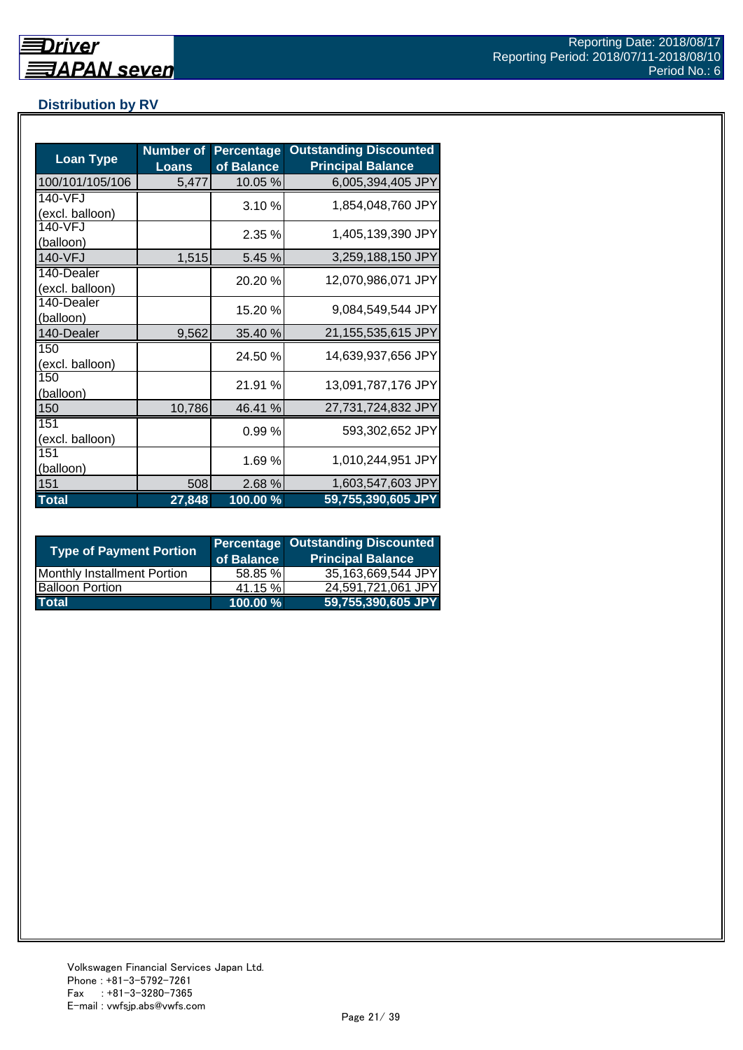## Distribution by RV

| Loan Type | Number of Loans | Percentage of Balance | Outstanding Discounted Principal Balance |
|---|---|---|---|
| 100/101/105/106 | 5,477 | 10.05 % | 6,005,394,405 JPY |
| 140-VFJ (excl. balloon) | | 3.10 % | 1,854,048,760 JPY |
| 140-VFJ (balloon) | | 2.35 % | 1,405,139,390 JPY |
| 140-VFJ | 1,515 | 5.45 % | 3,259,188,150 JPY |
| 140-Dealer (excl. balloon) | | 20.20 % | 12,070,986,071 JPY |
| 140-Dealer (balloon) | | 15.20 % | 9,084,549,544 JPY |
| 140-Dealer | 9,562 | 35.40 % | 21,155,535,615 JPY |
| 150 (excl. balloon) | | 24.50 % | 14,639,937,656 JPY |
| 150 (balloon) | | 21.91 % | 13,091,787,176 JPY |
| 150 | 10,786 | 46.41 % | 27,731,724,832 JPY |
| 151 (excl. balloon) | | 0.99 % | 593,302,652 JPY |
| 151 (balloon) | | 1.69 % | 1,010,244,951 JPY |
| 151 | 508 | 2.68 % | 1,603,547,603 JPY |
| **Total** | **27,848** | **100.00 %** | **59,755,390,605 JPY** |

| Type of Payment Portion | Percentage of Balance | Outstanding Discounted Principal Balance |
|---|---|---|
| Monthly Installment Portion | 58.85 % | 35,163,669,544 JPY |
| Balloon Portion | 41.15 % | 24,591,721,061 JPY |
| **Total** | **100.00 %** | **59,755,390,605 JPY** |

Volkswagen Financial Services Japan Ltd.
Phone : +81-3-5792-7261
Fax : +81-3-3280-7365
E-mail : vwfsjp.abs@vwfs.com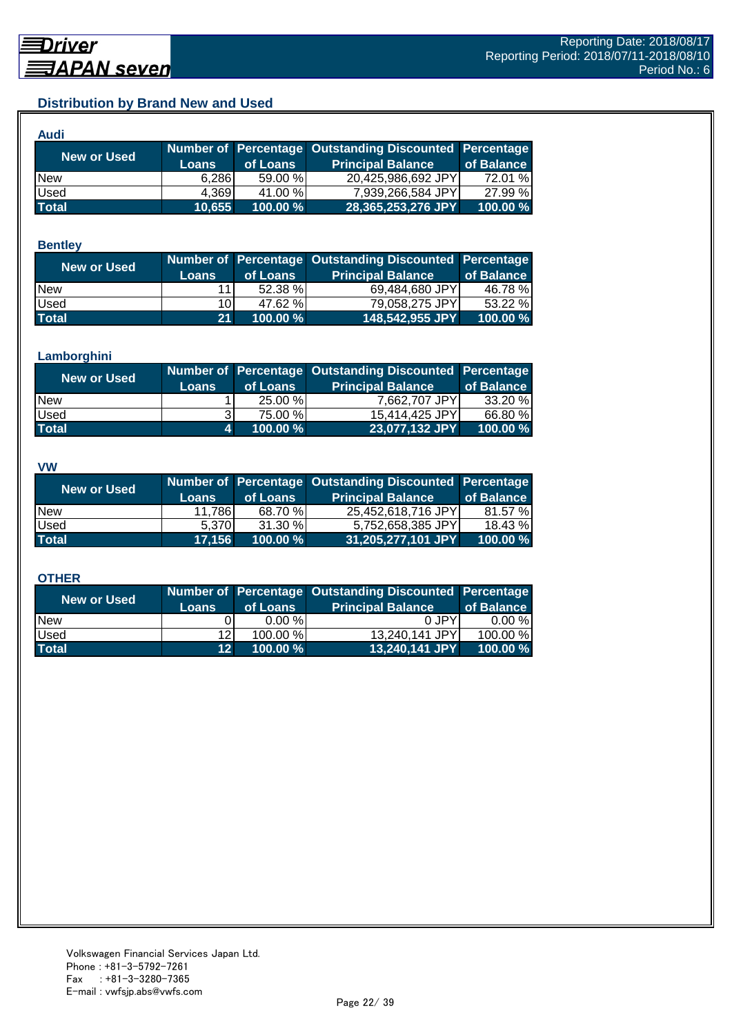## Distribution by Brand New and Used

### Audi

| New or Used | Number of Loans | Percentage of Loans | Outstanding Discounted Principal Balance | Percentage of Balance |
|---|---|---|---|---|
| New | 6,286 | 59.00 % | 20,425,986,692 JPY | 72.01 % |
| Used | 4,369 | 41.00 % | 7,939,266,584 JPY | 27.99 % |
| **Total** | **10,655** | **100.00 %** | **28,365,253,276 JPY** | **100.00 %** |

### Bentley

| New or Used | Number of Loans | Percentage of Loans | Outstanding Discounted Principal Balance | Percentage of Balance |
|---|---|---|---|---|
| New | 11 | 52.38 % | 69,484,680 JPY | 46.78 % |
| Used | 10 | 47.62 % | 79,058,275 JPY | 53.22 % |
| **Total** | **21** | **100.00 %** | **148,542,955 JPY** | **100.00 %** |

### Lamborghini

| New or Used | Number of Loans | Percentage of Loans | Outstanding Discounted Principal Balance | Percentage of Balance |
|---|---|---|---|---|
| New | 1 | 25.00 % | 7,662,707 JPY | 33.20 % |
| Used | 3 | 75.00 % | 15,414,425 JPY | 66.80 % |
| **Total** | **4** | **100.00 %** | **23,077,132 JPY** | **100.00 %** |

### VW

| New or Used | Number of Loans | Percentage of Loans | Outstanding Discounted Principal Balance | Percentage of Balance |
|---|---|---|---|---|
| New | 11,786 | 68.70 % | 25,452,618,716 JPY | 81.57 % |
| Used | 5,370 | 31.30 % | 5,752,658,385 JPY | 18.43 % |
| **Total** | **17,156** | **100.00 %** | **31,205,277,101 JPY** | **100.00 %** |

### OTHER

| New or Used | Number of Loans | Percentage of Loans | Outstanding Discounted Principal Balance | Percentage of Balance |
|---|---|---|---|---|
| New | 0 | 0.00 % | 0 JPY | 0.00 % |
| Used | 12 | 100.00 % | 13,240,141 JPY | 100.00 % |
| **Total** | **12** | **100.00 %** | **13,240,141 JPY** | **100.00 %** |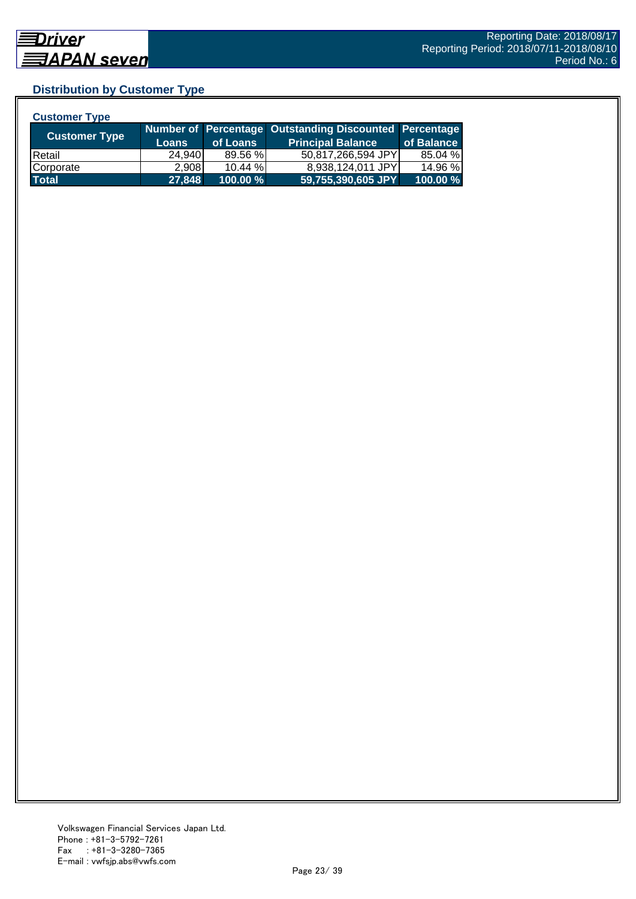## Distribution by Customer Type

### Customer Type

| Customer Type | Number of Loans | Percentage of Loans | Outstanding Discounted Principal Balance | Percentage of Balance |
|---|---|---|---|---|
| Retail | 24,940 | 89.56 % | 50,817,266,594 JPY | 85.04 % |
| Corporate | 2,908 | 10.44 % | 8,938,124,011 JPY | 14.96 % |
| **Total** | **27,848** | **100.00 %** | **59,755,390,605 JPY** | **100.00 %** |

Volkswagen Financial Services Japan Ltd.
Phone : +81-3-5792-7261
Fax : +81-3-3280-7365
E-mail : vwfsjp.abs@vwfs.com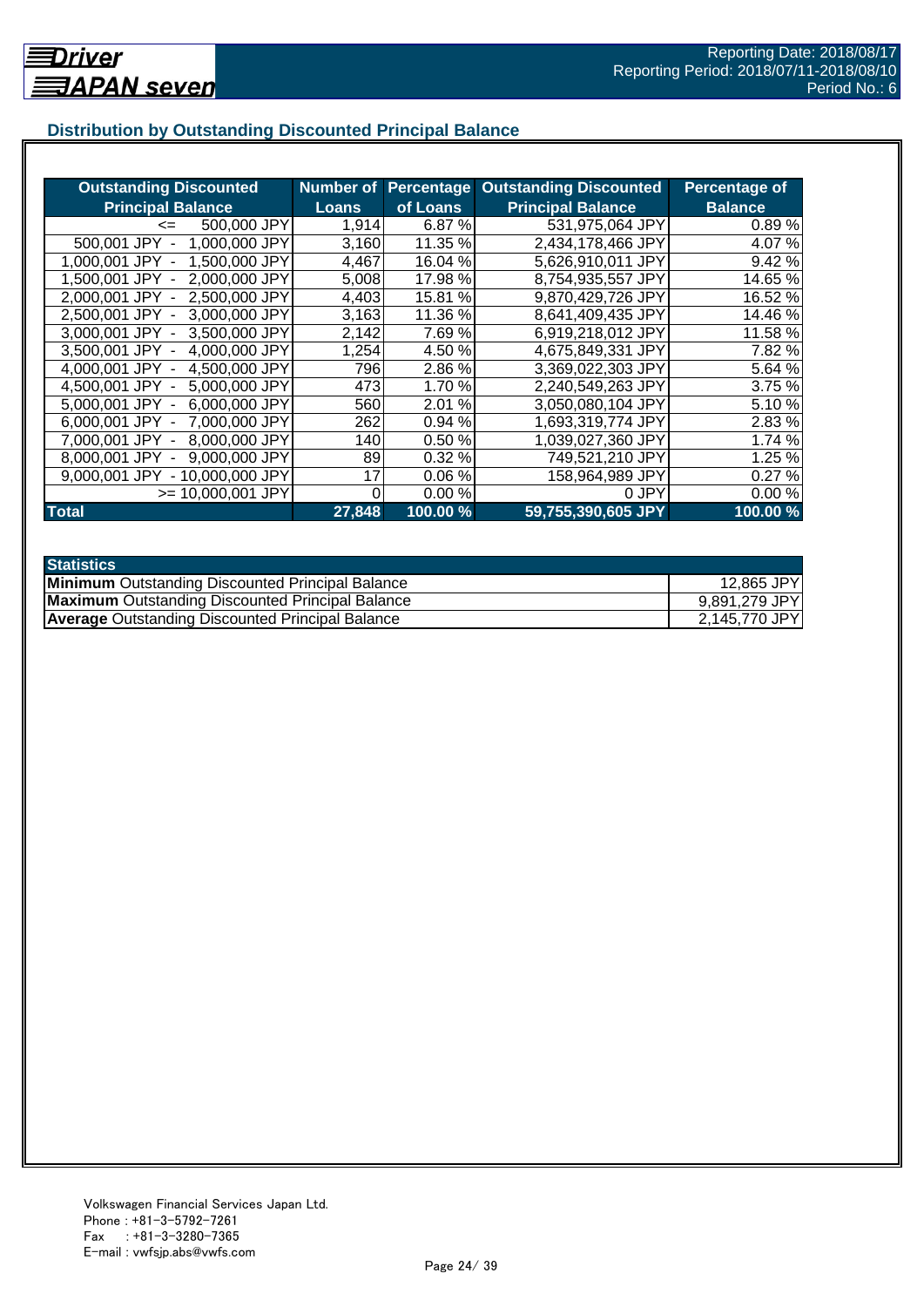## Distribution by Outstanding Discounted Principal Balance

| Outstanding Discounted Principal Balance | Number of Loans | Percentage of Loans | Outstanding Discounted Principal Balance | Percentage of Balance |
|---|---|---|---|---|
| <= 500,000 JPY | 1,914 | 6.87 % | 531,975,064 JPY | 0.89 % |
| 500,001 JPY - 1,000,000 JPY | 3,160 | 11.35 % | 2,434,178,466 JPY | 4.07 % |
| 1,000,001 JPY - 1,500,000 JPY | 4,467 | 16.04 % | 5,626,910,011 JPY | 9.42 % |
| 1,500,001 JPY - 2,000,000 JPY | 5,008 | 17.98 % | 8,754,935,557 JPY | 14.65 % |
| 2,000,001 JPY - 2,500,000 JPY | 4,403 | 15.81 % | 9,870,429,726 JPY | 16.52 % |
| 2,500,001 JPY - 3,000,000 JPY | 3,163 | 11.36 % | 8,641,409,435 JPY | 14.46 % |
| 3,000,001 JPY - 3,500,000 JPY | 2,142 | 7.69 % | 6,919,218,012 JPY | 11.58 % |
| 3,500,001 JPY - 4,000,000 JPY | 1,254 | 4.50 % | 4,675,849,331 JPY | 7.82 % |
| 4,000,001 JPY - 4,500,000 JPY | 796 | 2.86 % | 3,369,022,303 JPY | 5.64 % |
| 4,500,001 JPY - 5,000,000 JPY | 473 | 1.70 % | 2,240,549,263 JPY | 3.75 % |
| 5,000,001 JPY - 6,000,000 JPY | 560 | 2.01 % | 3,050,080,104 JPY | 5.10 % |
| 6,000,001 JPY - 7,000,000 JPY | 262 | 0.94 % | 1,693,319,774 JPY | 2.83 % |
| 7,000,001 JPY - 8,000,000 JPY | 140 | 0.50 % | 1,039,027,360 JPY | 1.74 % |
| 8,000,001 JPY - 9,000,000 JPY | 89 | 0.32 % | 749,521,210 JPY | 1.25 % |
| 9,000,001 JPY - 10,000,000 JPY | 17 | 0.06 % | 158,964,989 JPY | 0.27 % |
| >= 10,000,001 JPY | 0 | 0.00 % | 0 JPY | 0.00 % |
| **Total** | **27,848** | **100.00 %** | **59,755,390,605 JPY** | **100.00 %** |

| Statistics | |
|---|---|
| **Minimum** Outstanding Discounted Principal Balance | 12,865 JPY |
| **Maximum** Outstanding Discounted Principal Balance | 9,891,279 JPY |
| **Average** Outstanding Discounted Principal Balance | 2,145,770 JPY |

Volkswagen Financial Services Japan Ltd.
Phone : +81-3-5792-7261
Fax : +81-3-3280-7365
E-mail : vwfsjp.abs@vwfs.com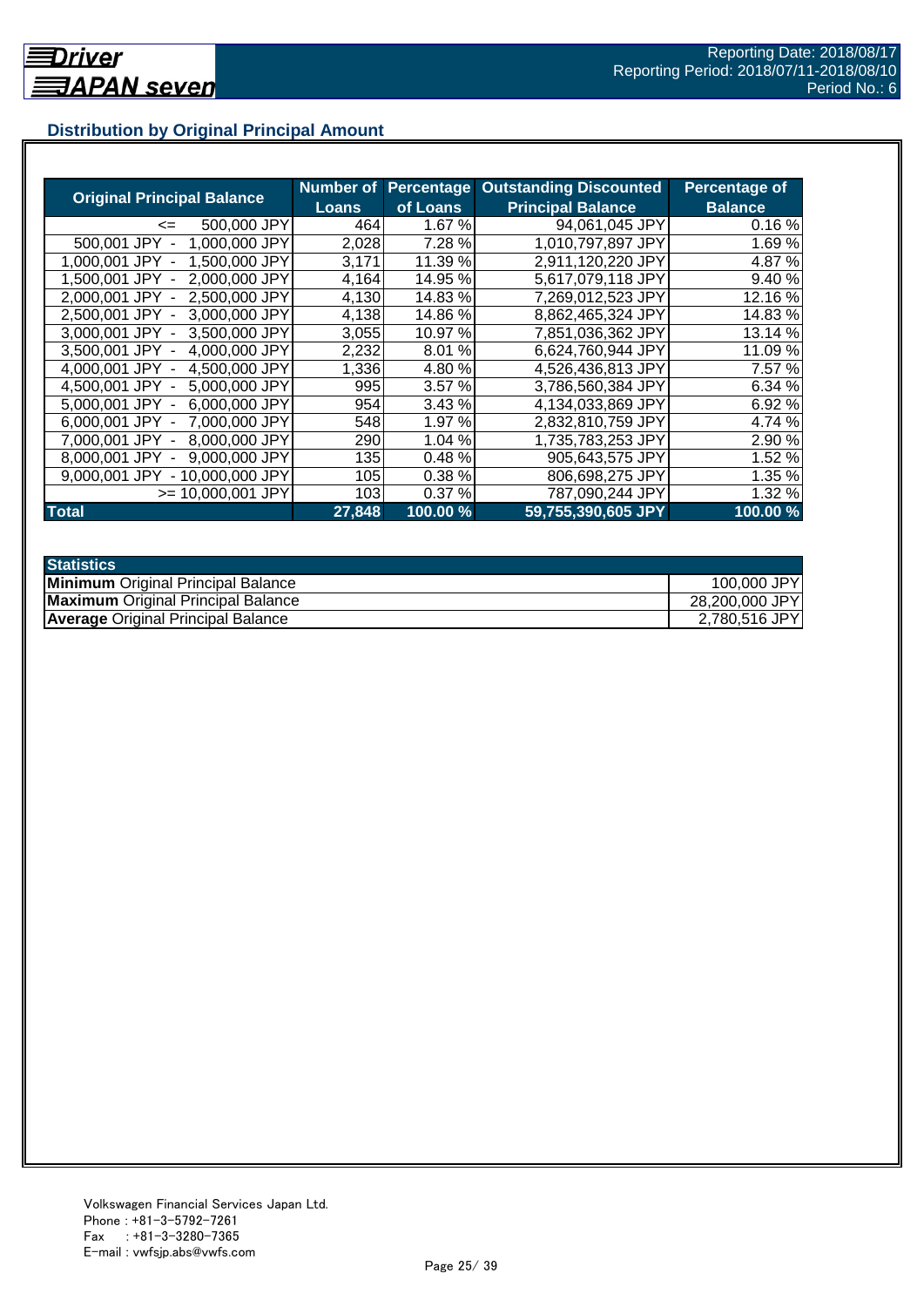### Distribution by Original Principal Amount

| Original Principal Balance | Number of Loans | Percentage of Loans | Outstanding Discounted Principal Balance | Percentage of Balance |
|---|---|---|---|---|
| <= 500,000 JPY | 464 | 1.67 % | 94,061,045 JPY | 0.16 % |
| 500,001 JPY - 1,000,000 JPY | 2,028 | 7.28 % | 1,010,797,897 JPY | 1.69 % |
| 1,000,001 JPY - 1,500,000 JPY | 3,171 | 11.39 % | 2,911,120,220 JPY | 4.87 % |
| 1,500,001 JPY - 2,000,000 JPY | 4,164 | 14.95 % | 5,617,079,118 JPY | 9.40 % |
| 2,000,001 JPY - 2,500,000 JPY | 4,130 | 14.83 % | 7,269,012,523 JPY | 12.16 % |
| 2,500,001 JPY - 3,000,000 JPY | 4,138 | 14.86 % | 8,862,465,324 JPY | 14.83 % |
| 3,000,001 JPY - 3,500,000 JPY | 3,055 | 10.97 % | 7,851,036,362 JPY | 13.14 % |
| 3,500,001 JPY - 4,000,000 JPY | 2,232 | 8.01 % | 6,624,760,944 JPY | 11.09 % |
| 4,000,001 JPY - 4,500,000 JPY | 1,336 | 4.80 % | 4,526,436,813 JPY | 7.57 % |
| 4,500,001 JPY - 5,000,000 JPY | 995 | 3.57 % | 3,786,560,384 JPY | 6.34 % |
| 5,000,001 JPY - 6,000,000 JPY | 954 | 3.43 % | 4,134,033,869 JPY | 6.92 % |
| 6,000,001 JPY - 7,000,000 JPY | 548 | 1.97 % | 2,832,810,759 JPY | 4.74 % |
| 7,000,001 JPY - 8,000,000 JPY | 290 | 1.04 % | 1,735,783,253 JPY | 2.90 % |
| 8,000,001 JPY - 9,000,000 JPY | 135 | 0.48 % | 905,643,575 JPY | 1.52 % |
| 9,000,001 JPY - 10,000,000 JPY | 105 | 0.38 % | 806,698,275 JPY | 1.35 % |
| >= 10,000,001 JPY | 103 | 0.37 % | 787,090,244 JPY | 1.32 % |
| **Total** | **27,848** | **100.00 %** | **59,755,390,605 JPY** | **100.00 %** |

| Statistics | |
|---|---|
| **Minimum** Original Principal Balance | 100,000 JPY |
| **Maximum** Original Principal Balance | 28,200,000 JPY |
| **Average** Original Principal Balance | 2,780,516 JPY |

Volkswagen Financial Services Japan Ltd.
Phone : +81-3-5792-7261
Fax : +81-3-3280-7365
E-mail : vwfsjp.abs@vwfs.com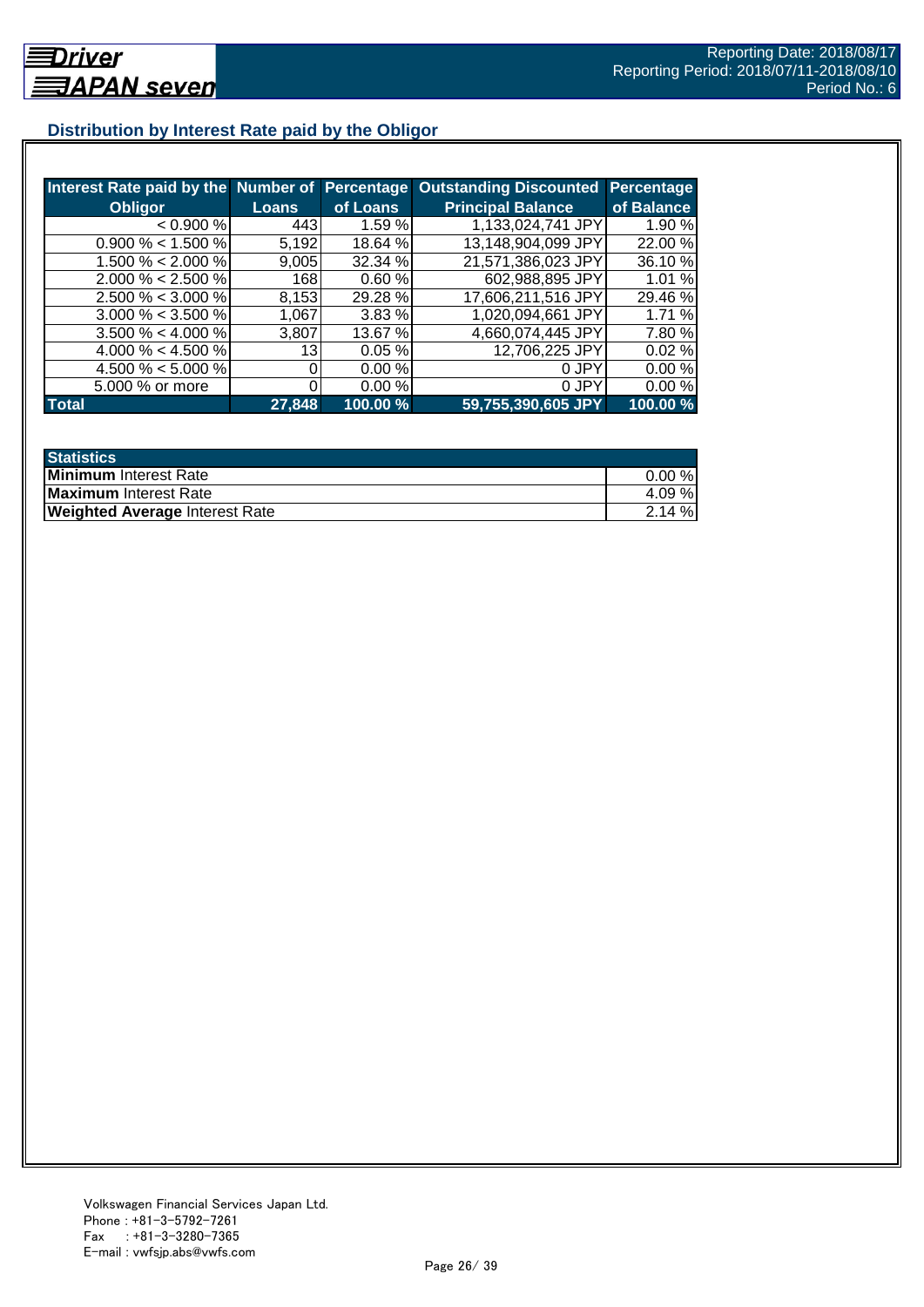## Distribution by Interest Rate paid by the Obligor

| Interest Rate paid by the Obligor | Number of Loans | Percentage of Loans | Outstanding Discounted Principal Balance | Percentage of Balance |
|---|---|---|---|---|
| < 0.900 % | 443 | 1.59 % | 1,133,024,741 JPY | 1.90 % |
| 0.900 % < 1.500 % | 5,192 | 18.64 % | 13,148,904,099 JPY | 22.00 % |
| 1.500 % < 2.000 % | 9,005 | 32.34 % | 21,571,386,023 JPY | 36.10 % |
| 2.000 % < 2.500 % | 168 | 0.60 % | 602,988,895 JPY | 1.01 % |
| 2.500 % < 3.000 % | 8,153 | 29.28 % | 17,606,211,516 JPY | 29.46 % |
| 3.000 % < 3.500 % | 1,067 | 3.83 % | 1,020,094,661 JPY | 1.71 % |
| 3.500 % < 4.000 % | 3,807 | 13.67 % | 4,660,074,445 JPY | 7.80 % |
| 4.000 % < 4.500 % | 13 | 0.05 % | 12,706,225 JPY | 0.02 % |
| 4.500 % < 5.000 % | 0 | 0.00 % | 0 JPY | 0.00 % |
| 5.000 % or more | 0 | 0.00 % | 0 JPY | 0.00 % |
| **Total** | **27,848** | **100.00 %** | **59,755,390,605 JPY** | **100.00 %** |

| Statistics | |
|---|---|
| **Minimum** Interest Rate | 0.00 % |
| **Maximum** Interest Rate | 4.09 % |
| **Weighted Average** Interest Rate | 2.14 % |

Volkswagen Financial Services Japan Ltd.
Phone : +81-3-5792-7261
Fax : +81-3-3280-7365
E-mail : vwfsjp.abs@vwfs.com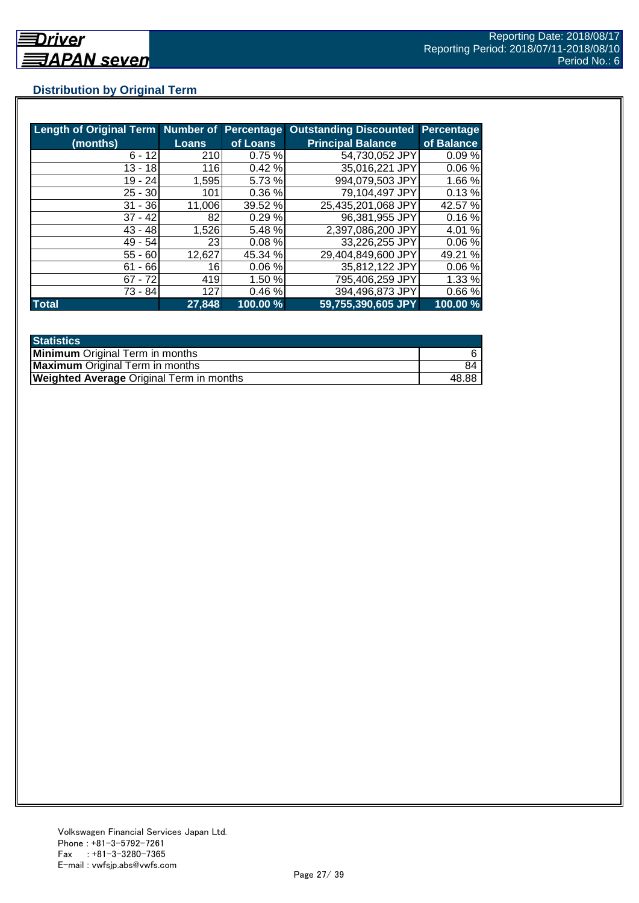## Distribution by Original Term

| Length of Original Term (months) | Number of Loans | Percentage of Loans | Outstanding Discounted Principal Balance | Percentage of Balance |
|---|---|---|---|---|
| 6 - 12 | 210 | 0.75 % | 54,730,052 JPY | 0.09 % |
| 13 - 18 | 116 | 0.42 % | 35,016,221 JPY | 0.06 % |
| 19 - 24 | 1,595 | 5.73 % | 994,079,503 JPY | 1.66 % |
| 25 - 30 | 101 | 0.36 % | 79,104,497 JPY | 0.13 % |
| 31 - 36 | 11,006 | 39.52 % | 25,435,201,068 JPY | 42.57 % |
| 37 - 42 | 82 | 0.29 % | 96,381,955 JPY | 0.16 % |
| 43 - 48 | 1,526 | 5.48 % | 2,397,086,200 JPY | 4.01 % |
| 49 - 54 | 23 | 0.08 % | 33,226,255 JPY | 0.06 % |
| 55 - 60 | 12,627 | 45.34 % | 29,404,849,600 JPY | 49.21 % |
| 61 - 66 | 16 | 0.06 % | 35,812,122 JPY | 0.06 % |
| 67 - 72 | 419 | 1.50 % | 795,406,259 JPY | 1.33 % |
| 73 - 84 | 127 | 0.46 % | 394,496,873 JPY | 0.66 % |
| **Total** | **27,848** | **100.00 %** | **59,755,390,605 JPY** | **100.00 %** |

| Statistics | |
|---|---|
| **Minimum** Original Term in months | 6 |
| **Maximum** Original Term in months | 84 |
| **Weighted Average** Original Term in months | 48.88 |

Volkswagen Financial Services Japan Ltd.
Phone : +81-3-5792-7261
Fax : +81-3-3280-7365
E-mail : vwfsjp.abs@vwfs.com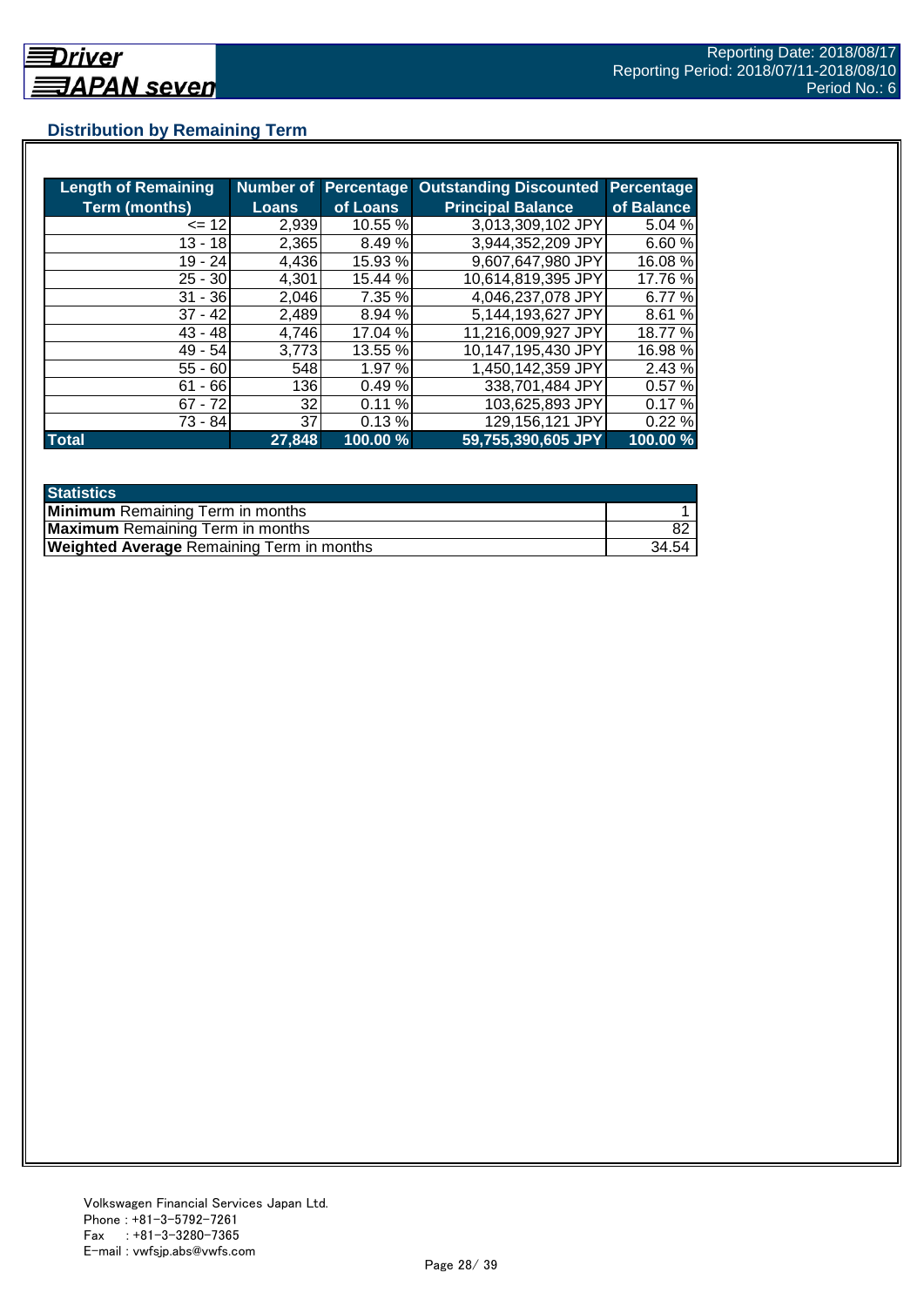## Distribution by Remaining Term

| Length of Remaining Term (months) | Number of Loans | Percentage of Loans | Outstanding Discounted Principal Balance | Percentage of Balance |
|---|---|---|---|---|
| <= 12 | 2,939 | 10.55 % | 3,013,309,102 JPY | 5.04 % |
| 13 - 18 | 2,365 | 8.49 % | 3,944,352,209 JPY | 6.60 % |
| 19 - 24 | 4,436 | 15.93 % | 9,607,647,980 JPY | 16.08 % |
| 25 - 30 | 4,301 | 15.44 % | 10,614,819,395 JPY | 17.76 % |
| 31 - 36 | 2,046 | 7.35 % | 4,046,237,078 JPY | 6.77 % |
| 37 - 42 | 2,489 | 8.94 % | 5,144,193,627 JPY | 8.61 % |
| 43 - 48 | 4,746 | 17.04 % | 11,216,009,927 JPY | 18.77 % |
| 49 - 54 | 3,773 | 13.55 % | 10,147,195,430 JPY | 16.98 % |
| 55 - 60 | 548 | 1.97 % | 1,450,142,359 JPY | 2.43 % |
| 61 - 66 | 136 | 0.49 % | 338,701,484 JPY | 0.57 % |
| 67 - 72 | 32 | 0.11 % | 103,625,893 JPY | 0.17 % |
| 73 - 84 | 37 | 0.13 % | 129,156,121 JPY | 0.22 % |
| **Total** | **27,848** | **100.00 %** | **59,755,390,605 JPY** | **100.00 %** |

| Statistics | |
|---|---|
| **Minimum** Remaining Term in months | 1 |
| **Maximum** Remaining Term in months | 82 |
| **Weighted Average** Remaining Term in months | 34.54 |

Volkswagen Financial Services Japan Ltd.
Phone : +81-3-5792-7261
Fax : +81-3-3280-7365
E-mail : vwfsjp.abs@vwfs.com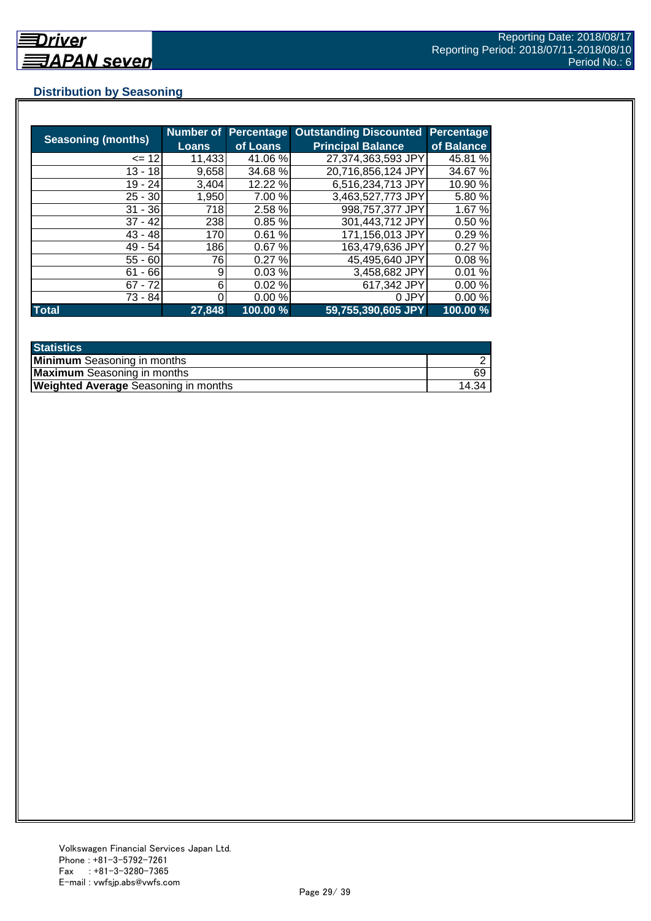## Distribution by Seasoning

| Seasoning (months) | Number of Loans | Percentage of Loans | Outstanding Discounted Principal Balance | Percentage of Balance |
|---|---|---|---|---|
| <= 12 | 11,433 | 41.06 % | 27,374,363,593 JPY | 45.81 % |
| 13 - 18 | 9,658 | 34.68 % | 20,716,856,124 JPY | 34.67 % |
| 19 - 24 | 3,404 | 12.22 % | 6,516,234,713 JPY | 10.90 % |
| 25 - 30 | 1,950 | 7.00 % | 3,463,527,773 JPY | 5.80 % |
| 31 - 36 | 718 | 2.58 % | 998,757,377 JPY | 1.67 % |
| 37 - 42 | 238 | 0.85 % | 301,443,712 JPY | 0.50 % |
| 43 - 48 | 170 | 0.61 % | 171,156,013 JPY | 0.29 % |
| 49 - 54 | 186 | 0.67 % | 163,479,636 JPY | 0.27 % |
| 55 - 60 | 76 | 0.27 % | 45,495,640 JPY | 0.08 % |
| 61 - 66 | 9 | 0.03 % | 3,458,682 JPY | 0.01 % |
| 67 - 72 | 6 | 0.02 % | 617,342 JPY | 0.00 % |
| 73 - 84 | 0 | 0.00 % | 0 JPY | 0.00 % |
| **Total** | **27,848** | **100.00 %** | **59,755,390,605 JPY** | **100.00 %** |

| Statistics | |
|---|---|
| **Minimum** Seasoning in months | 2 |
| **Maximum** Seasoning in months | 69 |
| **Weighted Average** Seasoning in months | 14.34 |

Volkswagen Financial Services Japan Ltd.
Phone : +81-3-5792-7261
Fax : +81-3-3280-7365
E-mail : vwfsjp.abs@vwfs.com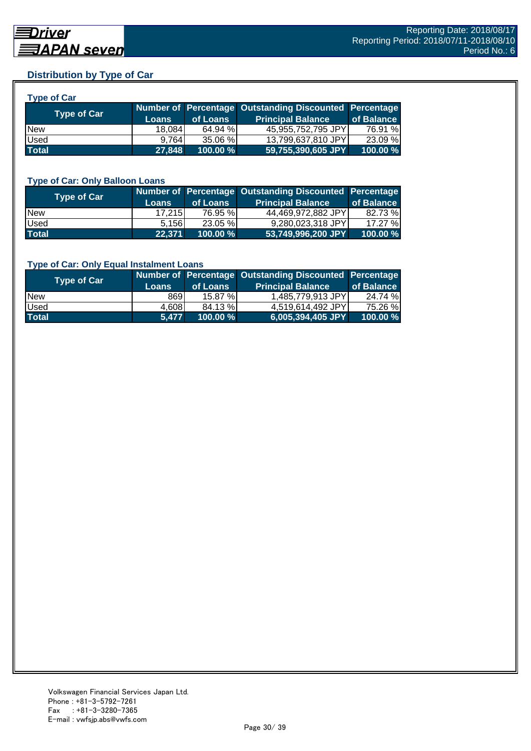## Distribution by Type of Car

### Type of Car

| Type of Car | Number of Loans | Percentage of Loans | Outstanding Discounted Principal Balance | Percentage of Balance |
|---|---|---|---|---|
| New | 18,084 | 64.94 % | 45,955,752,795 JPY | 76.91 % |
| Used | 9,764 | 35.06 % | 13,799,637,810 JPY | 23.09 % |
| **Total** | **27,848** | **100.00 %** | **59,755,390,605 JPY** | **100.00 %** |

### Type of Car: Only Balloon Loans

| Type of Car | Number of Loans | Percentage of Loans | Outstanding Discounted Principal Balance | Percentage of Balance |
|---|---|---|---|---|
| New | 17,215 | 76.95 % | 44,469,972,882 JPY | 82.73 % |
| Used | 5,156 | 23.05 % | 9,280,023,318 JPY | 17.27 % |
| **Total** | **22,371** | **100.00 %** | **53,749,996,200 JPY** | **100.00 %** |

### Type of Car: Only Equal Instalment Loans

| Type of Car | Number of Loans | Percentage of Loans | Outstanding Discounted Principal Balance | Percentage of Balance |
|---|---|---|---|---|
| New | 869 | 15.87 % | 1,485,779,913 JPY | 24.74 % |
| Used | 4,608 | 84.13 % | 4,519,614,492 JPY | 75.26 % |
| **Total** | **5,477** | **100.00 %** | **6,005,394,405 JPY** | **100.00 %** |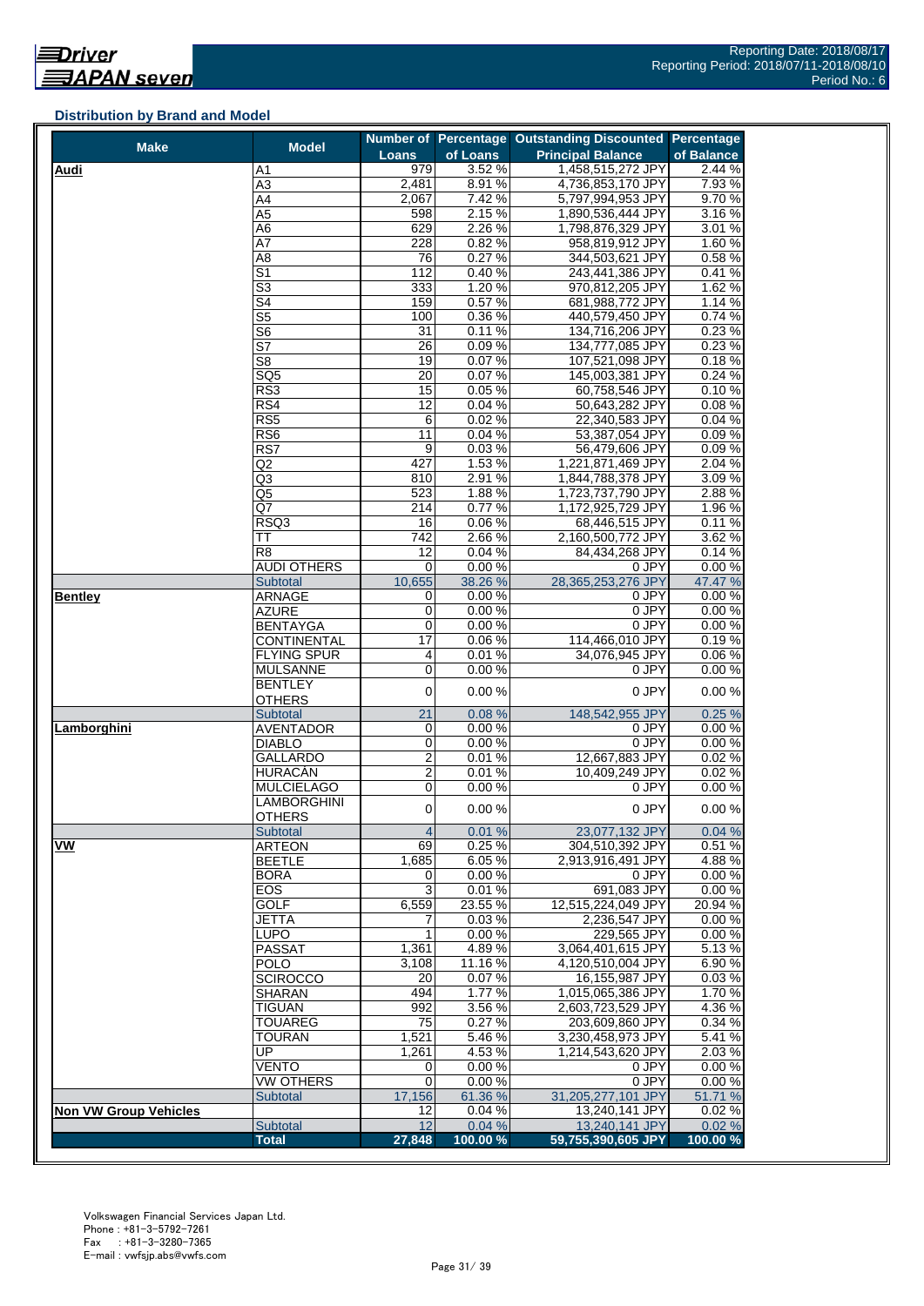Reporting Date: 2018/08/17
Reporting Period: 2018/07/11-2018/08/10
Period No.: 6

### Distribution by Brand and Model

| Make | Model | Number of Loans | Percentage of Loans | Outstanding Discounted Principal Balance | Percentage of Balance |
|---|---|---|---|---|---|
| **Audi** | A1 | 979 | 3.52 % | 1,458,515,272 JPY | 2.44 % |
| | A3 | 2,481 | 8.91 % | 4,736,853,170 JPY | 7.93 % |
| | A4 | 2,067 | 7.42 % | 5,797,994,953 JPY | 9.70 % |
| | A5 | 598 | 2.15 % | 1,890,536,444 JPY | 3.16 % |
| | A6 | 629 | 2.26 % | 1,798,876,329 JPY | 3.01 % |
| | A7 | 228 | 0.82 % | 958,819,912 JPY | 1.60 % |
| | A8 | 76 | 0.27 % | 344,503,621 JPY | 0.58 % |
| | S1 | 112 | 0.40 % | 243,441,386 JPY | 0.41 % |
| | S3 | 333 | 1.20 % | 970,812,205 JPY | 1.62 % |
| | S4 | 159 | 0.57 % | 681,988,772 JPY | 1.14 % |
| | S5 | 100 | 0.36 % | 440,579,450 JPY | 0.74 % |
| | S6 | 31 | 0.11 % | 134,716,206 JPY | 0.23 % |
| | S7 | 26 | 0.09 % | 134,777,085 JPY | 0.23 % |
| | S8 | 19 | 0.07 % | 107,521,098 JPY | 0.18 % |
| | SQ5 | 20 | 0.07 % | 145,003,381 JPY | 0.24 % |
| | RS3 | 15 | 0.05 % | 60,758,546 JPY | 0.10 % |
| | RS4 | 12 | 0.04 % | 50,643,282 JPY | 0.08 % |
| | RS5 | 6 | 0.02 % | 22,340,583 JPY | 0.04 % |
| | RS6 | 11 | 0.04 % | 53,387,054 JPY | 0.09 % |
| | RS7 | 9 | 0.03 % | 56,479,606 JPY | 0.09 % |
| | Q2 | 427 | 1.53 % | 1,221,871,469 JPY | 2.04 % |
| | Q3 | 810 | 2.91 % | 1,844,788,378 JPY | 3.09 % |
| | Q5 | 523 | 1.88 % | 1,723,737,790 JPY | 2.88 % |
| | Q7 | 214 | 0.77 % | 1,172,925,729 JPY | 1.96 % |
| | RSQ3 | 16 | 0.06 % | 68,446,515 JPY | 0.11 % |
| | TT | 742 | 2.66 % | 2,160,500,772 JPY | 3.62 % |
| | R8 | 12 | 0.04 % | 84,434,268 JPY | 0.14 % |
| | AUDI OTHERS | 0 | 0.00 % | 0 JPY | 0.00 % |
| | Subtotal | 10,655 | 38.26 % | 28,365,253,276 JPY | 47.47 % |
| **Bentley** | ARNAGE | 0 | 0.00 % | 0 JPY | 0.00 % |
| | AZURE | 0 | 0.00 % | 0 JPY | 0.00 % |
| | BENTAYGA | 0 | 0.00 % | 0 JPY | 0.00 % |
| | CONTINENTAL | 17 | 0.06 % | 114,466,010 JPY | 0.19 % |
| | FLYING SPUR | 4 | 0.01 % | 34,076,945 JPY | 0.06 % |
| | MULSANNE | 0 | 0.00 % | 0 JPY | 0.00 % |
| | BENTLEY OTHERS | 0 | 0.00 % | 0 JPY | 0.00 % |
| | Subtotal | 21 | 0.08 % | 148,542,955 JPY | 0.25 % |
| **Lamborghini** | AVENTADOR | 0 | 0.00 % | 0 JPY | 0.00 % |
| | DIABLO | 0 | 0.00 % | 0 JPY | 0.00 % |
| | GALLARDO | 2 | 0.01 % | 12,667,883 JPY | 0.02 % |
| | HURACAN | 2 | 0.01 % | 10,409,249 JPY | 0.02 % |
| | MULCIELAGO | 0 | 0.00 % | 0 JPY | 0.00 % |
| | LAMBORGHINI OTHERS | 0 | 0.00 % | 0 JPY | 0.00 % |
| | Subtotal | 4 | 0.01 % | 23,077,132 JPY | 0.04 % |
| **VW** | ARTEON | 69 | 0.25 % | 304,510,392 JPY | 0.51 % |
| | BEETLE | 1,685 | 6.05 % | 2,913,916,491 JPY | 4.88 % |
| | BORA | 0 | 0.00 % | 0 JPY | 0.00 % |
| | EOS | 3 | 0.01 % | 691,083 JPY | 0.00 % |
| | GOLF | 6,559 | 23.55 % | 12,515,224,049 JPY | 20.94 % |
| | JETTA | 7 | 0.03 % | 2,236,547 JPY | 0.00 % |
| | LUPO | 1 | 0.00 % | 229,565 JPY | 0.00 % |
| | PASSAT | 1,361 | 4.89 % | 3,064,401,615 JPY | 5.13 % |
| | POLO | 3,108 | 11.16 % | 4,120,510,004 JPY | 6.90 % |
| | SCIROCCO | 20 | 0.07 % | 16,155,987 JPY | 0.03 % |
| | SHARAN | 494 | 1.77 % | 1,015,065,386 JPY | 1.70 % |
| | TIGUAN | 992 | 3.56 % | 2,603,723,529 JPY | 4.36 % |
| | TOUAREG | 75 | 0.27 % | 203,609,860 JPY | 0.34 % |
| | TOURAN | 1,521 | 5.46 % | 3,230,458,973 JPY | 5.41 % |
| | UP | 1,261 | 4.53 % | 1,214,543,620 JPY | 2.03 % |
| | VENTO | 0 | 0.00 % | 0 JPY | 0.00 % |
| | VW OTHERS | 0 | 0.00 % | 0 JPY | 0.00 % |
| | Subtotal | 17,156 | 61.36 % | 31,205,277,101 JPY | 51.71 % |
| **Non VW Group Vehicles** | | 12 | 0.04 % | 13,240,141 JPY | 0.02 % |
| | Subtotal | 12 | 0.04 % | 13,240,141 JPY | 0.02 % |
| | **Total** | **27,848** | **100.00 %** | **59,755,390,605 JPY** | **100.00 %** |

Volkswagen Financial Services Japan Ltd.
Phone : +81-3-5792-7261
Fax : +81-3-3280-7365
E-mail : vwfsjp.abs@vwfs.com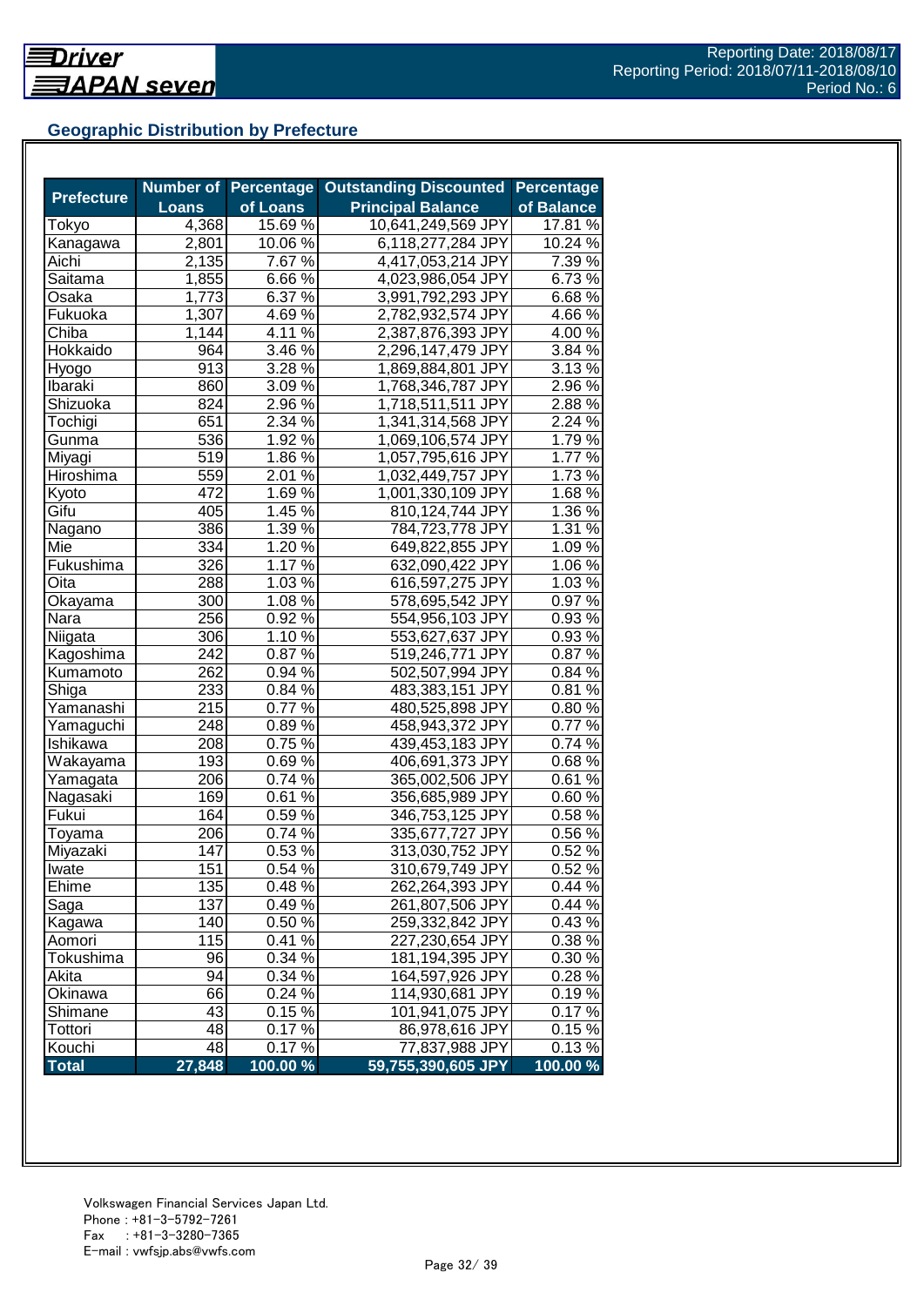## Geographic Distribution by Prefecture

| Prefecture | Number of Loans | Percentage of Loans | Outstanding Discounted Principal Balance | Percentage of Balance |
|---|---|---|---|---|
| Tokyo | 4,368 | 15.69 % | 10,641,249,569 JPY | 17.81 % |
| Kanagawa | 2,801 | 10.06 % | 6,118,277,284 JPY | 10.24 % |
| Aichi | 2,135 | 7.67 % | 4,417,053,214 JPY | 7.39 % |
| Saitama | 1,855 | 6.66 % | 4,023,986,054 JPY | 6.73 % |
| Osaka | 1,773 | 6.37 % | 3,991,792,293 JPY | 6.68 % |
| Fukuoka | 1,307 | 4.69 % | 2,782,932,574 JPY | 4.66 % |
| Chiba | 1,144 | 4.11 % | 2,387,876,393 JPY | 4.00 % |
| Hokkaido | 964 | 3.46 % | 2,296,147,479 JPY | 3.84 % |
| Hyogo | 913 | 3.28 % | 1,869,884,801 JPY | 3.13 % |
| Ibaraki | 860 | 3.09 % | 1,768,346,787 JPY | 2.96 % |
| Shizuoka | 824 | 2.96 % | 1,718,511,511 JPY | 2.88 % |
| Tochigi | 651 | 2.34 % | 1,341,314,568 JPY | 2.24 % |
| Gunma | 536 | 1.92 % | 1,069,106,574 JPY | 1.79 % |
| Miyagi | 519 | 1.86 % | 1,057,795,616 JPY | 1.77 % |
| Hiroshima | 559 | 2.01 % | 1,032,449,757 JPY | 1.73 % |
| Kyoto | 472 | 1.69 % | 1,001,330,109 JPY | 1.68 % |
| Gifu | 405 | 1.45 % | 810,124,744 JPY | 1.36 % |
| Nagano | 386 | 1.39 % | 784,723,778 JPY | 1.31 % |
| Mie | 334 | 1.20 % | 649,822,855 JPY | 1.09 % |
| Fukushima | 326 | 1.17 % | 632,090,422 JPY | 1.06 % |
| Oita | 288 | 1.03 % | 616,597,275 JPY | 1.03 % |
| Okayama | 300 | 1.08 % | 578,695,542 JPY | 0.97 % |
| Nara | 256 | 0.92 % | 554,956,103 JPY | 0.93 % |
| Niigata | 306 | 1.10 % | 553,627,637 JPY | 0.93 % |
| Kagoshima | 242 | 0.87 % | 519,246,771 JPY | 0.87 % |
| Kumamoto | 262 | 0.94 % | 502,507,994 JPY | 0.84 % |
| Shiga | 233 | 0.84 % | 483,383,151 JPY | 0.81 % |
| Yamanashi | 215 | 0.77 % | 480,525,898 JPY | 0.80 % |
| Yamaguchi | 248 | 0.89 % | 458,943,372 JPY | 0.77 % |
| Ishikawa | 208 | 0.75 % | 439,453,183 JPY | 0.74 % |
| Wakayama | 193 | 0.69 % | 406,691,373 JPY | 0.68 % |
| Yamagata | 206 | 0.74 % | 365,002,506 JPY | 0.61 % |
| Nagasaki | 169 | 0.61 % | 356,685,989 JPY | 0.60 % |
| Fukui | 164 | 0.59 % | 346,753,125 JPY | 0.58 % |
| Toyama | 206 | 0.74 % | 335,677,727 JPY | 0.56 % |
| Miyazaki | 147 | 0.53 % | 313,030,752 JPY | 0.52 % |
| Iwate | 151 | 0.54 % | 310,679,749 JPY | 0.52 % |
| Ehime | 135 | 0.48 % | 262,264,393 JPY | 0.44 % |
| Saga | 137 | 0.49 % | 261,807,506 JPY | 0.44 % |
| Kagawa | 140 | 0.50 % | 259,332,842 JPY | 0.43 % |
| Aomori | 115 | 0.41 % | 227,230,654 JPY | 0.38 % |
| Tokushima | 96 | 0.34 % | 181,194,395 JPY | 0.30 % |
| Akita | 94 | 0.34 % | 164,597,926 JPY | 0.28 % |
| Okinawa | 66 | 0.24 % | 114,930,681 JPY | 0.19 % |
| Shimane | 43 | 0.15 % | 101,941,075 JPY | 0.17 % |
| Tottori | 48 | 0.17 % | 86,978,616 JPY | 0.15 % |
| Kouchi | 48 | 0.17 % | 77,837,988 JPY | 0.13 % |
| **Total** | **27,848** | **100.00 %** | **59,755,390,605 JPY** | **100.00 %** |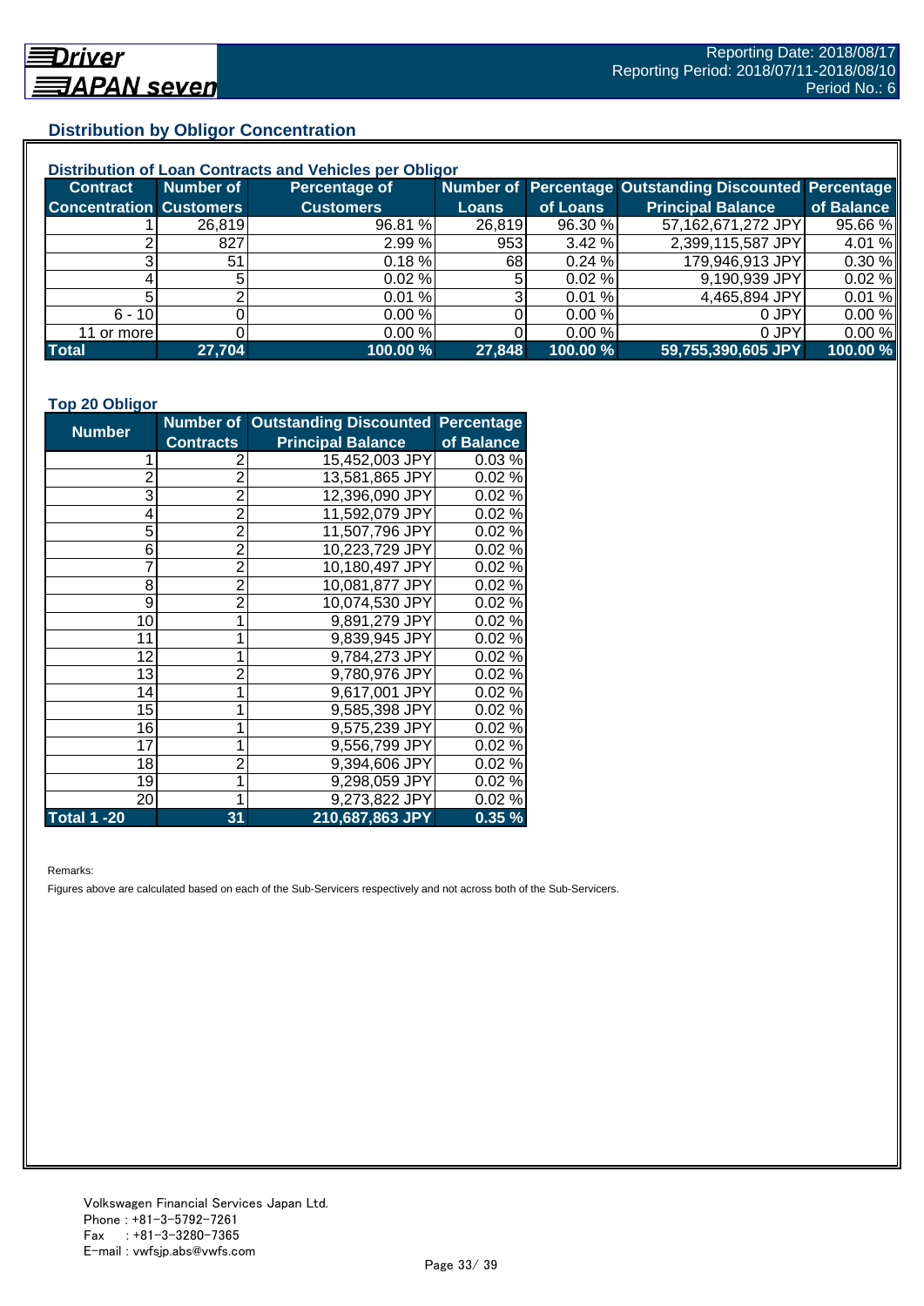Driver JAPAN seven

Reporting Date: 2018/08/17
Reporting Period: 2018/07/11-2018/08/10
Period No.: 6

## Distribution by Obligor Concentration

### Distribution of Loan Contracts and Vehicles per Obligor

| Contract Concentration | Number of Customers | Percentage of Customers | Number of Loans | Percentage of Loans | Outstanding Discounted Principal Balance | Percentage of Balance |
|---|---|---|---|---|---|---|
| 1 | 26,819 | 96.81 % | 26,819 | 96.30 % | 57,162,671,272 JPY | 95.66 % |
| 2 | 827 | 2.99 % | 953 | 3.42 % | 2,399,115,587 JPY | 4.01 % |
| 3 | 51 | 0.18 % | 68 | 0.24 % | 179,946,913 JPY | 0.30 % |
| 4 | 5 | 0.02 % | 5 | 0.02 % | 9,190,939 JPY | 0.02 % |
| 5 | 2 | 0.01 % | 3 | 0.01 % | 4,465,894 JPY | 0.01 % |
| 6 - 10 | 0 | 0.00 % | 0 | 0.00 % | 0 JPY | 0.00 % |
| 11 or more | 0 | 0.00 % | 0 | 0.00 % | 0 JPY | 0.00 % |
| **Total** | **27,704** | **100.00 %** | **27,848** | **100.00 %** | **59,755,390,605 JPY** | **100.00 %** |

### Top 20 Obligor

| Number | Number of Contracts | Outstanding Discounted Principal Balance | Percentage of Balance |
|---|---|---|---|
| 1 | 2 | 15,452,003 JPY | 0.03 % |
| 2 | 2 | 13,581,865 JPY | 0.02 % |
| 3 | 2 | 12,396,090 JPY | 0.02 % |
| 4 | 2 | 11,592,079 JPY | 0.02 % |
| 5 | 2 | 11,507,796 JPY | 0.02 % |
| 6 | 2 | 10,223,729 JPY | 0.02 % |
| 7 | 2 | 10,180,497 JPY | 0.02 % |
| 8 | 2 | 10,081,877 JPY | 0.02 % |
| 9 | 2 | 10,074,530 JPY | 0.02 % |
| 10 | 1 | 9,891,279 JPY | 0.02 % |
| 11 | 1 | 9,839,945 JPY | 0.02 % |
| 12 | 1 | 9,784,273 JPY | 0.02 % |
| 13 | 2 | 9,780,976 JPY | 0.02 % |
| 14 | 1 | 9,617,001 JPY | 0.02 % |
| 15 | 1 | 9,585,398 JPY | 0.02 % |
| 16 | 1 | 9,575,239 JPY | 0.02 % |
| 17 | 1 | 9,556,799 JPY | 0.02 % |
| 18 | 2 | 9,394,606 JPY | 0.02 % |
| 19 | 1 | 9,298,059 JPY | 0.02 % |
| 20 | 1 | 9,273,822 JPY | 0.02 % |
| **Total 1 -20** | **31** | **210,687,863 JPY** | **0.35 %** |

Remarks:

Figures above are calculated based on each of the Sub-Servicers respectively and not across both of the Sub-Servicers.

Volkswagen Financial Services Japan Ltd.
Phone : +81-3-5792-7261
Fax : +81-3-3280-7365
E-mail : vwfsjp.abs@vwfs.com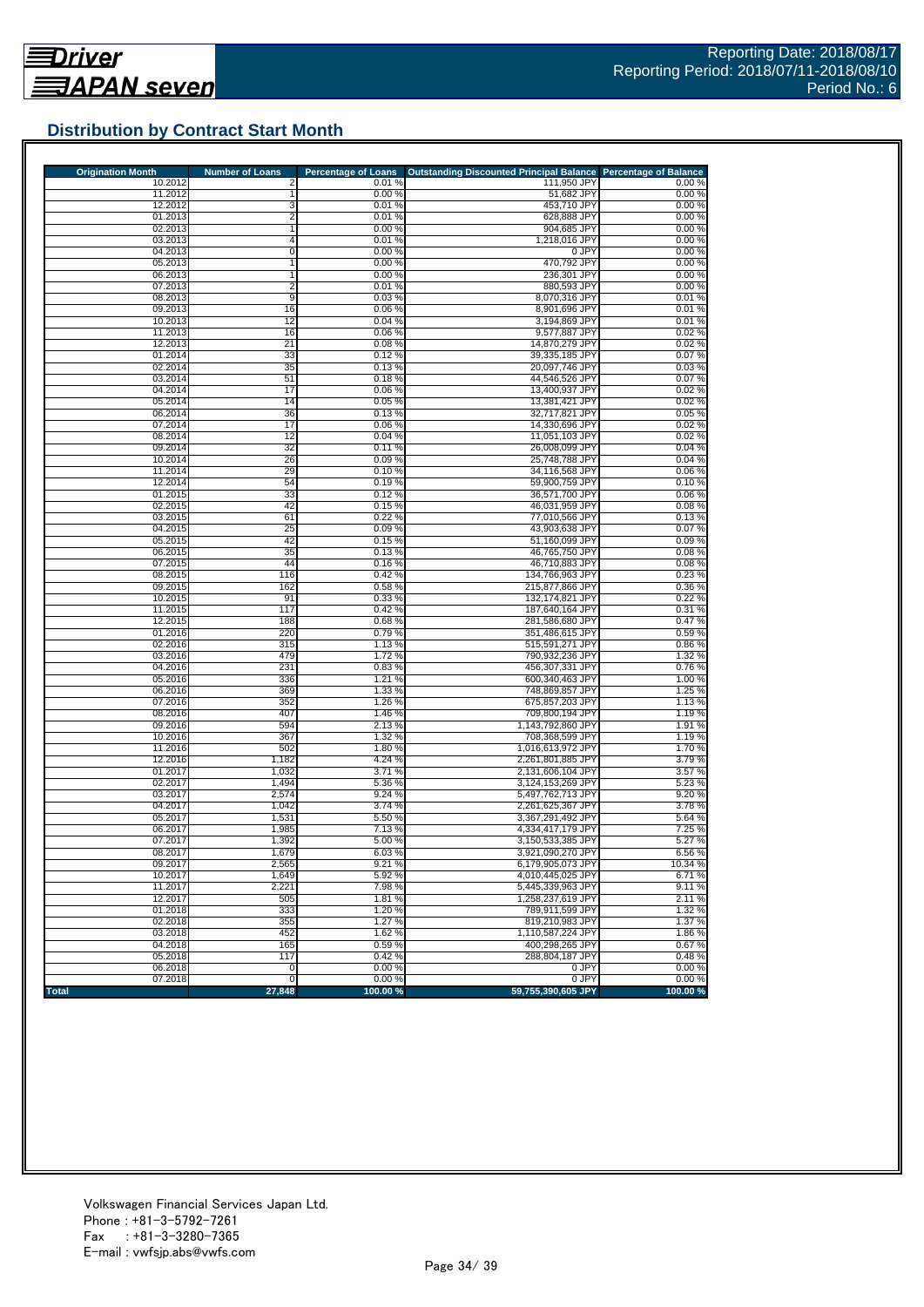## Distribution by Contract Start Month

| Origination Month | Number of Loans | Percentage of Loans | Outstanding Discounted Principal Balance | Percentage of Balance |
|---|---|---|---|---|
| 10.2012 | 2 | 0.01 % | 111,950 JPY | 0.00 % |
| 11.2012 | 1 | 0.00 % | 51,682 JPY | 0.00 % |
| 12.2012 | 3 | 0.01 % | 453,710 JPY | 0.00 % |
| 01.2013 | 2 | 0.01 % | 628,888 JPY | 0.00 % |
| 02.2013 | 1 | 0.00 % | 904,685 JPY | 0.00 % |
| 03.2013 | 4 | 0.01 % | 1,218,016 JPY | 0.00 % |
| 04.2013 | 0 | 0.00 % | 0 JPY | 0.00 % |
| 05.2013 | 1 | 0.00 % | 470,792 JPY | 0.00 % |
| 06.2013 | 1 | 0.00 % | 236,301 JPY | 0.00 % |
| 07.2013 | 2 | 0.01 % | 880,593 JPY | 0.00 % |
| 08.2013 | 9 | 0.03 % | 8,070,316 JPY | 0.01 % |
| 09.2013 | 16 | 0.06 % | 8,901,696 JPY | 0.01 % |
| 10.2013 | 12 | 0.04 % | 3,194,869 JPY | 0.01 % |
| 11.2013 | 16 | 0.06 % | 9,577,887 JPY | 0.02 % |
| 12.2013 | 21 | 0.08 % | 14,870,279 JPY | 0.02 % |
| 01.2014 | 33 | 0.12 % | 39,335,185 JPY | 0.07 % |
| 02.2014 | 35 | 0.13 % | 20,097,746 JPY | 0.03 % |
| 03.2014 | 51 | 0.18 % | 44,546,526 JPY | 0.07 % |
| 04.2014 | 17 | 0.06 % | 13,400,937 JPY | 0.02 % |
| 05.2014 | 14 | 0.05 % | 13,381,421 JPY | 0.02 % |
| 06.2014 | 36 | 0.13 % | 32,717,821 JPY | 0.05 % |
| 07.2014 | 17 | 0.06 % | 14,330,696 JPY | 0.02 % |
| 08.2014 | 12 | 0.04 % | 11,051,103 JPY | 0.02 % |
| 09.2014 | 32 | 0.11 % | 26,008,099 JPY | 0.04 % |
| 10.2014 | 26 | 0.09 % | 25,748,788 JPY | 0.04 % |
| 11.2014 | 29 | 0.10 % | 34,116,568 JPY | 0.06 % |
| 12.2014 | 54 | 0.19 % | 59,900,759 JPY | 0.10 % |
| 01.2015 | 33 | 0.12 % | 36,571,700 JPY | 0.06 % |
| 02.2015 | 42 | 0.15 % | 46,031,959 JPY | 0.08 % |
| 03.2015 | 61 | 0.22 % | 77,010,566 JPY | 0.13 % |
| 04.2015 | 25 | 0.09 % | 43,903,638 JPY | 0.07 % |
| 05.2015 | 42 | 0.15 % | 51,160,099 JPY | 0.09 % |
| 06.2015 | 35 | 0.13 % | 46,765,750 JPY | 0.08 % |
| 07.2015 | 44 | 0.16 % | 46,710,883 JPY | 0.08 % |
| 08.2015 | 116 | 0.42 % | 134,766,963 JPY | 0.23 % |
| 09.2015 | 162 | 0.58 % | 215,877,866 JPY | 0.36 % |
| 10.2015 | 91 | 0.33 % | 132,174,821 JPY | 0.22 % |
| 11.2015 | 117 | 0.42 % | 187,640,164 JPY | 0.31 % |
| 12.2015 | 188 | 0.68 % | 281,586,680 JPY | 0.47 % |
| 01.2016 | 220 | 0.79 % | 351,486,615 JPY | 0.59 % |
| 02.2016 | 315 | 1.13 % | 515,591,271 JPY | 0.86 % |
| 03.2016 | 479 | 1.72 % | 790,932,236 JPY | 1.32 % |
| 04.2016 | 231 | 0.83 % | 456,307,331 JPY | 0.76 % |
| 05.2016 | 336 | 1.21 % | 600,340,463 JPY | 1.00 % |
| 06.2016 | 369 | 1.33 % | 748,869,857 JPY | 1.25 % |
| 07.2016 | 352 | 1.26 % | 675,857,203 JPY | 1.13 % |
| 08.2016 | 407 | 1.46 % | 709,800,194 JPY | 1.19 % |
| 09.2016 | 594 | 2.13 % | 1,143,792,860 JPY | 1.91 % |
| 10.2016 | 367 | 1.32 % | 708,368,599 JPY | 1.19 % |
| 11.2016 | 502 | 1.80 % | 1,016,613,972 JPY | 1.70 % |
| 12.2016 | 1,182 | 4.24 % | 2,261,801,885 JPY | 3.79 % |
| 01.2017 | 1,032 | 3.71 % | 2,131,606,104 JPY | 3.57 % |
| 02.2017 | 1,494 | 5.36 % | 3,124,153,269 JPY | 5.23 % |
| 03.2017 | 2,574 | 9.24 % | 5,497,762,713 JPY | 9.20 % |
| 04.2017 | 1,042 | 3.74 % | 2,261,625,367 JPY | 3.78 % |
| 05.2017 | 1,531 | 5.50 % | 3,367,291,492 JPY | 5.64 % |
| 06.2017 | 1,985 | 7.13 % | 4,334,417,179 JPY | 7.25 % |
| 07.2017 | 1,392 | 5.00 % | 3,150,533,385 JPY | 5.27 % |
| 08.2017 | 1,679 | 6.03 % | 3,921,090,270 JPY | 6.56 % |
| 09.2017 | 2,565 | 9.21 % | 6,179,905,073 JPY | 10.34 % |
| 10.2017 | 1,649 | 5.92 % | 4,010,445,025 JPY | 6.71 % |
| 11.2017 | 2,221 | 7.98 % | 5,445,339,963 JPY | 9.11 % |
| 12.2017 | 505 | 1.81 % | 1,258,237,619 JPY | 2.11 % |
| 01.2018 | 333 | 1.20 % | 789,911,599 JPY | 1.32 % |
| 02.2018 | 355 | 1.27 % | 819,210,983 JPY | 1.37 % |
| 03.2018 | 452 | 1.62 % | 1,110,587,224 JPY | 1.86 % |
| 04.2018 | 165 | 0.59 % | 400,298,265 JPY | 0.67 % |
| 05.2018 | 117 | 0.42 % | 288,804,187 JPY | 0.48 % |
| 06.2018 | 0 | 0.00 % | 0 JPY | 0.00 % |
| 07.2018 | 0 | 0.00 % | 0 JPY | 0.00 % |
| **Total** | **27,848** | **100.00 %** | **59,755,390,605 JPY** | **100.00 %** |

Volkswagen Financial Services Japan Ltd.
Phone : +81-3-5792-7261
Fax : +81-3-3280-7365
E-mail : vwfsjp.abs@vwfs.com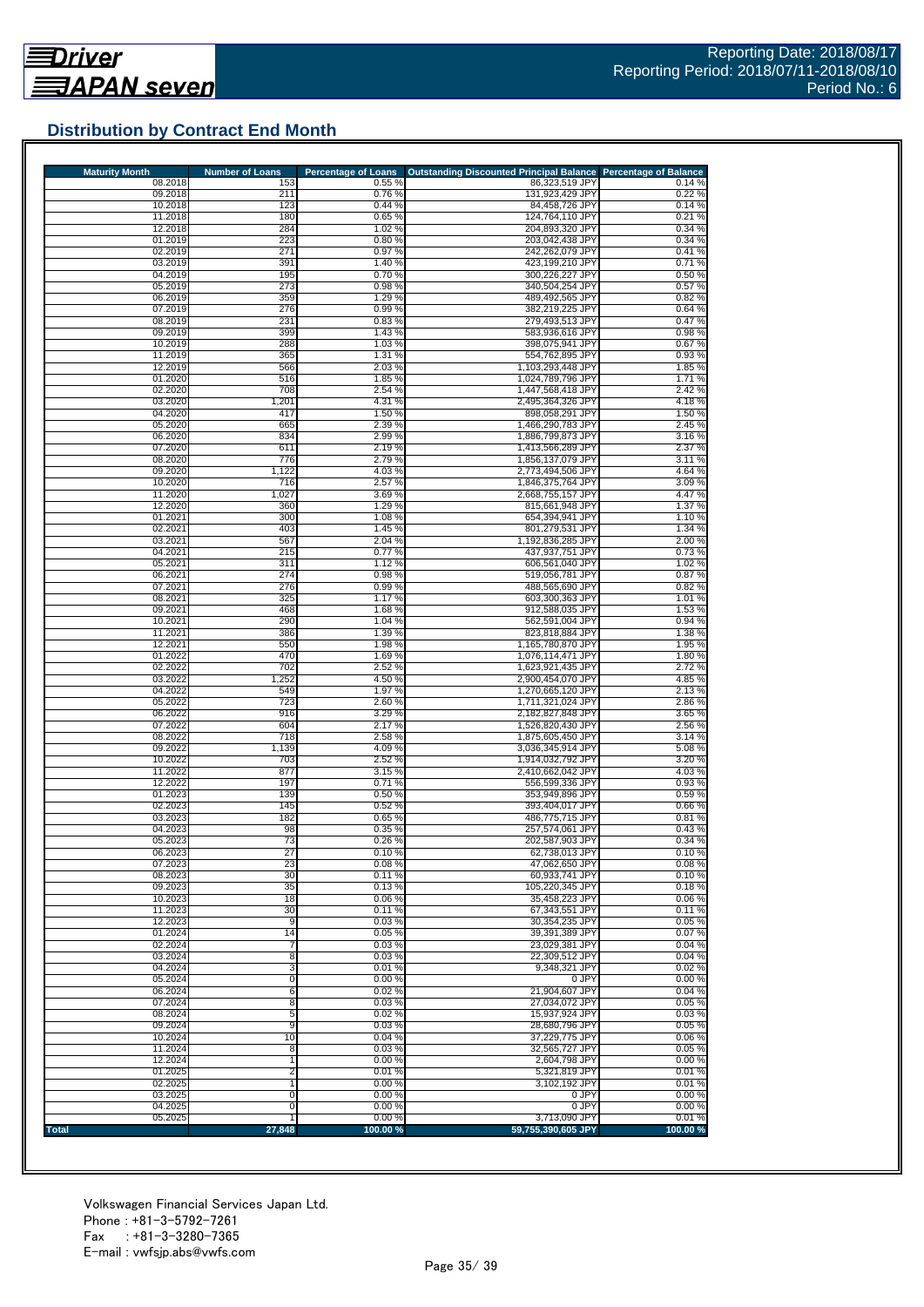## Distribution by Contract End Month

| Maturity Month | Number of Loans | Percentage of Loans | Outstanding Discounted Principal Balance | Percentage of Balance |
|---|---|---|---|---|
| 08.2018 | 153 | 0.55 % | 86,323,519 JPY | 0.14 % |
| 09.2018 | 211 | 0.76 % | 131,923,429 JPY | 0.22 % |
| 10.2018 | 123 | 0.44 % | 84,458,726 JPY | 0.14 % |
| 11.2018 | 180 | 0.65 % | 124,764,110 JPY | 0.21 % |
| 12.2018 | 284 | 1.02 % | 204,893,320 JPY | 0.34 % |
| 01.2019 | 223 | 0.80 % | 203,042,438 JPY | 0.34 % |
| 02.2019 | 271 | 0.97 % | 242,262,079 JPY | 0.41 % |
| 03.2019 | 391 | 1.40 % | 423,199,210 JPY | 0.71 % |
| 04.2019 | 195 | 0.70 % | 300,226,227 JPY | 0.50 % |
| 05.2019 | 273 | 0.98 % | 340,504,254 JPY | 0.57 % |
| 06.2019 | 359 | 1.29 % | 489,492,565 JPY | 0.82 % |
| 07.2019 | 276 | 0.99 % | 382,219,225 JPY | 0.64 % |
| 08.2019 | 231 | 0.83 % | 279,493,513 JPY | 0.47 % |
| 09.2019 | 399 | 1.43 % | 583,936,616 JPY | 0.98 % |
| 10.2019 | 288 | 1.03 % | 398,075,941 JPY | 0.67 % |
| 11.2019 | 365 | 1.31 % | 554,762,895 JPY | 0.93 % |
| 12.2019 | 566 | 2.03 % | 1,103,293,448 JPY | 1.85 % |
| 01.2020 | 516 | 1.85 % | 1,024,789,796 JPY | 1.71 % |
| 02.2020 | 708 | 2.54 % | 1,447,568,418 JPY | 2.42 % |
| 03.2020 | 1,201 | 4.31 % | 2,495,364,326 JPY | 4.18 % |
| 04.2020 | 417 | 1.50 % | 898,058,291 JPY | 1.50 % |
| 05.2020 | 665 | 2.39 % | 1,466,290,783 JPY | 2.45 % |
| 06.2020 | 834 | 2.99 % | 1,886,799,873 JPY | 3.16 % |
| 07.2020 | 611 | 2.19 % | 1,413,566,289 JPY | 2.37 % |
| 08.2020 | 776 | 2.79 % | 1,856,137,079 JPY | 3.11 % |
| 09.2020 | 1,122 | 4.03 % | 2,773,494,506 JPY | 4.64 % |
| 10.2020 | 716 | 2.57 % | 1,846,375,764 JPY | 3.09 % |
| 11.2020 | 1,027 | 3.69 % | 2,668,755,157 JPY | 4.47 % |
| 12.2020 | 360 | 1.29 % | 815,661,948 JPY | 1.37 % |
| 01.2021 | 300 | 1.08 % | 654,394,941 JPY | 1.10 % |
| 02.2021 | 403 | 1.45 % | 801,279,531 JPY | 1.34 % |
| 03.2021 | 567 | 2.04 % | 1,192,836,285 JPY | 2.00 % |
| 04.2021 | 215 | 0.77 % | 437,937,751 JPY | 0.73 % |
| 05.2021 | 311 | 1.12 % | 606,561,040 JPY | 1.02 % |
| 06.2021 | 274 | 0.98 % | 519,056,781 JPY | 0.87 % |
| 07.2021 | 276 | 0.99 % | 488,565,690 JPY | 0.82 % |
| 08.2021 | 325 | 1.17 % | 603,300,363 JPY | 1.01 % |
| 09.2021 | 468 | 1.68 % | 912,588,035 JPY | 1.53 % |
| 10.2021 | 290 | 1.04 % | 562,591,004 JPY | 0.94 % |
| 11.2021 | 386 | 1.39 % | 823,818,884 JPY | 1.38 % |
| 12.2021 | 550 | 1.98 % | 1,165,780,870 JPY | 1.95 % |
| 01.2022 | 470 | 1.69 % | 1,076,114,471 JPY | 1.80 % |
| 02.2022 | 702 | 2.52 % | 1,623,921,435 JPY | 2.72 % |
| 03.2022 | 1,252 | 4.50 % | 2,900,454,070 JPY | 4.85 % |
| 04.2022 | 549 | 1.97 % | 1,270,665,120 JPY | 2.13 % |
| 05.2022 | 723 | 2.60 % | 1,711,321,024 JPY | 2.86 % |
| 06.2022 | 916 | 3.29 % | 2,182,827,848 JPY | 3.65 % |
| 07.2022 | 604 | 2.17 % | 1,526,820,430 JPY | 2.56 % |
| 08.2022 | 718 | 2.58 % | 1,875,605,450 JPY | 3.14 % |
| 09.2022 | 1,139 | 4.09 % | 3,036,345,914 JPY | 5.08 % |
| 10.2022 | 703 | 2.52 % | 1,914,032,792 JPY | 3.20 % |
| 11.2022 | 877 | 3.15 % | 2,410,662,042 JPY | 4.03 % |
| 12.2022 | 197 | 0.71 % | 556,599,336 JPY | 0.93 % |
| 01.2023 | 139 | 0.50 % | 353,949,896 JPY | 0.59 % |
| 02.2023 | 145 | 0.52 % | 393,404,017 JPY | 0.66 % |
| 03.2023 | 182 | 0.65 % | 486,775,715 JPY | 0.81 % |
| 04.2023 | 98 | 0.35 % | 257,574,061 JPY | 0.43 % |
| 05.2023 | 73 | 0.26 % | 202,587,903 JPY | 0.34 % |
| 06.2023 | 27 | 0.10 % | 62,738,013 JPY | 0.10 % |
| 07.2023 | 23 | 0.08 % | 47,062,650 JPY | 0.08 % |
| 08.2023 | 30 | 0.11 % | 60,933,741 JPY | 0.10 % |
| 09.2023 | 35 | 0.13 % | 105,220,345 JPY | 0.18 % |
| 10.2023 | 18 | 0.06 % | 35,458,223 JPY | 0.06 % |
| 11.2023 | 30 | 0.11 % | 67,343,551 JPY | 0.11 % |
| 12.2023 | 9 | 0.03 % | 30,354,235 JPY | 0.05 % |
| 01.2024 | 14 | 0.05 % | 39,391,389 JPY | 0.07 % |
| 02.2024 | 7 | 0.03 % | 23,029,381 JPY | 0.04 % |
| 03.2024 | 8 | 0.03 % | 22,309,512 JPY | 0.04 % |
| 04.2024 | 3 | 0.01 % | 9,348,321 JPY | 0.02 % |
| 05.2024 | 0 | 0.00 % | 0 JPY | 0.00 % |
| 06.2024 | 6 | 0.02 % | 21,904,607 JPY | 0.04 % |
| 07.2024 | 8 | 0.03 % | 27,034,072 JPY | 0.05 % |
| 08.2024 | 5 | 0.02 % | 15,937,924 JPY | 0.03 % |
| 09.2024 | 9 | 0.03 % | 28,680,796 JPY | 0.05 % |
| 10.2024 | 10 | 0.04 % | 37,229,775 JPY | 0.06 % |
| 11.2024 | 8 | 0.03 % | 32,565,727 JPY | 0.05 % |
| 12.2024 | 1 | 0.00 % | 2,604,798 JPY | 0.00 % |
| 01.2025 | 2 | 0.01 % | 5,321,819 JPY | 0.01 % |
| 02.2025 | 1 | 0.00 % | 3,102,192 JPY | 0.01 % |
| 03.2025 | 0 | 0.00 % | 0 JPY | 0.00 % |
| 04.2025 | 0 | 0.00 % | 0 JPY | 0.00 % |
| 05.2025 | 1 | 0.00 % | 3,713,090 JPY | 0.01 % |
| **Total** | **27,848** | **100.00 %** | **59,755,390,605 JPY** | **100.00 %** |

Volkswagen Financial Services Japan Ltd.
Phone : +81-3-5792-7261
Fax : +81-3-3280-7365
E-mail : vwfsjp.abs@vwfs.com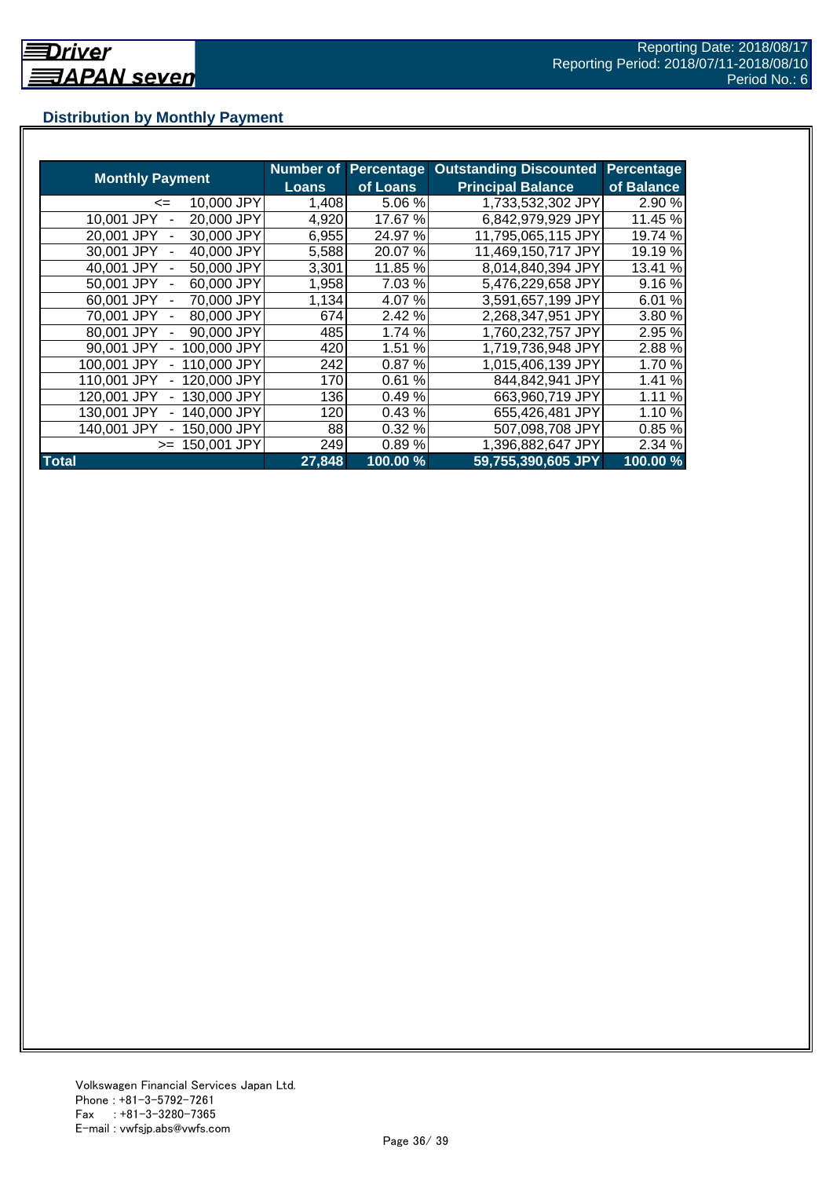## Distribution by Monthly Payment

| Monthly Payment | Number of Loans | Percentage of Loans | Outstanding Discounted Principal Balance | Percentage of Balance |
|---|---|---|---|---|
| <= 10,000 JPY | 1,408 | 5.06 % | 1,733,532,302 JPY | 2.90 % |
| 10,001 JPY - 20,000 JPY | 4,920 | 17.67 % | 6,842,979,929 JPY | 11.45 % |
| 20,001 JPY - 30,000 JPY | 6,955 | 24.97 % | 11,795,065,115 JPY | 19.74 % |
| 30,001 JPY - 40,000 JPY | 5,588 | 20.07 % | 11,469,150,717 JPY | 19.19 % |
| 40,001 JPY - 50,000 JPY | 3,301 | 11.85 % | 8,014,840,394 JPY | 13.41 % |
| 50,001 JPY - 60,000 JPY | 1,958 | 7.03 % | 5,476,229,658 JPY | 9.16 % |
| 60,001 JPY - 70,000 JPY | 1,134 | 4.07 % | 3,591,657,199 JPY | 6.01 % |
| 70,001 JPY - 80,000 JPY | 674 | 2.42 % | 2,268,347,951 JPY | 3.80 % |
| 80,001 JPY - 90,000 JPY | 485 | 1.74 % | 1,760,232,757 JPY | 2.95 % |
| 90,001 JPY - 100,000 JPY | 420 | 1.51 % | 1,719,736,948 JPY | 2.88 % |
| 100,001 JPY - 110,000 JPY | 242 | 0.87 % | 1,015,406,139 JPY | 1.70 % |
| 110,001 JPY - 120,000 JPY | 170 | 0.61 % | 844,842,941 JPY | 1.41 % |
| 120,001 JPY - 130,000 JPY | 136 | 0.49 % | 663,960,719 JPY | 1.11 % |
| 130,001 JPY - 140,000 JPY | 120 | 0.43 % | 655,426,481 JPY | 1.10 % |
| 140,001 JPY - 150,000 JPY | 88 | 0.32 % | 507,098,708 JPY | 0.85 % |
| >= 150,001 JPY | 249 | 0.89 % | 1,396,882,647 JPY | 2.34 % |
| **Total** | **27,848** | **100.00 %** | **59,755,390,605 JPY** | **100.00 %** |

Volkswagen Financial Services Japan Ltd.
Phone : +81-3-5792-7261
Fax : +81-3-3280-7365
E-mail : vwfsjp.abs@vwfs.com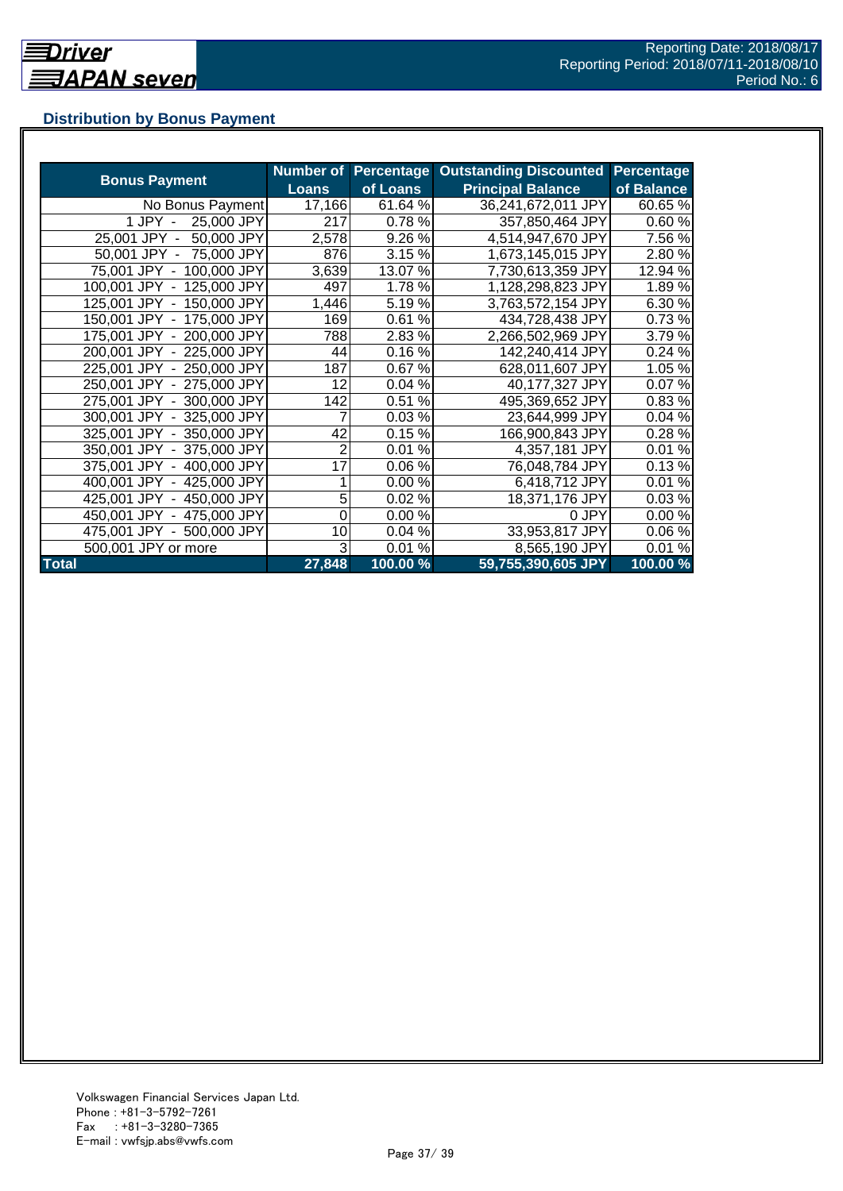## Distribution by Bonus Payment

| Bonus Payment | Number of Loans | Percentage of Loans | Outstanding Discounted Principal Balance | Percentage of Balance |
|---|---|---|---|---|
| No Bonus Payment | 17,166 | 61.64 % | 36,241,672,011 JPY | 60.65 % |
| 1 JPY - 25,000 JPY | 217 | 0.78 % | 357,850,464 JPY | 0.60 % |
| 25,001 JPY - 50,000 JPY | 2,578 | 9.26 % | 4,514,947,670 JPY | 7.56 % |
| 50,001 JPY - 75,000 JPY | 876 | 3.15 % | 1,673,145,015 JPY | 2.80 % |
| 75,001 JPY - 100,000 JPY | 3,639 | 13.07 % | 7,730,613,359 JPY | 12.94 % |
| 100,001 JPY - 125,000 JPY | 497 | 1.78 % | 1,128,298,823 JPY | 1.89 % |
| 125,001 JPY - 150,000 JPY | 1,446 | 5.19 % | 3,763,572,154 JPY | 6.30 % |
| 150,001 JPY - 175,000 JPY | 169 | 0.61 % | 434,728,438 JPY | 0.73 % |
| 175,001 JPY - 200,000 JPY | 788 | 2.83 % | 2,266,502,969 JPY | 3.79 % |
| 200,001 JPY - 225,000 JPY | 44 | 0.16 % | 142,240,414 JPY | 0.24 % |
| 225,001 JPY - 250,000 JPY | 187 | 0.67 % | 628,011,607 JPY | 1.05 % |
| 250,001 JPY - 275,000 JPY | 12 | 0.04 % | 40,177,327 JPY | 0.07 % |
| 275,001 JPY - 300,000 JPY | 142 | 0.51 % | 495,369,652 JPY | 0.83 % |
| 300,001 JPY - 325,000 JPY | 7 | 0.03 % | 23,644,999 JPY | 0.04 % |
| 325,001 JPY - 350,000 JPY | 42 | 0.15 % | 166,900,843 JPY | 0.28 % |
| 350,001 JPY - 375,000 JPY | 2 | 0.01 % | 4,357,181 JPY | 0.01 % |
| 375,001 JPY - 400,000 JPY | 17 | 0.06 % | 76,048,784 JPY | 0.13 % |
| 400,001 JPY - 425,000 JPY | 1 | 0.00 % | 6,418,712 JPY | 0.01 % |
| 425,001 JPY - 450,000 JPY | 5 | 0.02 % | 18,371,176 JPY | 0.03 % |
| 450,001 JPY - 475,000 JPY | 0 | 0.00 % | 0 JPY | 0.00 % |
| 475,001 JPY - 500,000 JPY | 10 | 0.04 % | 33,953,817 JPY | 0.06 % |
| 500,001 JPY or more | 3 | 0.01 % | 8,565,190 JPY | 0.01 % |
| **Total** | **27,848** | **100.00 %** | **59,755,390,605 JPY** | **100.00 %** |

Volkswagen Financial Services Japan Ltd.
Phone : +81-3-5792-7261
Fax : +81-3-3280-7365
E-mail : vwfsjp.abs@vwfs.com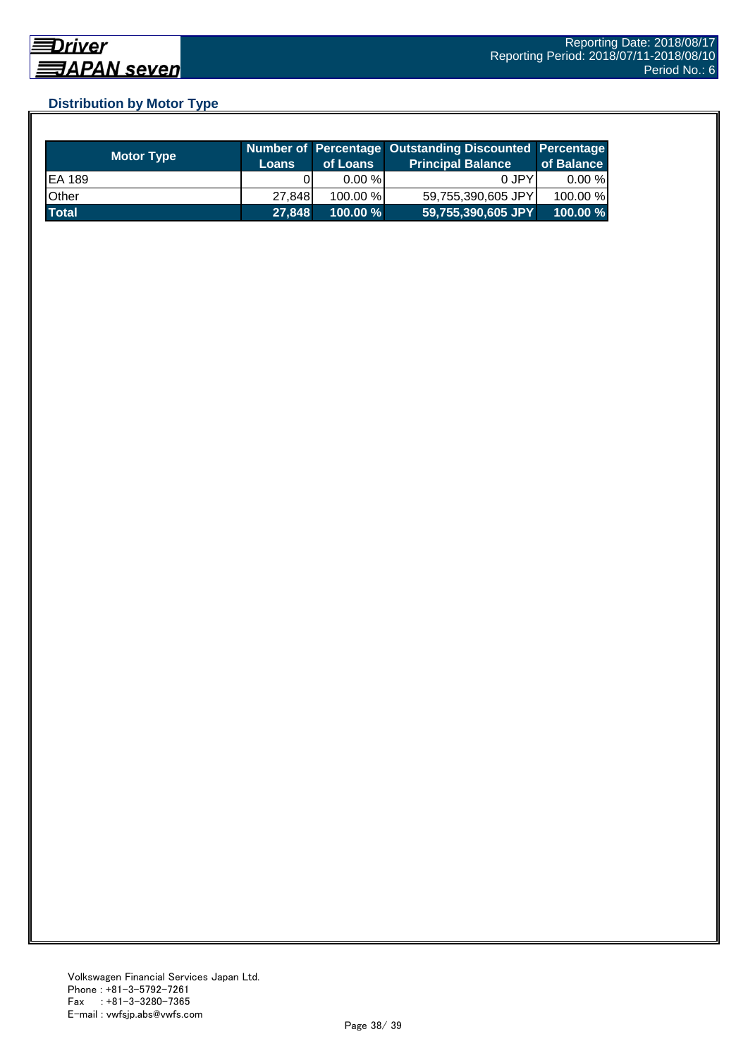## Distribution by Motor Type

| Motor Type | Number of Loans | Percentage of Loans | Outstanding Discounted Principal Balance | Percentage of Balance |
|---|---|---|---|---|
| EA 189 | 0 | 0.00 % | 0 JPY | 0.00 % |
| Other | 27,848 | 100.00 % | 59,755,390,605 JPY | 100.00 % |
| **Total** | **27,848** | **100.00 %** | **59,755,390,605 JPY** | **100.00 %** |

Volkswagen Financial Services Japan Ltd.
Phone : +81-3-5792-7261
Fax : +81-3-3280-7365
E-mail : vwfsjp.abs@vwfs.com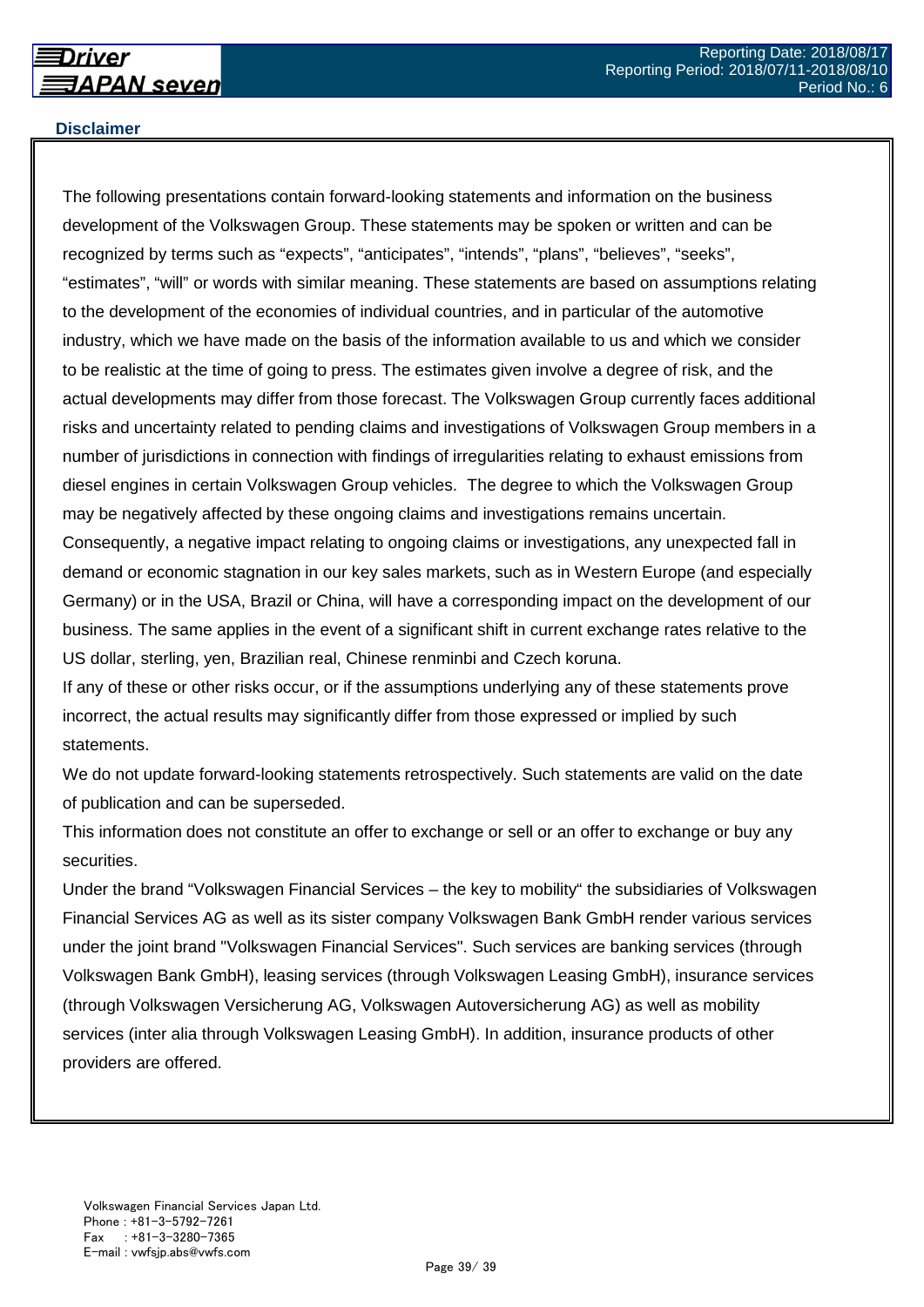## Disclaimer

The following presentations contain forward-looking statements and information on the business development of the Volkswagen Group. These statements may be spoken or written and can be recognized by terms such as "expects", "anticipates", "intends", "plans", "believes", "seeks", "estimates", "will" or words with similar meaning. These statements are based on assumptions relating to the development of the economies of individual countries, and in particular of the automotive industry, which we have made on the basis of the information available to us and which we consider to be realistic at the time of going to press. The estimates given involve a degree of risk, and the actual developments may differ from those forecast. The Volkswagen Group currently faces additional risks and uncertainty related to pending claims and investigations of Volkswagen Group members in a number of jurisdictions in connection with findings of irregularities relating to exhaust emissions from diesel engines in certain Volkswagen Group vehicles. The degree to which the Volkswagen Group may be negatively affected by these ongoing claims and investigations remains uncertain.

Consequently, a negative impact relating to ongoing claims or investigations, any unexpected fall in demand or economic stagnation in our key sales markets, such as in Western Europe (and especially Germany) or in the USA, Brazil or China, will have a corresponding impact on the development of our business. The same applies in the event of a significant shift in current exchange rates relative to the US dollar, sterling, yen, Brazilian real, Chinese renminbi and Czech koruna.

If any of these or other risks occur, or if the assumptions underlying any of these statements prove incorrect, the actual results may significantly differ from those expressed or implied by such statements.

We do not update forward-looking statements retrospectively. Such statements are valid on the date of publication and can be superseded.

This information does not constitute an offer to exchange or sell or an offer to exchange or buy any securities.

Under the brand "Volkswagen Financial Services – the key to mobility" the subsidiaries of Volkswagen Financial Services AG as well as its sister company Volkswagen Bank GmbH render various services under the joint brand "Volkswagen Financial Services". Such services are banking services (through Volkswagen Bank GmbH), leasing services (through Volkswagen Leasing GmbH), insurance services (through Volkswagen Versicherung AG, Volkswagen Autoversicherung AG) as well as mobility services (inter alia through Volkswagen Leasing GmbH). In addition, insurance products of other providers are offered.

Volkswagen Financial Services Japan Ltd.
Phone : +81-3-5792-7261
Fax : +81-3-3280-7365
E-mail : vwfsjp.abs@vwfs.com